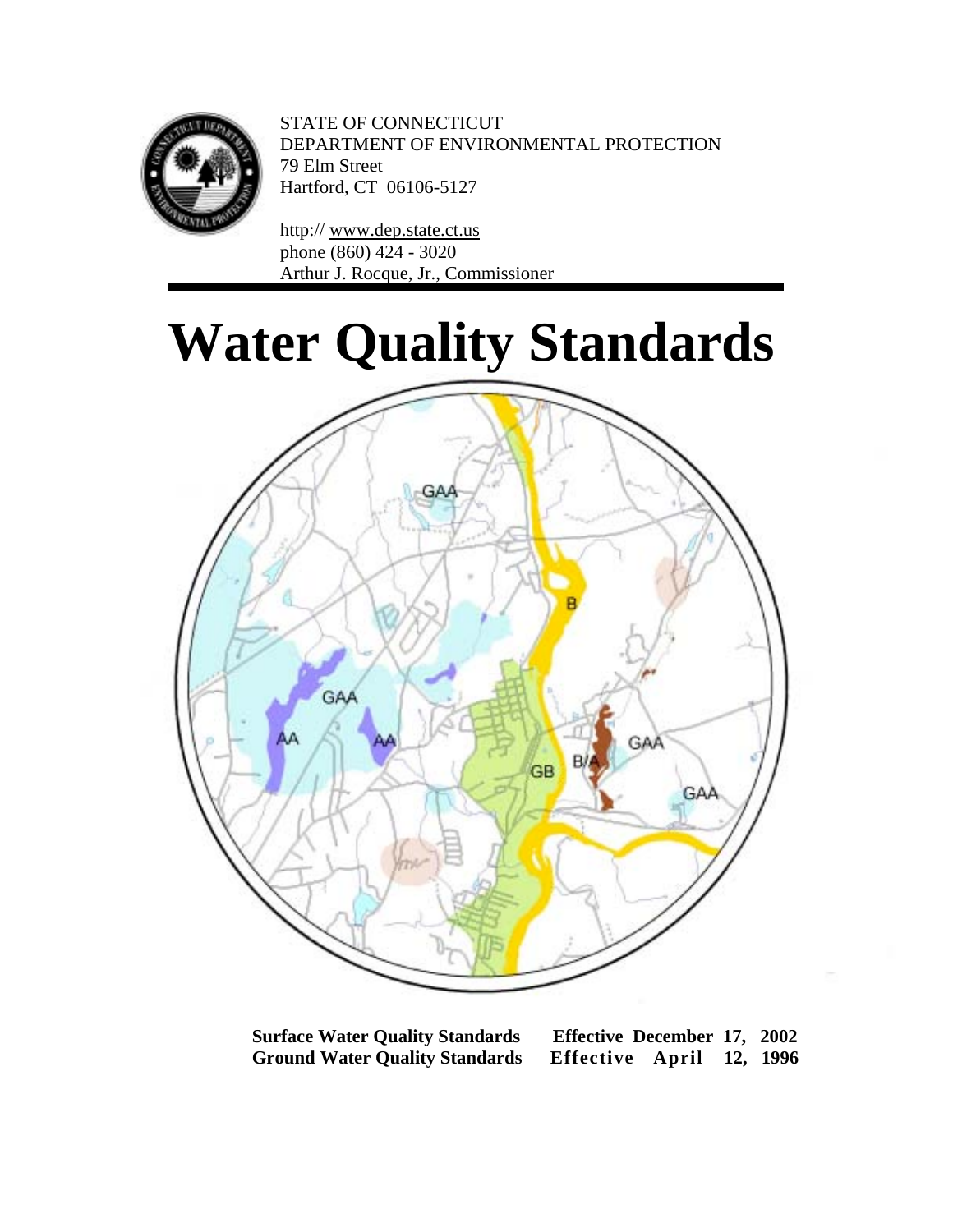STATE OF CONNECTICUT
DEPARTMENT OF ENVIRONMENTAL PROTECTION
79 Elm Street
Hartford, CT 06106-5127

http:// www.dep.state.ct.us
phone (860) 424 - 3020
Arthur J. Rocque, Jr., Commissioner

# Water Quality Standards

| | |
|---|---|
| **Surface Water Quality Standards** | **Effective December 17, 2002** |
| **Ground Water Quality Standards** | **Effective April 12, 1996** |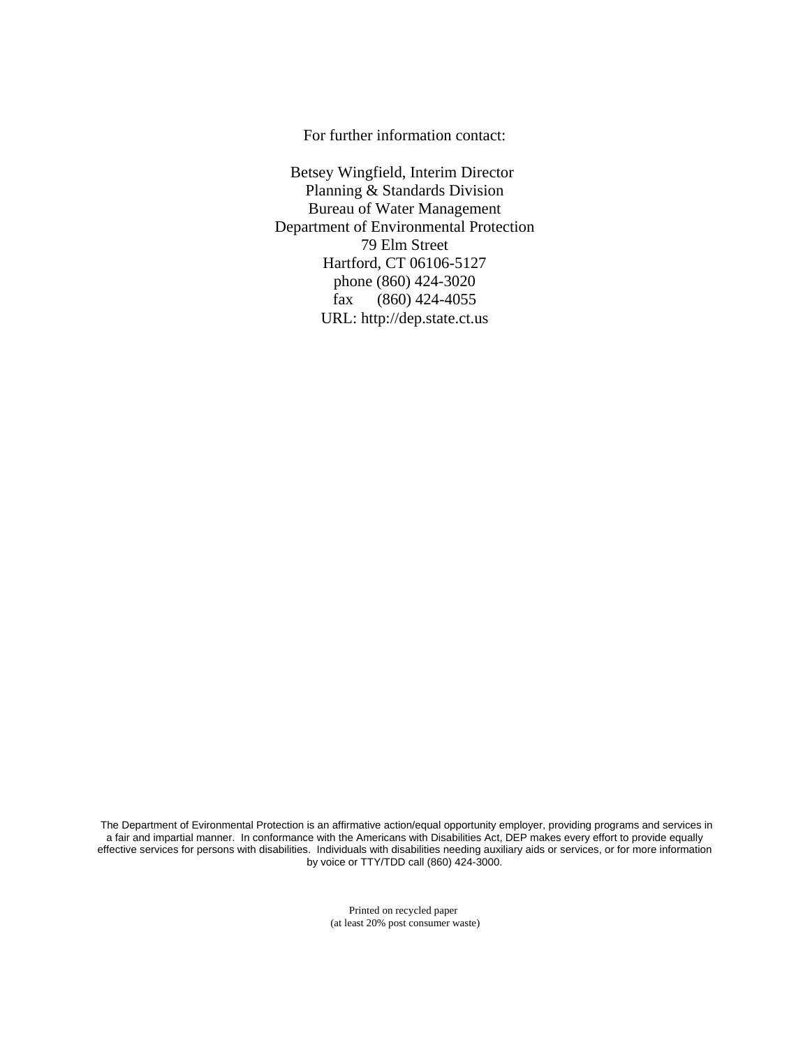For further information contact:

Betsey Wingfield, Interim Director
Planning & Standards Division
Bureau of Water Management
Department of Environmental Protection
79 Elm Street
Hartford, CT 06106-5127
phone (860) 424-3020
fax (860) 424-4055
URL: http://dep.state.ct.us

The Department of Evironmental Protection is an affirmative action/equal opportunity employer, providing programs and services in a fair and impartial manner. In conformance with the Americans with Disabilities Act, DEP makes every effort to provide equally effective services for persons with disabilities. Individuals with disabilities needing auxiliary aids or services, or for more information by voice or TTY/TDD call (860) 424-3000.

Printed on recycled paper
(at least 20% post consumer waste)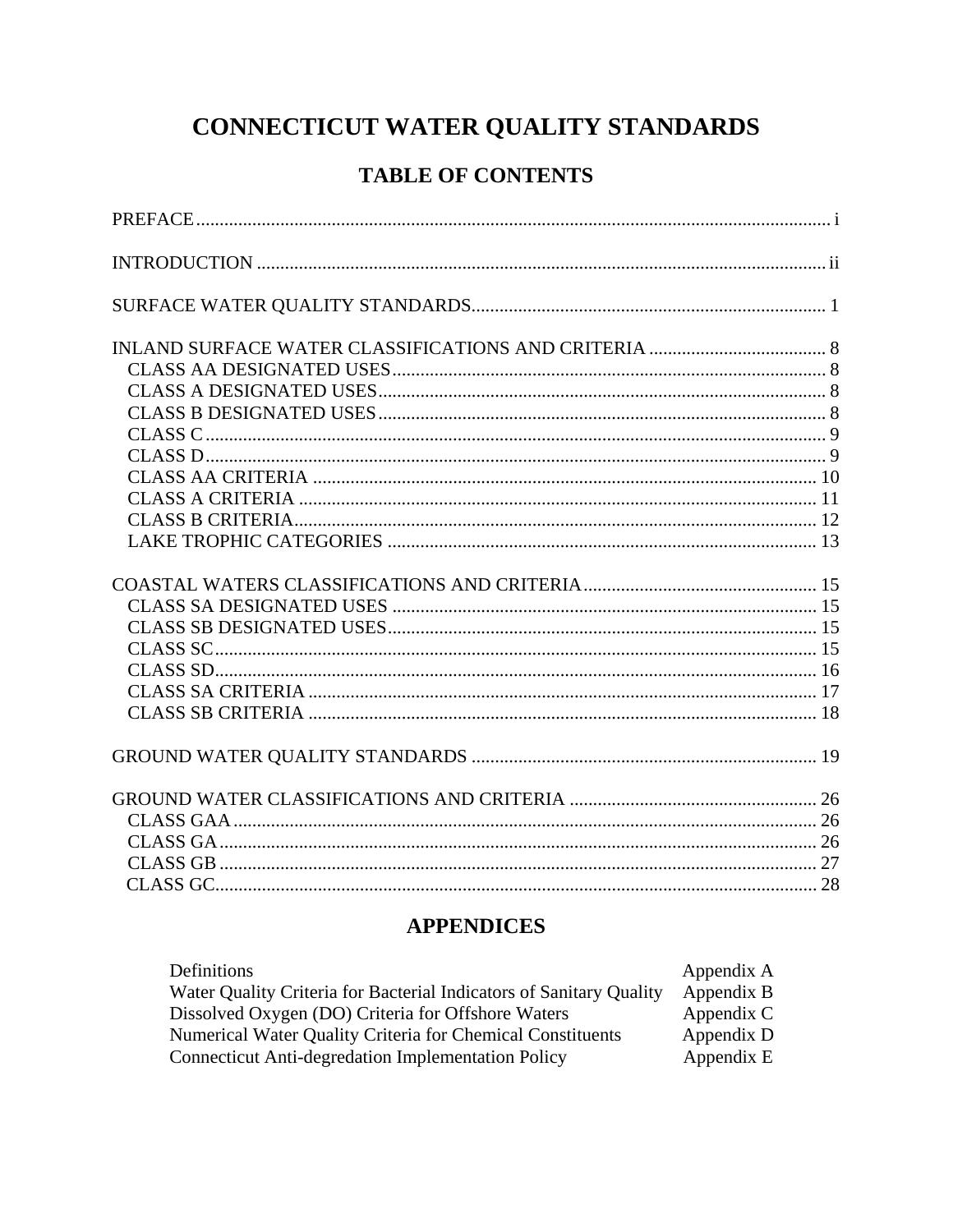# CONNECTICUT WATER QUALITY STANDARDS

## TABLE OF CONTENTS

PREFACE ........ i

INTRODUCTION ........ ii

SURFACE WATER QUALITY STANDARDS ........ 1

INLAND SURFACE WATER CLASSIFICATIONS AND CRITERIA ........ 8
- CLASS AA DESIGNATED USES ........ 8
- CLASS A DESIGNATED USES ........ 8
- CLASS B DESIGNATED USES ........ 8
- CLASS C ........ 9
- CLASS D ........ 9
- CLASS AA CRITERIA ........ 10
- CLASS A CRITERIA ........ 11
- CLASS B CRITERIA ........ 12
- LAKE TROPHIC CATEGORIES ........ 13

COASTAL WATERS CLASSIFICATIONS AND CRITERIA ........ 15
- CLASS SA DESIGNATED USES ........ 15
- CLASS SB DESIGNATED USES ........ 15
- CLASS SC ........ 15
- CLASS SD ........ 16
- CLASS SA CRITERIA ........ 17
- CLASS SB CRITERIA ........ 18

GROUND WATER QUALITY STANDARDS ........ 19

GROUND WATER CLASSIFICATIONS AND CRITERIA ........ 26
- CLASS GAA ........ 26
- CLASS GA ........ 26
- CLASS GB ........ 27
- CLASS GC ........ 28

## APPENDICES

| | |
|---|---|
| Definitions | Appendix A |
| Water Quality Criteria for Bacterial Indicators of Sanitary Quality | Appendix B |
| Dissolved Oxygen (DO) Criteria for Offshore Waters | Appendix C |
| Numerical Water Quality Criteria for Chemical Constituents | Appendix D |
| Connecticut Anti-degredation Implementation Policy | Appendix E |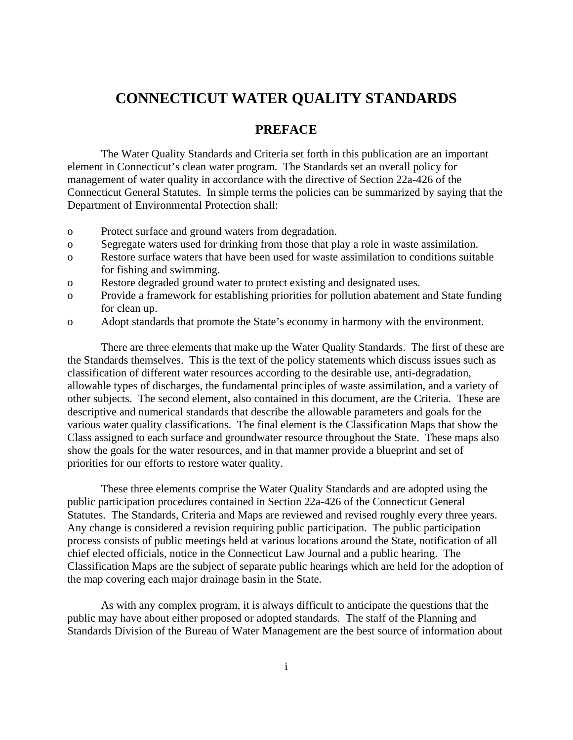# CONNECTICUT WATER QUALITY STANDARDS

## PREFACE

The Water Quality Standards and Criteria set forth in this publication are an important element in Connecticut's clean water program. The Standards set an overall policy for management of water quality in accordance with the directive of Section 22a-426 of the Connecticut General Statutes. In simple terms the policies can be summarized by saying that the Department of Environmental Protection shall:

- Protect surface and ground waters from degradation.
- Segregate waters used for drinking from those that play a role in waste assimilation.
- Restore surface waters that have been used for waste assimilation to conditions suitable for fishing and swimming.
- Restore degraded ground water to protect existing and designated uses.
- Provide a framework for establishing priorities for pollution abatement and State funding for clean up.
- Adopt standards that promote the State's economy in harmony with the environment.

There are three elements that make up the Water Quality Standards. The first of these are the Standards themselves. This is the text of the policy statements which discuss issues such as classification of different water resources according to the desirable use, anti-degradation, allowable types of discharges, the fundamental principles of waste assimilation, and a variety of other subjects. The second element, also contained in this document, are the Criteria. These are descriptive and numerical standards that describe the allowable parameters and goals for the various water quality classifications. The final element is the Classification Maps that show the Class assigned to each surface and groundwater resource throughout the State. These maps also show the goals for the water resources, and in that manner provide a blueprint and set of priorities for our efforts to restore water quality.

These three elements comprise the Water Quality Standards and are adopted using the public participation procedures contained in Section 22a-426 of the Connecticut General Statutes. The Standards, Criteria and Maps are reviewed and revised roughly every three years. Any change is considered a revision requiring public participation. The public participation process consists of public meetings held at various locations around the State, notification of all chief elected officials, notice in the Connecticut Law Journal and a public hearing. The Classification Maps are the subject of separate public hearings which are held for the adoption of the map covering each major drainage basin in the State.

As with any complex program, it is always difficult to anticipate the questions that the public may have about either proposed or adopted standards. The staff of the Planning and Standards Division of the Bureau of Water Management are the best source of information about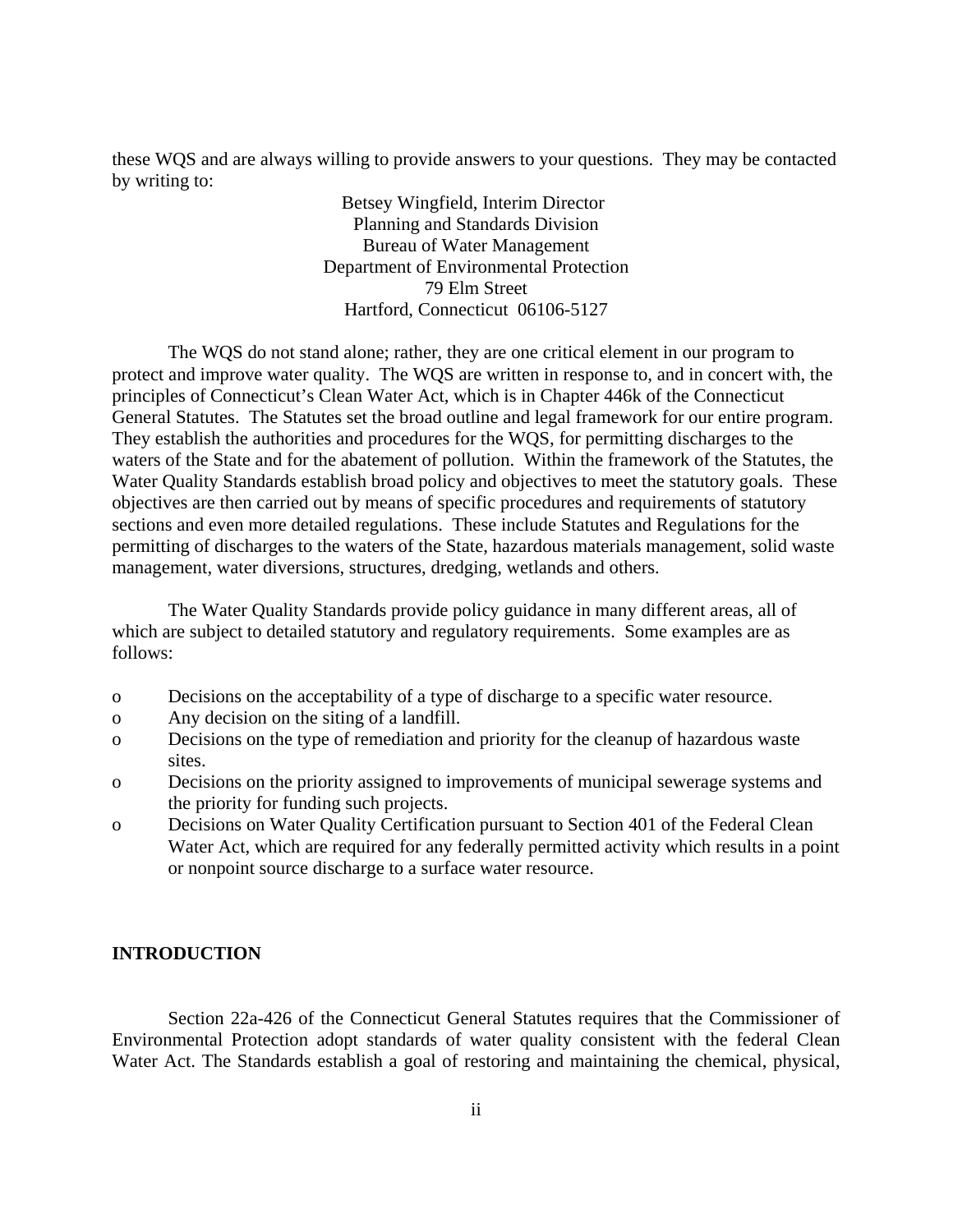these WQS and are always willing to provide answers to your questions. They may be contacted by writing to:

Betsey Wingfield, Interim Director  
Planning and Standards Division  
Bureau of Water Management  
Department of Environmental Protection  
79 Elm Street  
Hartford, Connecticut 06106-5127

The WQS do not stand alone; rather, they are one critical element in our program to protect and improve water quality. The WQS are written in response to, and in concert with, the principles of Connecticut's Clean Water Act, which is in Chapter 446k of the Connecticut General Statutes. The Statutes set the broad outline and legal framework for our entire program. They establish the authorities and procedures for the WQS, for permitting discharges to the waters of the State and for the abatement of pollution. Within the framework of the Statutes, the Water Quality Standards establish broad policy and objectives to meet the statutory goals. These objectives are then carried out by means of specific procedures and requirements of statutory sections and even more detailed regulations. These include Statutes and Regulations for the permitting of discharges to the waters of the State, hazardous materials management, solid waste management, water diversions, structures, dredging, wetlands and others.

The Water Quality Standards provide policy guidance in many different areas, all of which are subject to detailed statutory and regulatory requirements. Some examples are as follows:

- Decisions on the acceptability of a type of discharge to a specific water resource.
- Any decision on the siting of a landfill.
- Decisions on the type of remediation and priority for the cleanup of hazardous waste sites.
- Decisions on the priority assigned to improvements of municipal sewerage systems and the priority for funding such projects.
- Decisions on Water Quality Certification pursuant to Section 401 of the Federal Clean Water Act, which are required for any federally permitted activity which results in a point or nonpoint source discharge to a surface water resource.

## INTRODUCTION

Section 22a-426 of the Connecticut General Statutes requires that the Commissioner of Environmental Protection adopt standards of water quality consistent with the federal Clean Water Act. The Standards establish a goal of restoring and maintaining the chemical, physical,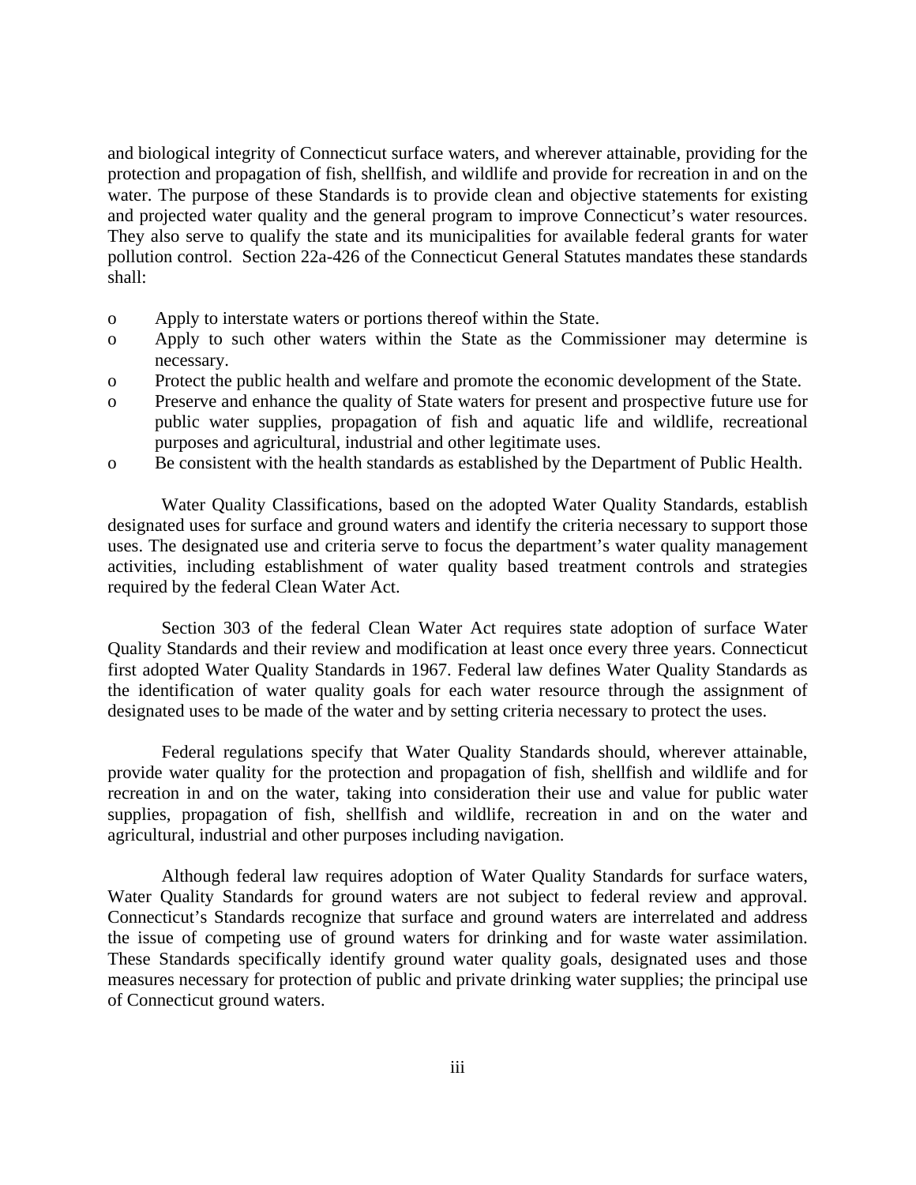and biological integrity of Connecticut surface waters, and wherever attainable, providing for the protection and propagation of fish, shellfish, and wildlife and provide for recreation in and on the water. The purpose of these Standards is to provide clean and objective statements for existing and projected water quality and the general program to improve Connecticut's water resources. They also serve to qualify the state and its municipalities for available federal grants for water pollution control. Section 22a-426 of the Connecticut General Statutes mandates these standards shall:

- Apply to interstate waters or portions thereof within the State.
- Apply to such other waters within the State as the Commissioner may determine is necessary.
- Protect the public health and welfare and promote the economic development of the State.
- Preserve and enhance the quality of State waters for present and prospective future use for public water supplies, propagation of fish and aquatic life and wildlife, recreational purposes and agricultural, industrial and other legitimate uses.
- Be consistent with the health standards as established by the Department of Public Health.

Water Quality Classifications, based on the adopted Water Quality Standards, establish designated uses for surface and ground waters and identify the criteria necessary to support those uses. The designated use and criteria serve to focus the department's water quality management activities, including establishment of water quality based treatment controls and strategies required by the federal Clean Water Act.

Section 303 of the federal Clean Water Act requires state adoption of surface Water Quality Standards and their review and modification at least once every three years. Connecticut first adopted Water Quality Standards in 1967. Federal law defines Water Quality Standards as the identification of water quality goals for each water resource through the assignment of designated uses to be made of the water and by setting criteria necessary to protect the uses.

Federal regulations specify that Water Quality Standards should, wherever attainable, provide water quality for the protection and propagation of fish, shellfish and wildlife and for recreation in and on the water, taking into consideration their use and value for public water supplies, propagation of fish, shellfish and wildlife, recreation in and on the water and agricultural, industrial and other purposes including navigation.

Although federal law requires adoption of Water Quality Standards for surface waters, Water Quality Standards for ground waters are not subject to federal review and approval. Connecticut's Standards recognize that surface and ground waters are interrelated and address the issue of competing use of ground waters for drinking and for waste water assimilation. These Standards specifically identify ground water quality goals, designated uses and those measures necessary for protection of public and private drinking water supplies; the principal use of Connecticut ground waters.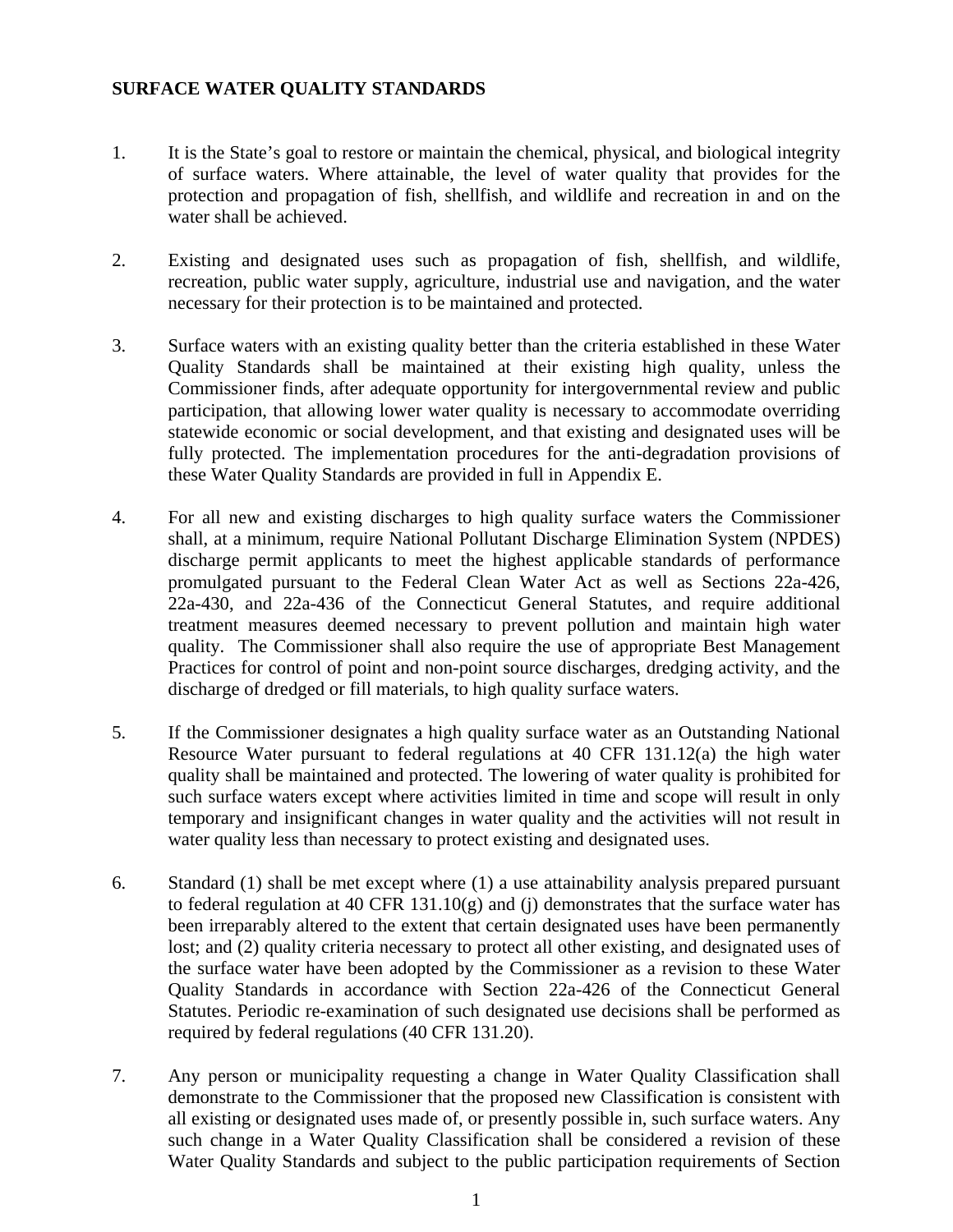## SURFACE WATER QUALITY STANDARDS

1. It is the State's goal to restore or maintain the chemical, physical, and biological integrity of surface waters. Where attainable, the level of water quality that provides for the protection and propagation of fish, shellfish, and wildlife and recreation in and on the water shall be achieved.

2. Existing and designated uses such as propagation of fish, shellfish, and wildlife, recreation, public water supply, agriculture, industrial use and navigation, and the water necessary for their protection is to be maintained and protected.

3. Surface waters with an existing quality better than the criteria established in these Water Quality Standards shall be maintained at their existing high quality, unless the Commissioner finds, after adequate opportunity for intergovernmental review and public participation, that allowing lower water quality is necessary to accommodate overriding statewide economic or social development, and that existing and designated uses will be fully protected. The implementation procedures for the anti-degradation provisions of these Water Quality Standards are provided in full in Appendix E.

4. For all new and existing discharges to high quality surface waters the Commissioner shall, at a minimum, require National Pollutant Discharge Elimination System (NPDES) discharge permit applicants to meet the highest applicable standards of performance promulgated pursuant to the Federal Clean Water Act as well as Sections 22a-426, 22a-430, and 22a-436 of the Connecticut General Statutes, and require additional treatment measures deemed necessary to prevent pollution and maintain high water quality. The Commissioner shall also require the use of appropriate Best Management Practices for control of point and non-point source discharges, dredging activity, and the discharge of dredged or fill materials, to high quality surface waters.

5. If the Commissioner designates a high quality surface water as an Outstanding National Resource Water pursuant to federal regulations at 40 CFR 131.12(a) the high water quality shall be maintained and protected. The lowering of water quality is prohibited for such surface waters except where activities limited in time and scope will result in only temporary and insignificant changes in water quality and the activities will not result in water quality less than necessary to protect existing and designated uses.

6. Standard (1) shall be met except where (1) a use attainability analysis prepared pursuant to federal regulation at 40 CFR 131.10(g) and (j) demonstrates that the surface water has been irreparably altered to the extent that certain designated uses have been permanently lost; and (2) quality criteria necessary to protect all other existing, and designated uses of the surface water have been adopted by the Commissioner as a revision to these Water Quality Standards in accordance with Section 22a-426 of the Connecticut General Statutes. Periodic re-examination of such designated use decisions shall be performed as required by federal regulations (40 CFR 131.20).

7. Any person or municipality requesting a change in Water Quality Classification shall demonstrate to the Commissioner that the proposed new Classification is consistent with all existing or designated uses made of, or presently possible in, such surface waters. Any such change in a Water Quality Classification shall be considered a revision of these Water Quality Standards and subject to the public participation requirements of Section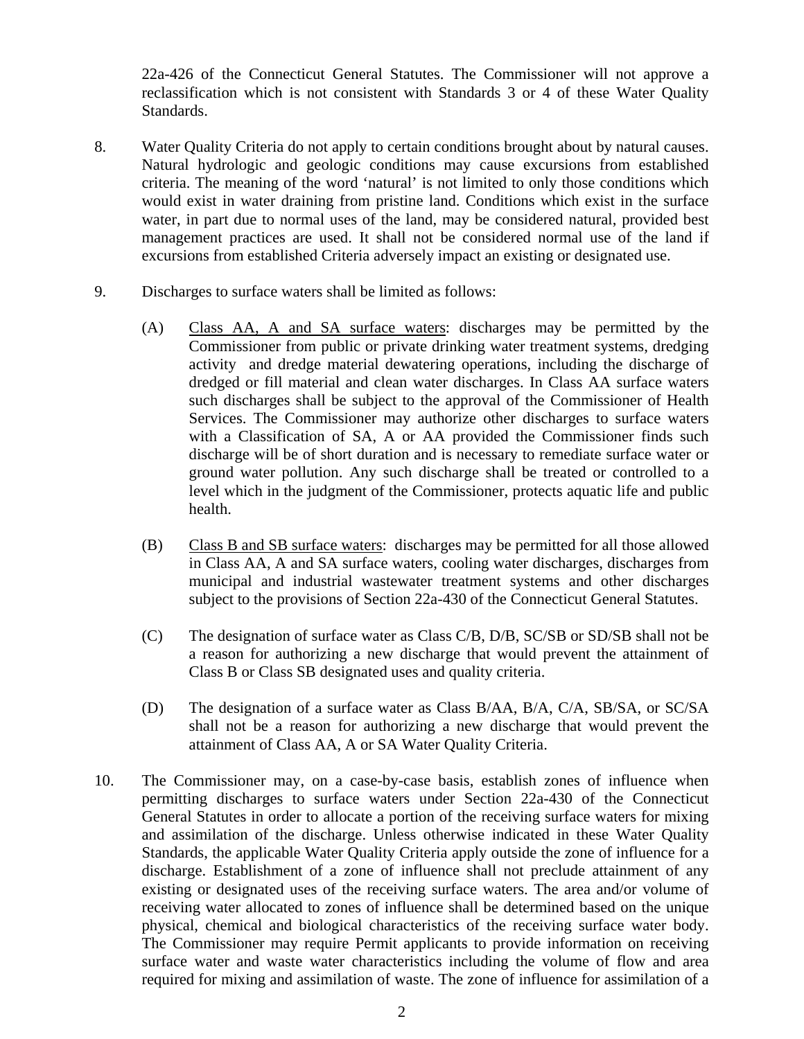22a-426 of the Connecticut General Statutes. The Commissioner will not approve a reclassification which is not consistent with Standards 3 or 4 of these Water Quality Standards.

8. Water Quality Criteria do not apply to certain conditions brought about by natural causes. Natural hydrologic and geologic conditions may cause excursions from established criteria. The meaning of the word 'natural' is not limited to only those conditions which would exist in water draining from pristine land. Conditions which exist in the surface water, in part due to normal uses of the land, may be considered natural, provided best management practices are used. It shall not be considered normal use of the land if excursions from established Criteria adversely impact an existing or designated use.

9. Discharges to surface waters shall be limited as follows:

   (A) Class AA, A and SA surface waters: discharges may be permitted by the Commissioner from public or private drinking water treatment systems, dredging activity and dredge material dewatering operations, including the discharge of dredged or fill material and clean water discharges. In Class AA surface waters such discharges shall be subject to the approval of the Commissioner of Health Services. The Commissioner may authorize other discharges to surface waters with a Classification of SA, A or AA provided the Commissioner finds such discharge will be of short duration and is necessary to remediate surface water or ground water pollution. Any such discharge shall be treated or controlled to a level which in the judgment of the Commissioner, protects aquatic life and public health.

   (B) Class B and SB surface waters: discharges may be permitted for all those allowed in Class AA, A and SA surface waters, cooling water discharges, discharges from municipal and industrial wastewater treatment systems and other discharges subject to the provisions of Section 22a-430 of the Connecticut General Statutes.

   (C) The designation of surface water as Class C/B, D/B, SC/SB or SD/SB shall not be a reason for authorizing a new discharge that would prevent the attainment of Class B or Class SB designated uses and quality criteria.

   (D) The designation of a surface water as Class B/AA, B/A, C/A, SB/SA, or SC/SA shall not be a reason for authorizing a new discharge that would prevent the attainment of Class AA, A or SA Water Quality Criteria.

10. The Commissioner may, on a case-by-case basis, establish zones of influence when permitting discharges to surface waters under Section 22a-430 of the Connecticut General Statutes in order to allocate a portion of the receiving surface waters for mixing and assimilation of the discharge. Unless otherwise indicated in these Water Quality Standards, the applicable Water Quality Criteria apply outside the zone of influence for a discharge. Establishment of a zone of influence shall not preclude attainment of any existing or designated uses of the receiving surface waters. The area and/or volume of receiving water allocated to zones of influence shall be determined based on the unique physical, chemical and biological characteristics of the receiving surface water body. The Commissioner may require Permit applicants to provide information on receiving surface water and waste water characteristics including the volume of flow and area required for mixing and assimilation of waste. The zone of influence for assimilation of a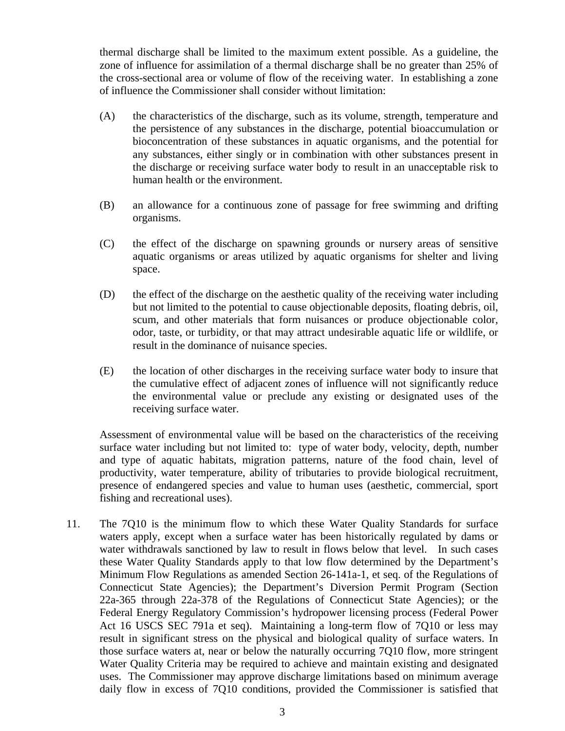thermal discharge shall be limited to the maximum extent possible. As a guideline, the zone of influence for assimilation of a thermal discharge shall be no greater than 25% of the cross-sectional area or volume of flow of the receiving water. In establishing a zone of influence the Commissioner shall consider without limitation:

(A) the characteristics of the discharge, such as its volume, strength, temperature and the persistence of any substances in the discharge, potential bioaccumulation or bioconcentration of these substances in aquatic organisms, and the potential for any substances, either singly or in combination with other substances present in the discharge or receiving surface water body to result in an unacceptable risk to human health or the environment.

(B) an allowance for a continuous zone of passage for free swimming and drifting organisms.

(C) the effect of the discharge on spawning grounds or nursery areas of sensitive aquatic organisms or areas utilized by aquatic organisms for shelter and living space.

(D) the effect of the discharge on the aesthetic quality of the receiving water including but not limited to the potential to cause objectionable deposits, floating debris, oil, scum, and other materials that form nuisances or produce objectionable color, odor, taste, or turbidity, or that may attract undesirable aquatic life or wildlife, or result in the dominance of nuisance species.

(E) the location of other discharges in the receiving surface water body to insure that the cumulative effect of adjacent zones of influence will not significantly reduce the environmental value or preclude any existing or designated uses of the receiving surface water.

Assessment of environmental value will be based on the characteristics of the receiving surface water including but not limited to: type of water body, velocity, depth, number and type of aquatic habitats, migration patterns, nature of the food chain, level of productivity, water temperature, ability of tributaries to provide biological recruitment, presence of endangered species and value to human uses (aesthetic, commercial, sport fishing and recreational uses).

11. The 7Q10 is the minimum flow to which these Water Quality Standards for surface waters apply, except when a surface water has been historically regulated by dams or water withdrawals sanctioned by law to result in flows below that level. In such cases these Water Quality Standards apply to that low flow determined by the Department's Minimum Flow Regulations as amended Section 26-141a-1, et seq. of the Regulations of Connecticut State Agencies); the Department's Diversion Permit Program (Section 22a-365 through 22a-378 of the Regulations of Connecticut State Agencies); or the Federal Energy Regulatory Commission's hydropower licensing process (Federal Power Act 16 USCS SEC 791a et seq). Maintaining a long-term flow of 7Q10 or less may result in significant stress on the physical and biological quality of surface waters. In those surface waters at, near or below the naturally occurring 7Q10 flow, more stringent Water Quality Criteria may be required to achieve and maintain existing and designated uses. The Commissioner may approve discharge limitations based on minimum average daily flow in excess of 7Q10 conditions, provided the Commissioner is satisfied that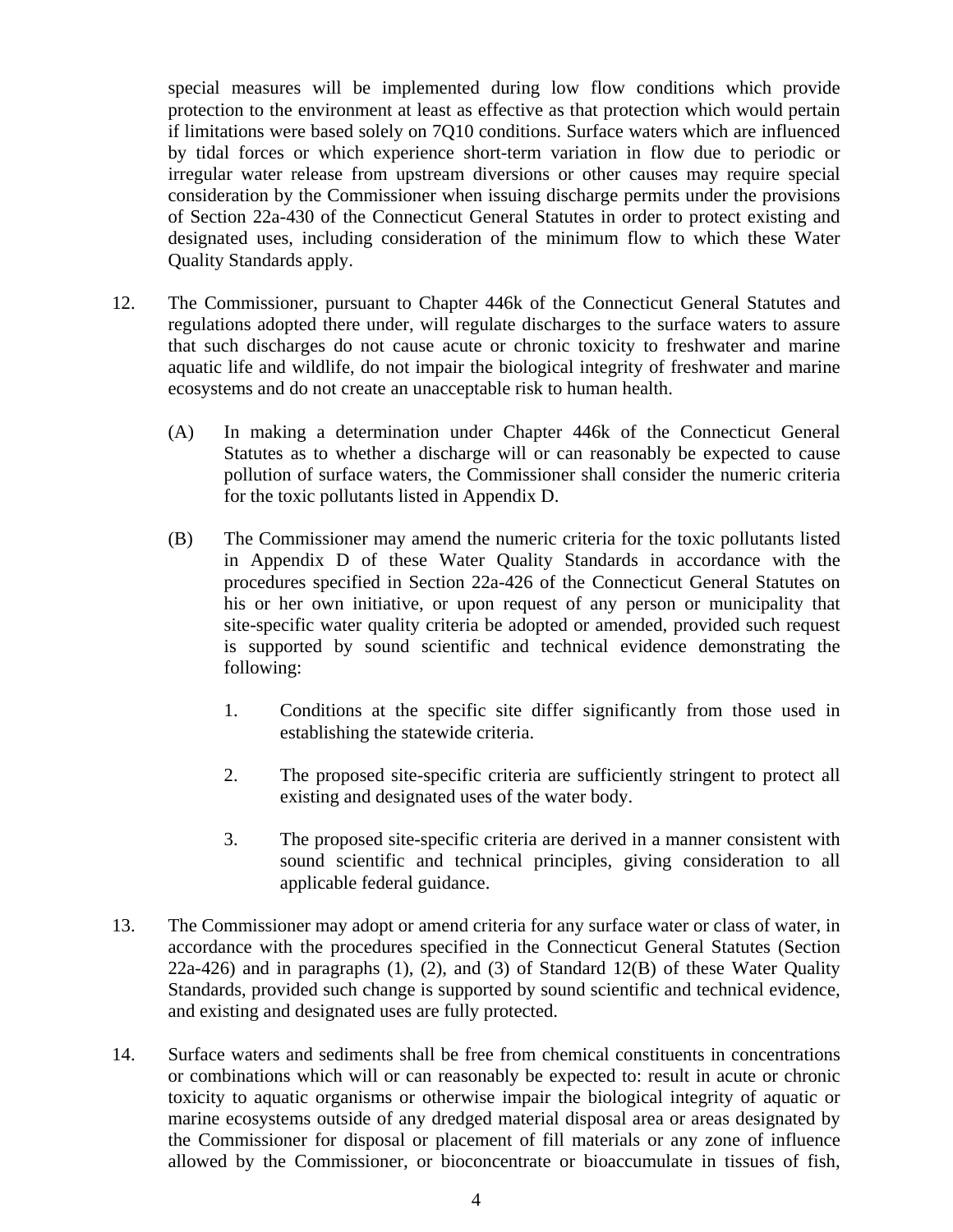special measures will be implemented during low flow conditions which provide protection to the environment at least as effective as that protection which would pertain if limitations were based solely on 7Q10 conditions. Surface waters which are influenced by tidal forces or which experience short-term variation in flow due to periodic or irregular water release from upstream diversions or other causes may require special consideration by the Commissioner when issuing discharge permits under the provisions of Section 22a-430 of the Connecticut General Statutes in order to protect existing and designated uses, including consideration of the minimum flow to which these Water Quality Standards apply.

12. The Commissioner, pursuant to Chapter 446k of the Connecticut General Statutes and regulations adopted there under, will regulate discharges to the surface waters to assure that such discharges do not cause acute or chronic toxicity to freshwater and marine aquatic life and wildlife, do not impair the biological integrity of freshwater and marine ecosystems and do not create an unacceptable risk to human health.

    (A) In making a determination under Chapter 446k of the Connecticut General Statutes as to whether a discharge will or can reasonably be expected to cause pollution of surface waters, the Commissioner shall consider the numeric criteria for the toxic pollutants listed in Appendix D.

    (B) The Commissioner may amend the numeric criteria for the toxic pollutants listed in Appendix D of these Water Quality Standards in accordance with the procedures specified in Section 22a-426 of the Connecticut General Statutes on his or her own initiative, or upon request of any person or municipality that site-specific water quality criteria be adopted or amended, provided such request is supported by sound scientific and technical evidence demonstrating the following:

        1. Conditions at the specific site differ significantly from those used in establishing the statewide criteria.

        2. The proposed site-specific criteria are sufficiently stringent to protect all existing and designated uses of the water body.

        3. The proposed site-specific criteria are derived in a manner consistent with sound scientific and technical principles, giving consideration to all applicable federal guidance.

13. The Commissioner may adopt or amend criteria for any surface water or class of water, in accordance with the procedures specified in the Connecticut General Statutes (Section 22a-426) and in paragraphs (1), (2), and (3) of Standard 12(B) of these Water Quality Standards, provided such change is supported by sound scientific and technical evidence, and existing and designated uses are fully protected.

14. Surface waters and sediments shall be free from chemical constituents in concentrations or combinations which will or can reasonably be expected to: result in acute or chronic toxicity to aquatic organisms or otherwise impair the biological integrity of aquatic or marine ecosystems outside of any dredged material disposal area or areas designated by the Commissioner for disposal or placement of fill materials or any zone of influence allowed by the Commissioner, or bioconcentrate or bioaccumulate in tissues of fish,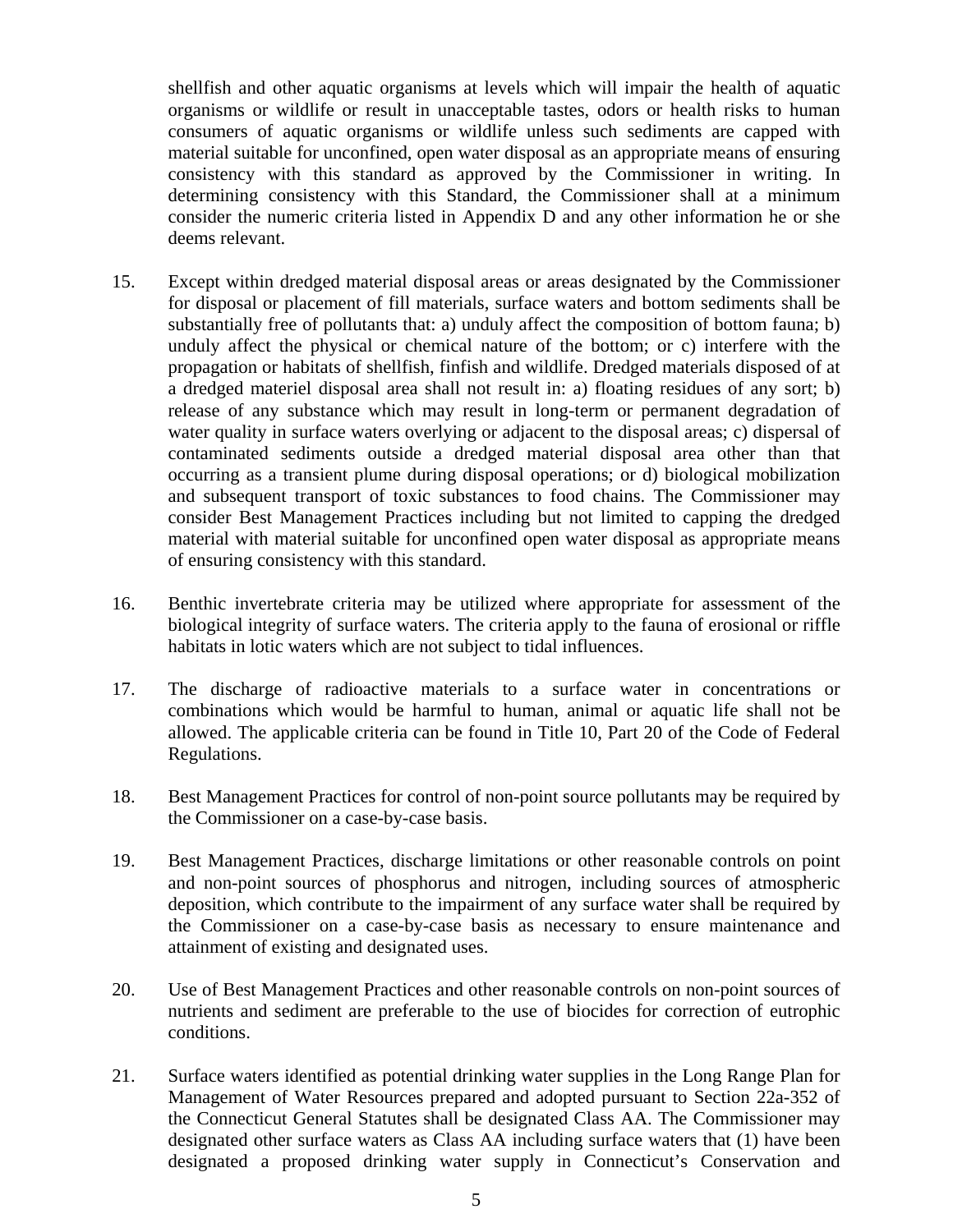shellfish and other aquatic organisms at levels which will impair the health of aquatic organisms or wildlife or result in unacceptable tastes, odors or health risks to human consumers of aquatic organisms or wildlife unless such sediments are capped with material suitable for unconfined, open water disposal as an appropriate means of ensuring consistency with this standard as approved by the Commissioner in writing. In determining consistency with this Standard, the Commissioner shall at a minimum consider the numeric criteria listed in Appendix D and any other information he or she deems relevant.

15. Except within dredged material disposal areas or areas designated by the Commissioner for disposal or placement of fill materials, surface waters and bottom sediments shall be substantially free of pollutants that: a) unduly affect the composition of bottom fauna; b) unduly affect the physical or chemical nature of the bottom; or c) interfere with the propagation or habitats of shellfish, finfish and wildlife. Dredged materials disposed of at a dredged materiel disposal area shall not result in: a) floating residues of any sort; b) release of any substance which may result in long-term or permanent degradation of water quality in surface waters overlying or adjacent to the disposal areas; c) dispersal of contaminated sediments outside a dredged material disposal area other than that occurring as a transient plume during disposal operations; or d) biological mobilization and subsequent transport of toxic substances to food chains. The Commissioner may consider Best Management Practices including but not limited to capping the dredged material with material suitable for unconfined open water disposal as appropriate means of ensuring consistency with this standard.

16. Benthic invertebrate criteria may be utilized where appropriate for assessment of the biological integrity of surface waters. The criteria apply to the fauna of erosional or riffle habitats in lotic waters which are not subject to tidal influences.

17. The discharge of radioactive materials to a surface water in concentrations or combinations which would be harmful to human, animal or aquatic life shall not be allowed. The applicable criteria can be found in Title 10, Part 20 of the Code of Federal Regulations.

18. Best Management Practices for control of non-point source pollutants may be required by the Commissioner on a case-by-case basis.

19. Best Management Practices, discharge limitations or other reasonable controls on point and non-point sources of phosphorus and nitrogen, including sources of atmospheric deposition, which contribute to the impairment of any surface water shall be required by the Commissioner on a case-by-case basis as necessary to ensure maintenance and attainment of existing and designated uses.

20. Use of Best Management Practices and other reasonable controls on non-point sources of nutrients and sediment are preferable to the use of biocides for correction of eutrophic conditions.

21. Surface waters identified as potential drinking water supplies in the Long Range Plan for Management of Water Resources prepared and adopted pursuant to Section 22a-352 of the Connecticut General Statutes shall be designated Class AA. The Commissioner may designated other surface waters as Class AA including surface waters that (1) have been designated a proposed drinking water supply in Connecticut's Conservation and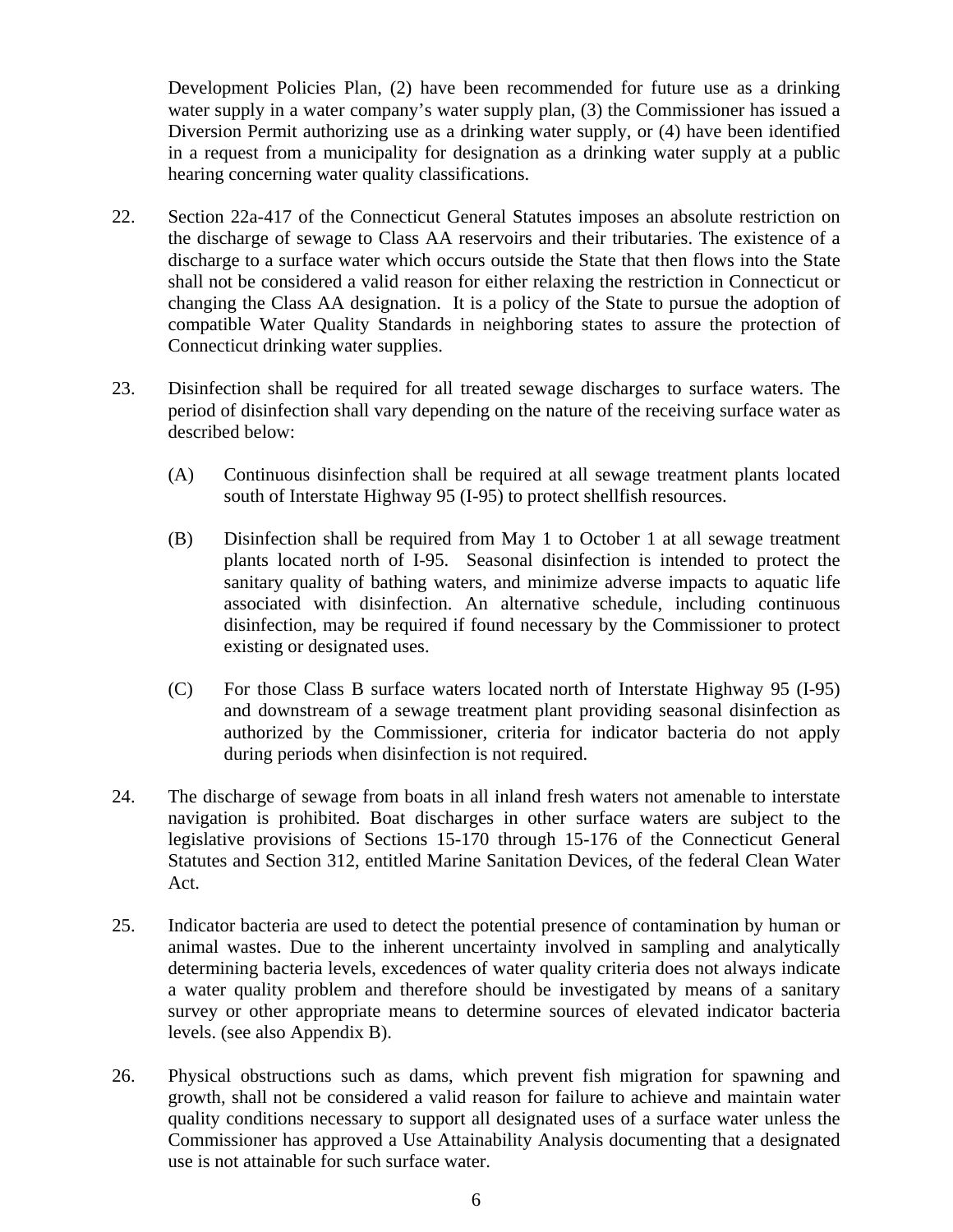Development Policies Plan, (2) have been recommended for future use as a drinking water supply in a water company's water supply plan, (3) the Commissioner has issued a Diversion Permit authorizing use as a drinking water supply, or (4) have been identified in a request from a municipality for designation as a drinking water supply at a public hearing concerning water quality classifications.

22. Section 22a-417 of the Connecticut General Statutes imposes an absolute restriction on the discharge of sewage to Class AA reservoirs and their tributaries. The existence of a discharge to a surface water which occurs outside the State that then flows into the State shall not be considered a valid reason for either relaxing the restriction in Connecticut or changing the Class AA designation. It is a policy of the State to pursue the adoption of compatible Water Quality Standards in neighboring states to assure the protection of Connecticut drinking water supplies.

23. Disinfection shall be required for all treated sewage discharges to surface waters. The period of disinfection shall vary depending on the nature of the receiving surface water as described below:

    (A) Continuous disinfection shall be required at all sewage treatment plants located south of Interstate Highway 95 (I-95) to protect shellfish resources.

    (B) Disinfection shall be required from May 1 to October 1 at all sewage treatment plants located north of I-95. Seasonal disinfection is intended to protect the sanitary quality of bathing waters, and minimize adverse impacts to aquatic life associated with disinfection. An alternative schedule, including continuous disinfection, may be required if found necessary by the Commissioner to protect existing or designated uses.

    (C) For those Class B surface waters located north of Interstate Highway 95 (I-95) and downstream of a sewage treatment plant providing seasonal disinfection as authorized by the Commissioner, criteria for indicator bacteria do not apply during periods when disinfection is not required.

24. The discharge of sewage from boats in all inland fresh waters not amenable to interstate navigation is prohibited. Boat discharges in other surface waters are subject to the legislative provisions of Sections 15-170 through 15-176 of the Connecticut General Statutes and Section 312, entitled Marine Sanitation Devices, of the federal Clean Water Act.

25. Indicator bacteria are used to detect the potential presence of contamination by human or animal wastes. Due to the inherent uncertainty involved in sampling and analytically determining bacteria levels, excedences of water quality criteria does not always indicate a water quality problem and therefore should be investigated by means of a sanitary survey or other appropriate means to determine sources of elevated indicator bacteria levels. (see also Appendix B).

26. Physical obstructions such as dams, which prevent fish migration for spawning and growth, shall not be considered a valid reason for failure to achieve and maintain water quality conditions necessary to support all designated uses of a surface water unless the Commissioner has approved a Use Attainability Analysis documenting that a designated use is not attainable for such surface water.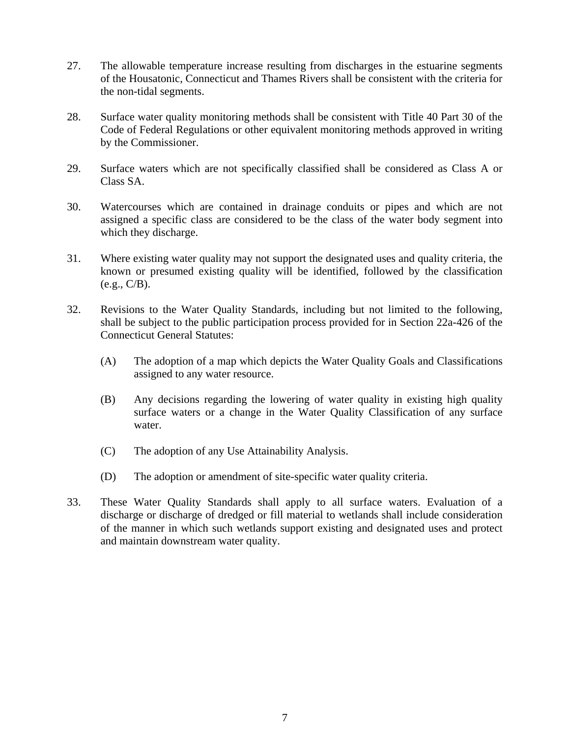27. The allowable temperature increase resulting from discharges in the estuarine segments of the Housatonic, Connecticut and Thames Rivers shall be consistent with the criteria for the non-tidal segments.

28. Surface water quality monitoring methods shall be consistent with Title 40 Part 30 of the Code of Federal Regulations or other equivalent monitoring methods approved in writing by the Commissioner.

29. Surface waters which are not specifically classified shall be considered as Class A or Class SA.

30. Watercourses which are contained in drainage conduits or pipes and which are not assigned a specific class are considered to be the class of the water body segment into which they discharge.

31. Where existing water quality may not support the designated uses and quality criteria, the known or presumed existing quality will be identified, followed by the classification (e.g., C/B).

32. Revisions to the Water Quality Standards, including but not limited to the following, shall be subject to the public participation process provided for in Section 22a-426 of the Connecticut General Statutes:

    (A) The adoption of a map which depicts the Water Quality Goals and Classifications assigned to any water resource.

    (B) Any decisions regarding the lowering of water quality in existing high quality surface waters or a change in the Water Quality Classification of any surface water.

    (C) The adoption of any Use Attainability Analysis.

    (D) The adoption or amendment of site-specific water quality criteria.

33. These Water Quality Standards shall apply to all surface waters. Evaluation of a discharge or discharge of dredged or fill material to wetlands shall include consideration of the manner in which such wetlands support existing and designated uses and protect and maintain downstream water quality.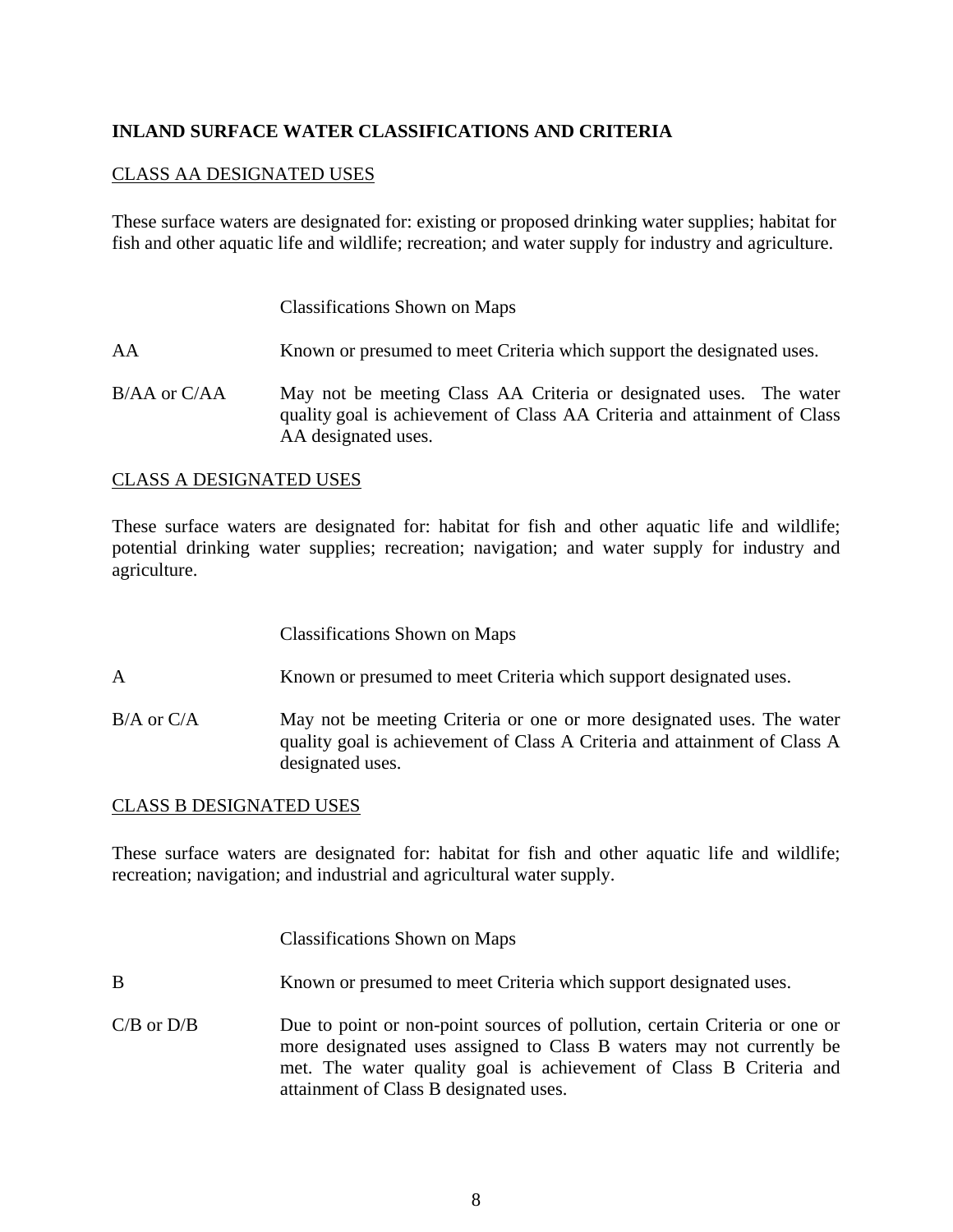**INLAND SURFACE WATER CLASSIFICATIONS AND CRITERIA**

CLASS AA DESIGNATED USES

These surface waters are designated for: existing or proposed drinking water supplies; habitat for fish and other aquatic life and wildlife; recreation; and water supply for industry and agriculture.

| | Classifications Shown on Maps |
|---|---|
| AA | Known or presumed to meet Criteria which support the designated uses. |
| B/AA or C/AA | May not be meeting Class AA Criteria or designated uses. The water quality goal is achievement of Class AA Criteria and attainment of Class AA designated uses. |

CLASS A DESIGNATED USES

These surface waters are designated for: habitat for fish and other aquatic life and wildlife; potential drinking water supplies; recreation; navigation; and water supply for industry and agriculture.

| | Classifications Shown on Maps |
|---|---|
| A | Known or presumed to meet Criteria which support designated uses. |
| B/A or C/A | May not be meeting Criteria or one or more designated uses. The water quality goal is achievement of Class A Criteria and attainment of Class A designated uses. |

CLASS B DESIGNATED USES

These surface waters are designated for: habitat for fish and other aquatic life and wildlife; recreation; navigation; and industrial and agricultural water supply.

| | Classifications Shown on Maps |
|---|---|
| B | Known or presumed to meet Criteria which support designated uses. |
| C/B or D/B | Due to point or non-point sources of pollution, certain Criteria or one or more designated uses assigned to Class B waters may not currently be met. The water quality goal is achievement of Class B Criteria and attainment of Class B designated uses. |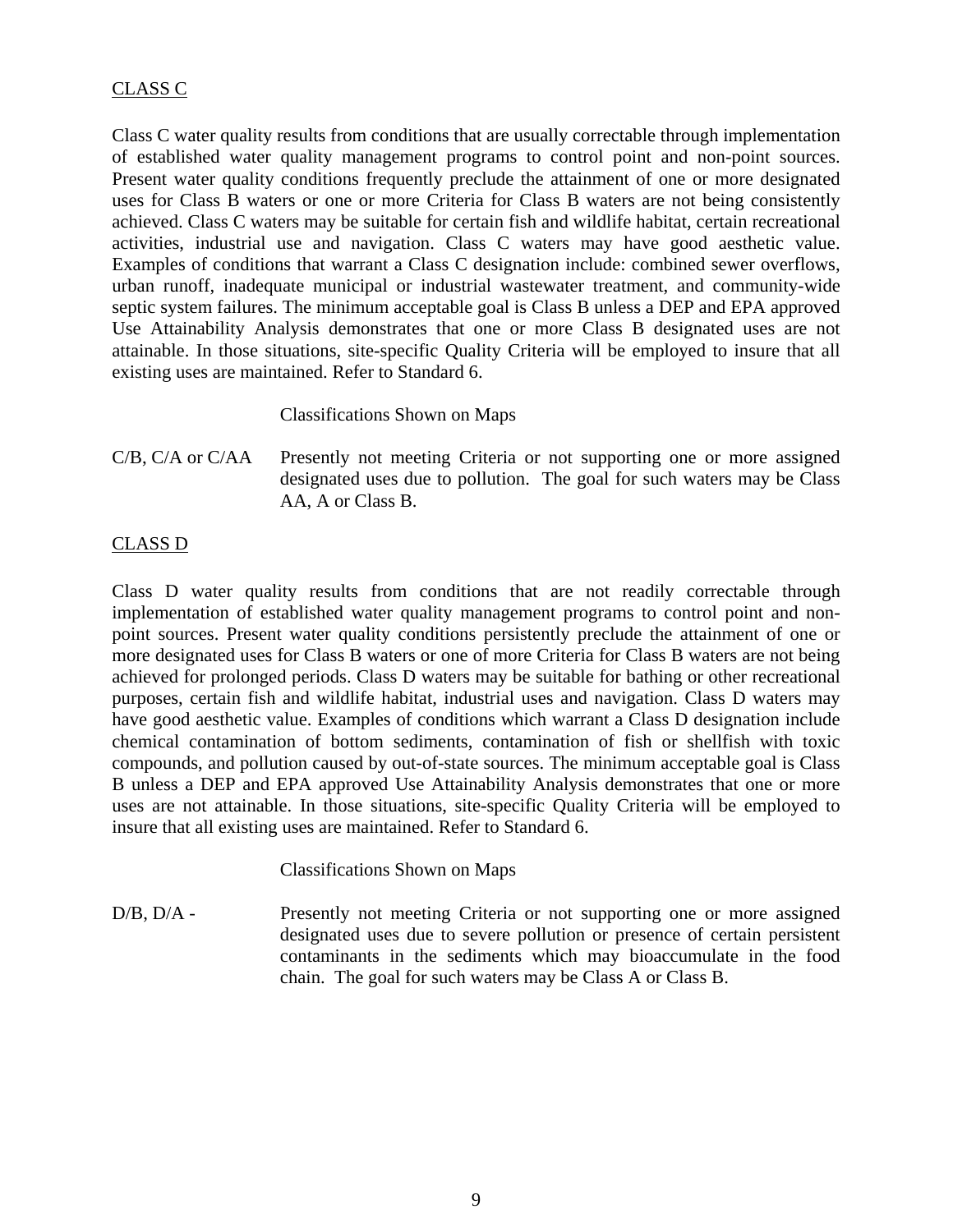CLASS C

Class C water quality results from conditions that are usually correctable through implementation of established water quality management programs to control point and non-point sources. Present water quality conditions frequently preclude the attainment of one or more designated uses for Class B waters or one or more Criteria for Class B waters are not being consistently achieved. Class C waters may be suitable for certain fish and wildlife habitat, certain recreational activities, industrial use and navigation. Class C waters may have good aesthetic value. Examples of conditions that warrant a Class C designation include: combined sewer overflows, urban runoff, inadequate municipal or industrial wastewater treatment, and community-wide septic system failures. The minimum acceptable goal is Class B unless a DEP and EPA approved Use Attainability Analysis demonstrates that one or more Class B designated uses are not attainable. In those situations, site-specific Quality Criteria will be employed to insure that all existing uses are maintained. Refer to Standard 6.

Classifications Shown on Maps

C/B, C/A or C/AA — Presently not meeting Criteria or not supporting one or more assigned designated uses due to pollution. The goal for such waters may be Class AA, A or Class B.

CLASS D

Class D water quality results from conditions that are not readily correctable through implementation of established water quality management programs to control point and non-point sources. Present water quality conditions persistently preclude the attainment of one or more designated uses for Class B waters or one of more Criteria for Class B waters are not being achieved for prolonged periods. Class D waters may be suitable for bathing or other recreational purposes, certain fish and wildlife habitat, industrial uses and navigation. Class D waters may have good aesthetic value. Examples of conditions which warrant a Class D designation include chemical contamination of bottom sediments, contamination of fish or shellfish with toxic compounds, and pollution caused by out-of-state sources. The minimum acceptable goal is Class B unless a DEP and EPA approved Use Attainability Analysis demonstrates that one or more uses are not attainable. In those situations, site-specific Quality Criteria will be employed to insure that all existing uses are maintained. Refer to Standard 6.

Classifications Shown on Maps

D/B, D/A - Presently not meeting Criteria or not supporting one or more assigned designated uses due to severe pollution or presence of certain persistent contaminants in the sediments which may bioaccumulate in the food chain. The goal for such waters may be Class A or Class B.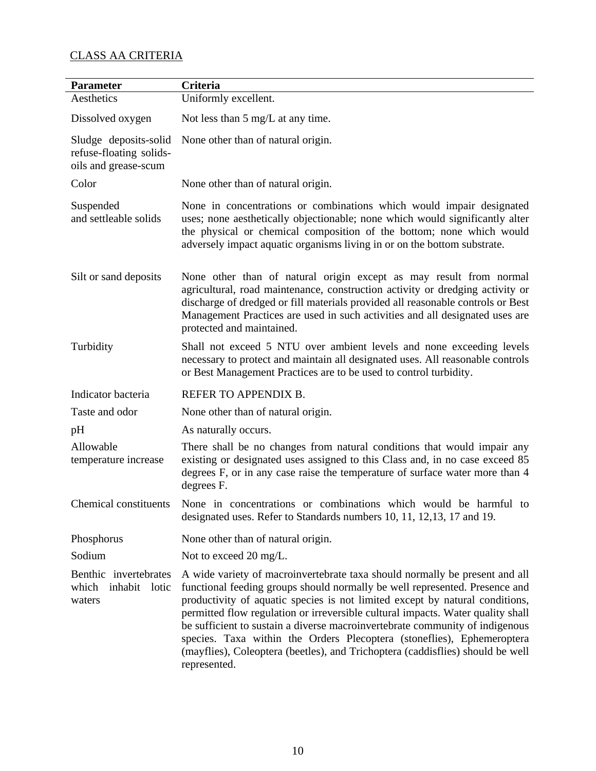CLASS AA CRITERIA

| Parameter | Criteria |
|---|---|
| Aesthetics | Uniformly excellent. |
| Dissolved oxygen | Not less than 5 mg/L at any time. |
| Sludge deposits-solid refuse-floating solids-oils and grease-scum | None other than of natural origin. |
| Color | None other than of natural origin. |
| Suspended and settleable solids | None in concentrations or combinations which would impair designated uses; none aesthetically objectionable; none which would significantly alter the physical or chemical composition of the bottom; none which would adversely impact aquatic organisms living in or on the bottom substrate. |
| Silt or sand deposits | None other than of natural origin except as may result from normal agricultural, road maintenance, construction activity or dredging activity or discharge of dredged or fill materials provided all reasonable controls or Best Management Practices are used in such activities and all designated uses are protected and maintained. |
| Turbidity | Shall not exceed 5 NTU over ambient levels and none exceeding levels necessary to protect and maintain all designated uses. All reasonable controls or Best Management Practices are to be used to control turbidity. |
| Indicator bacteria | REFER TO APPENDIX B. |
| Taste and odor | None other than of natural origin. |
| pH | As naturally occurs. |
| Allowable temperature increase | There shall be no changes from natural conditions that would impair any existing or designated uses assigned to this Class and, in no case exceed 85 degrees F, or in any case raise the temperature of surface water more than 4 degrees F. |
| Chemical constituents | None in concentrations or combinations which would be harmful to designated uses. Refer to Standards numbers 10, 11, 12,13, 17 and 19. |
| Phosphorus | None other than of natural origin. |
| Sodium | Not to exceed 20 mg/L. |
| Benthic invertebrates which inhabit lotic waters | A wide variety of macroinvertebrate taxa should normally be present and all functional feeding groups should normally be well represented. Presence and productivity of aquatic species is not limited except by natural conditions, permitted flow regulation or irreversible cultural impacts. Water quality shall be sufficient to sustain a diverse macroinvertebrate community of indigenous species. Taxa within the Orders Plecoptera (stoneflies), Ephemeroptera (mayflies), Coleoptera (beetles), and Trichoptera (caddisflies) should be well represented. |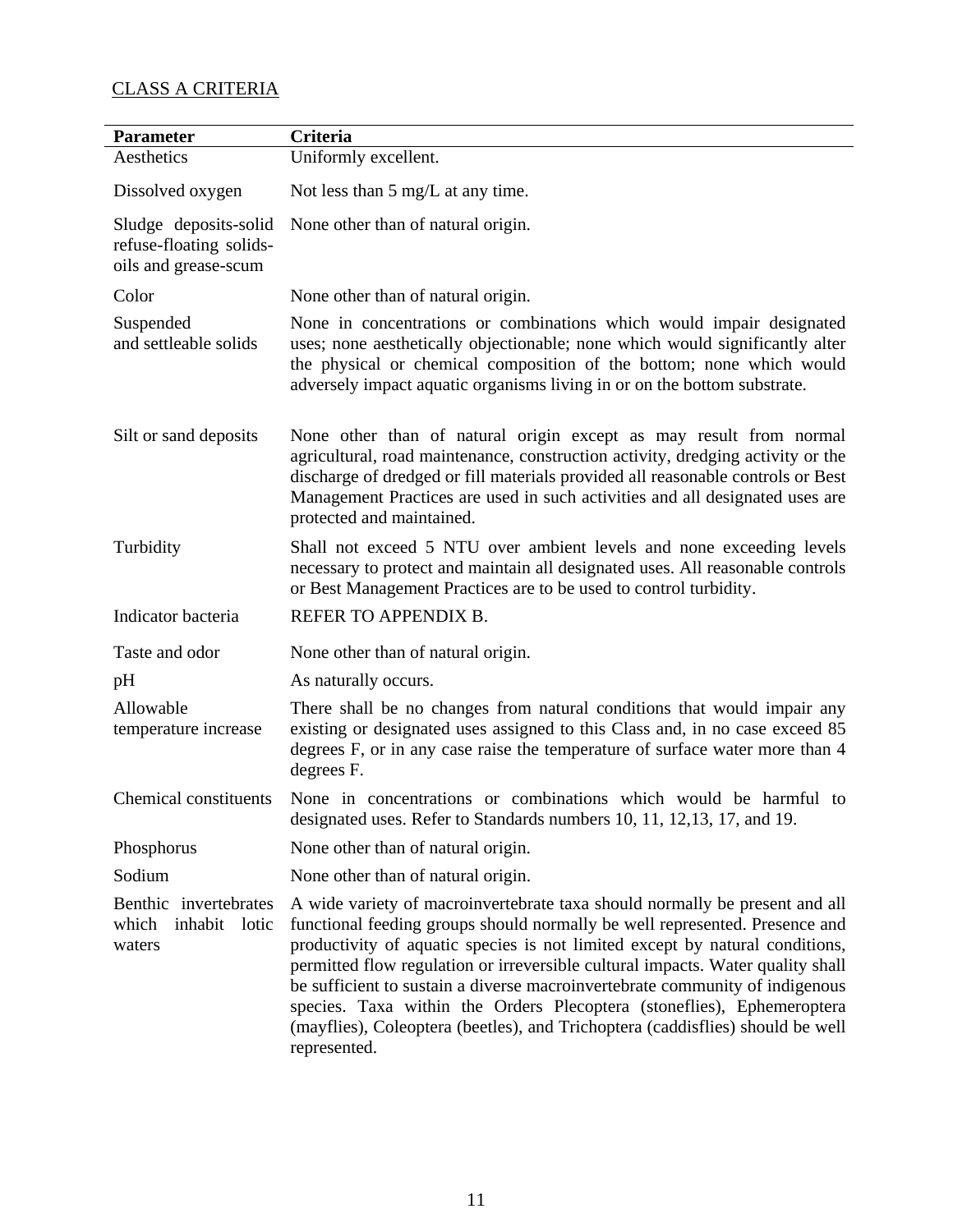CLASS A CRITERIA

| Parameter | Criteria |
|---|---|
| Aesthetics | Uniformly excellent. |
| Dissolved oxygen | Not less than 5 mg/L at any time. |
| Sludge deposits-solid refuse-floating solids-oils and grease-scum | None other than of natural origin. |
| Color | None other than of natural origin. |
| Suspended and settleable solids | None in concentrations or combinations which would impair designated uses; none aesthetically objectionable; none which would significantly alter the physical or chemical composition of the bottom; none which would adversely impact aquatic organisms living in or on the bottom substrate. |
| Silt or sand deposits | None other than of natural origin except as may result from normal agricultural, road maintenance, construction activity, dredging activity or the discharge of dredged or fill materials provided all reasonable controls or Best Management Practices are used in such activities and all designated uses are protected and maintained. |
| Turbidity | Shall not exceed 5 NTU over ambient levels and none exceeding levels necessary to protect and maintain all designated uses. All reasonable controls or Best Management Practices are to be used to control turbidity. |
| Indicator bacteria | REFER TO APPENDIX B. |
| Taste and odor | None other than of natural origin. |
| pH | As naturally occurs. |
| Allowable temperature increase | There shall be no changes from natural conditions that would impair any existing or designated uses assigned to this Class and, in no case exceed 85 degrees F, or in any case raise the temperature of surface water more than 4 degrees F. |
| Chemical constituents | None in concentrations or combinations which would be harmful to designated uses. Refer to Standards numbers 10, 11, 12,13, 17, and 19. |
| Phosphorus | None other than of natural origin. |
| Sodium | None other than of natural origin. |
| Benthic invertebrates which inhabit lotic waters | A wide variety of macroinvertebrate taxa should normally be present and all functional feeding groups should normally be well represented. Presence and productivity of aquatic species is not limited except by natural conditions, permitted flow regulation or irreversible cultural impacts. Water quality shall be sufficient to sustain a diverse macroinvertebrate community of indigenous species. Taxa within the Orders Plecoptera (stoneflies), Ephemeroptera (mayflies), Coleoptera (beetles), and Trichoptera (caddisflies) should be well represented. |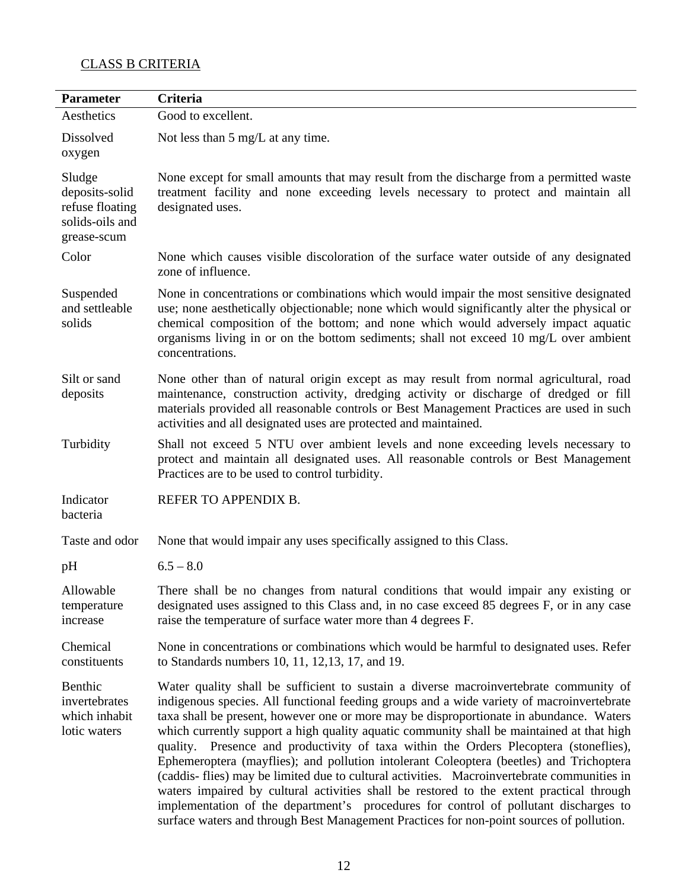CLASS B CRITERIA

| Parameter | Criteria |
|---|---|
| Aesthetics | Good to excellent. |
| Dissolved oxygen | Not less than 5 mg/L at any time. |
| Sludge deposits-solid refuse floating solids-oils and grease-scum | None except for small amounts that may result from the discharge from a permitted waste treatment facility and none exceeding levels necessary to protect and maintain all designated uses. |
| Color | None which causes visible discoloration of the surface water outside of any designated zone of influence. |
| Suspended and settleable solids | None in concentrations or combinations which would impair the most sensitive designated use; none aesthetically objectionable; none which would significantly alter the physical or chemical composition of the bottom; and none which would adversely impact aquatic organisms living in or on the bottom sediments; shall not exceed 10 mg/L over ambient concentrations. |
| Silt or sand deposits | None other than of natural origin except as may result from normal agricultural, road maintenance, construction activity, dredging activity or discharge of dredged or fill materials provided all reasonable controls or Best Management Practices are used in such activities and all designated uses are protected and maintained. |
| Turbidity | Shall not exceed 5 NTU over ambient levels and none exceeding levels necessary to protect and maintain all designated uses. All reasonable controls or Best Management Practices are to be used to control turbidity. |
| Indicator bacteria | REFER TO APPENDIX B. |
| Taste and odor | None that would impair any uses specifically assigned to this Class. |
| pH | 6.5 – 8.0 |
| Allowable temperature increase | There shall be no changes from natural conditions that would impair any existing or designated uses assigned to this Class and, in no case exceed 85 degrees F, or in any case raise the temperature of surface water more than 4 degrees F. |
| Chemical constituents | None in concentrations or combinations which would be harmful to designated uses. Refer to Standards numbers 10, 11, 12,13, 17, and 19. |
| Benthic invertebrates which inhabit lotic waters | Water quality shall be sufficient to sustain a diverse macroinvertebrate community of indigenous species. All functional feeding groups and a wide variety of macroinvertebrate taxa shall be present, however one or more may be disproportionate in abundance. Waters which currently support a high quality aquatic community shall be maintained at that high quality. Presence and productivity of taxa within the Orders Plecoptera (stoneflies), Ephemeroptera (mayflies); and pollution intolerant Coleoptera (beetles) and Trichoptera (caddis- flies) may be limited due to cultural activities. Macroinvertebrate communities in waters impaired by cultural activities shall be restored to the extent practical through implementation of the department's procedures for control of pollutant discharges to surface waters and through Best Management Practices for non-point sources of pollution. |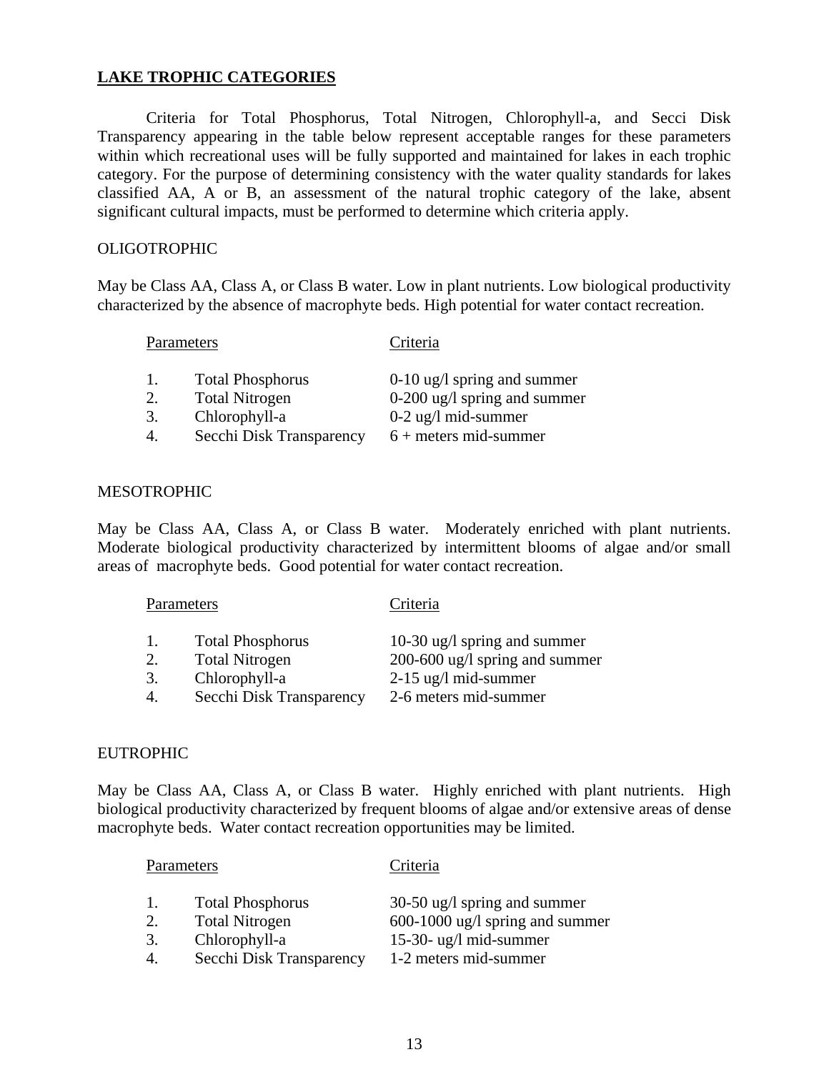## LAKE TROPHIC CATEGORIES

Criteria for Total Phosphorus, Total Nitrogen, Chlorophyll-a, and Secci Disk Transparency appearing in the table below represent acceptable ranges for these parameters within which recreational uses will be fully supported and maintained for lakes in each trophic category. For the purpose of determining consistency with the water quality standards for lakes classified AA, A or B, an assessment of the natural trophic category of the lake, absent significant cultural impacts, must be performed to determine which criteria apply.

### OLIGOTROPHIC

May be Class AA, Class A, or Class B water. Low in plant nutrients. Low biological productivity characterized by the absence of macrophyte beds. High potential for water contact recreation.

| | Parameters | Criteria |
|---|---|---|
| 1. | Total Phosphorus | 0-10 ug/l spring and summer |
| 2. | Total Nitrogen | 0-200 ug/l spring and summer |
| 3. | Chlorophyll-a | 0-2 ug/l mid-summer |
| 4. | Secchi Disk Transparency | 6 + meters mid-summer |

### MESOTROPHIC

May be Class AA, Class A, or Class B water. Moderately enriched with plant nutrients. Moderate biological productivity characterized by intermittent blooms of algae and/or small areas of macrophyte beds. Good potential for water contact recreation.

| | Parameters | Criteria |
|---|---|---|
| 1. | Total Phosphorus | 10-30 ug/l spring and summer |
| 2. | Total Nitrogen | 200-600 ug/l spring and summer |
| 3. | Chlorophyll-a | 2-15 ug/l mid-summer |
| 4. | Secchi Disk Transparency | 2-6 meters mid-summer |

### EUTROPHIC

May be Class AA, Class A, or Class B water. Highly enriched with plant nutrients. High biological productivity characterized by frequent blooms of algae and/or extensive areas of dense macrophyte beds. Water contact recreation opportunities may be limited.

| | Parameters | Criteria |
|---|---|---|
| 1. | Total Phosphorus | 30-50 ug/l spring and summer |
| 2. | Total Nitrogen | 600-1000 ug/l spring and summer |
| 3. | Chlorophyll-a | 15-30- ug/l mid-summer |
| 4. | Secchi Disk Transparency | 1-2 meters mid-summer |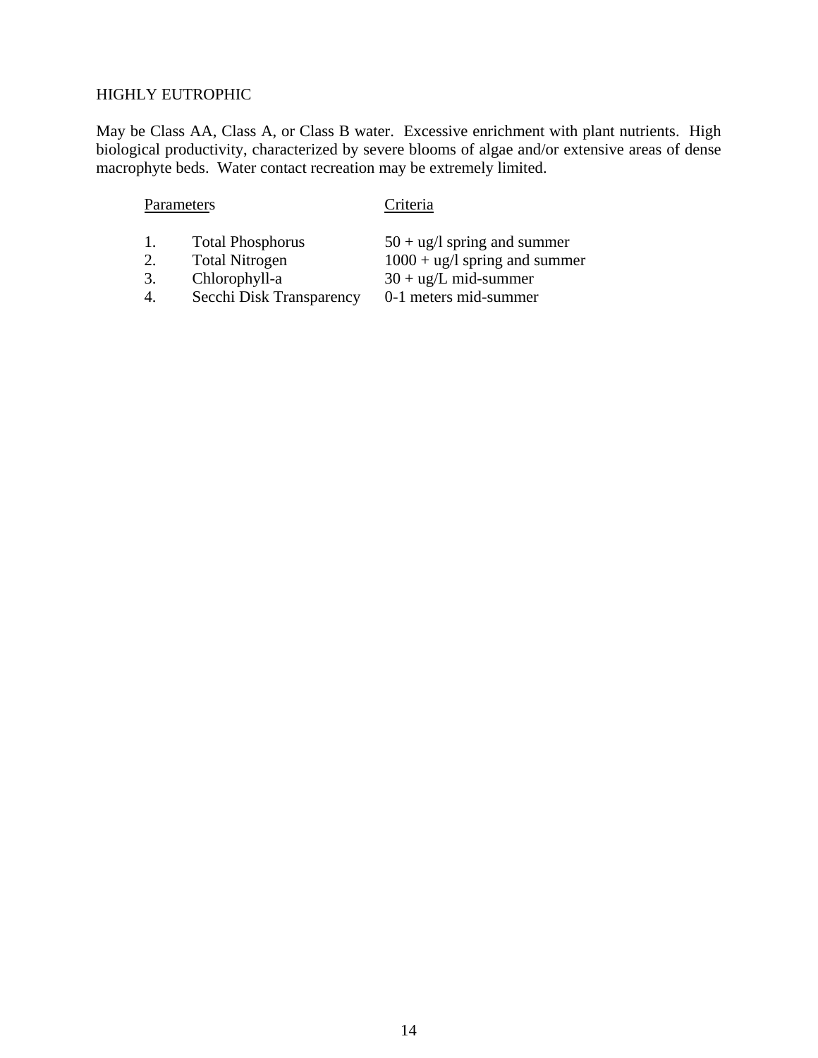## HIGHLY EUTROPHIC

May be Class AA, Class A, or Class B water. Excessive enrichment with plant nutrients. High biological productivity, characterized by severe blooms of algae and/or extensive areas of dense macrophyte beds. Water contact recreation may be extremely limited.

| | Parameters | Criteria |
|---|---|---|
| 1. | Total Phosphorus | 50 + ug/l spring and summer |
| 2. | Total Nitrogen | 1000 + ug/l spring and summer |
| 3. | Chlorophyll-a | 30 + ug/L mid-summer |
| 4. | Secchi Disk Transparency | 0-1 meters mid-summer |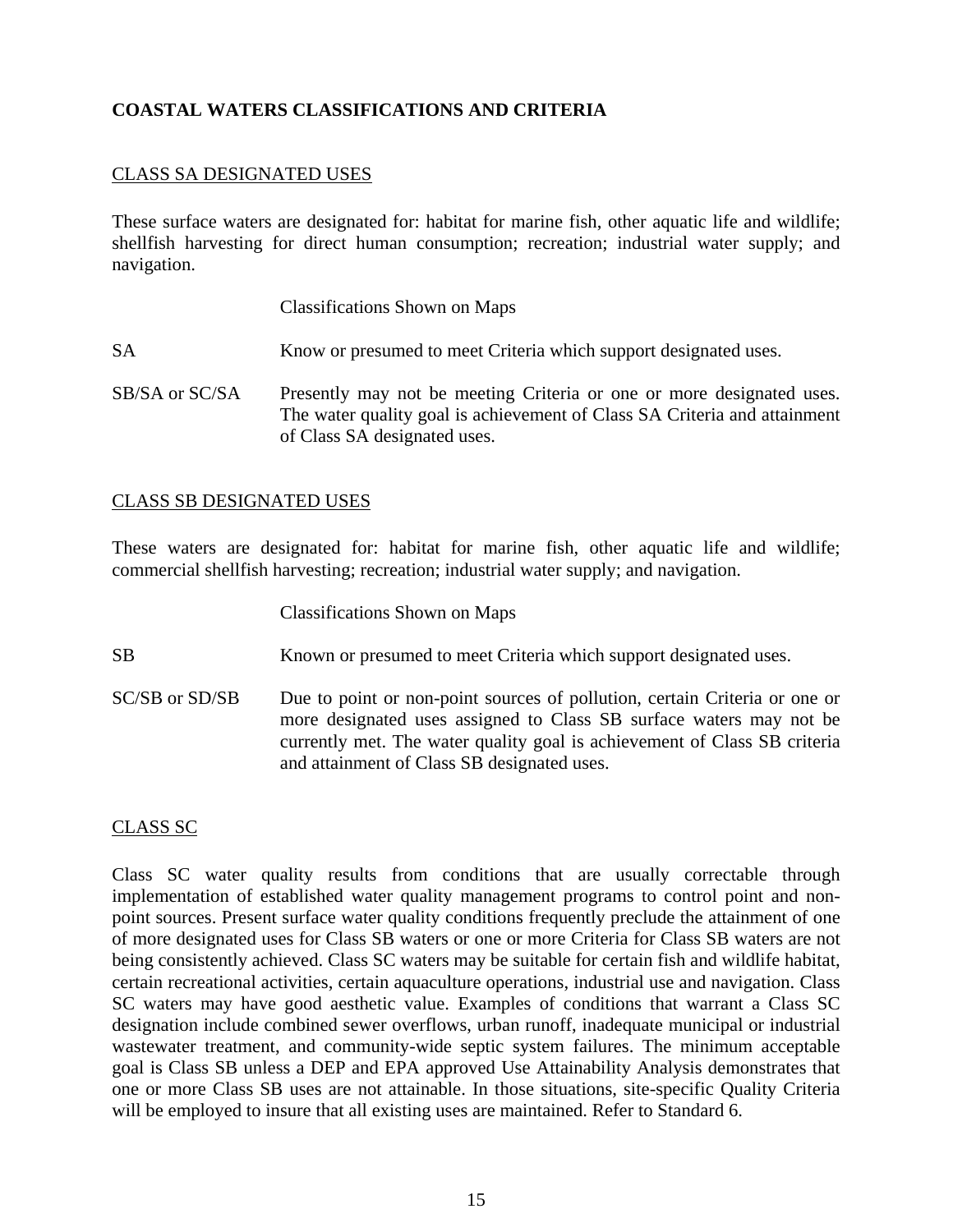## COASTAL WATERS CLASSIFICATIONS AND CRITERIA

### CLASS SA DESIGNATED USES

These surface waters are designated for: habitat for marine fish, other aquatic life and wildlife; shellfish harvesting for direct human consumption; recreation; industrial water supply; and navigation.

Classifications Shown on Maps

| | |
|---|---|
| SA | Know or presumed to meet Criteria which support designated uses. |
| SB/SA or SC/SA | Presently may not be meeting Criteria or one or more designated uses. The water quality goal is achievement of Class SA Criteria and attainment of Class SA designated uses. |

### CLASS SB DESIGNATED USES

These waters are designated for: habitat for marine fish, other aquatic life and wildlife; commercial shellfish harvesting; recreation; industrial water supply; and navigation.

Classifications Shown on Maps

| | |
|---|---|
| SB | Known or presumed to meet Criteria which support designated uses. |
| SC/SB or SD/SB | Due to point or non-point sources of pollution, certain Criteria or one or more designated uses assigned to Class SB surface waters may not be currently met. The water quality goal is achievement of Class SB criteria and attainment of Class SB designated uses. |

### CLASS SC

Class SC water quality results from conditions that are usually correctable through implementation of established water quality management programs to control point and non-point sources. Present surface water quality conditions frequently preclude the attainment of one of more designated uses for Class SB waters or one or more Criteria for Class SB waters are not being consistently achieved. Class SC waters may be suitable for certain fish and wildlife habitat, certain recreational activities, certain aquaculture operations, industrial use and navigation. Class SC waters may have good aesthetic value. Examples of conditions that warrant a Class SC designation include combined sewer overflows, urban runoff, inadequate municipal or industrial wastewater treatment, and community-wide septic system failures. The minimum acceptable goal is Class SB unless a DEP and EPA approved Use Attainability Analysis demonstrates that one or more Class SB uses are not attainable. In those situations, site-specific Quality Criteria will be employed to insure that all existing uses are maintained. Refer to Standard 6.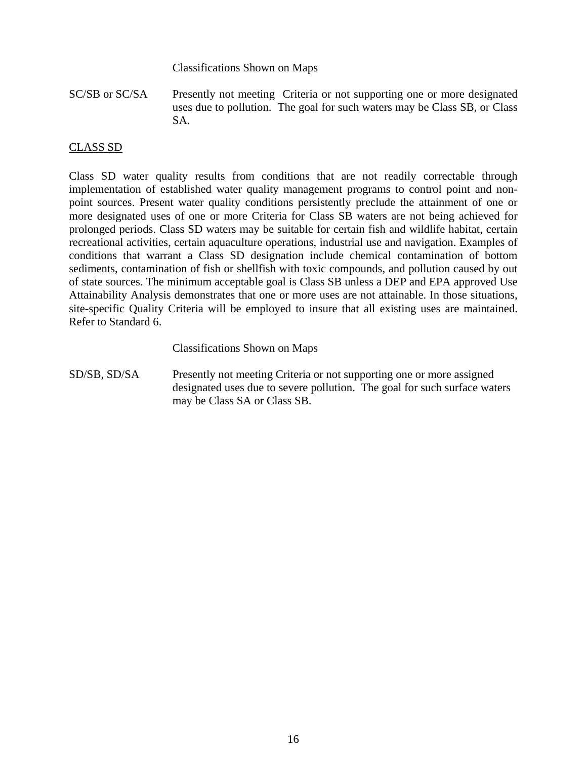Classifications Shown on Maps

SC/SB or SC/SA Presently not meeting Criteria or not supporting one or more designated uses due to pollution. The goal for such waters may be Class SB, or Class SA.

<u>CLASS SD</u>

Class SD water quality results from conditions that are not readily correctable through implementation of established water quality management programs to control point and non-point sources. Present water quality conditions persistently preclude the attainment of one or more designated uses of one or more Criteria for Class SB waters are not being achieved for prolonged periods. Class SD waters may be suitable for certain fish and wildlife habitat, certain recreational activities, certain aquaculture operations, industrial use and navigation. Examples of conditions that warrant a Class SD designation include chemical contamination of bottom sediments, contamination of fish or shellfish with toxic compounds, and pollution caused by out of state sources. The minimum acceptable goal is Class SB unless a DEP and EPA approved Use Attainability Analysis demonstrates that one or more uses are not attainable. In those situations, site-specific Quality Criteria will be employed to insure that all existing uses are maintained. Refer to Standard 6.

Classifications Shown on Maps

SD/SB, SD/SA Presently not meeting Criteria or not supporting one or more assigned designated uses due to severe pollution. The goal for such surface waters may be Class SA or Class SB.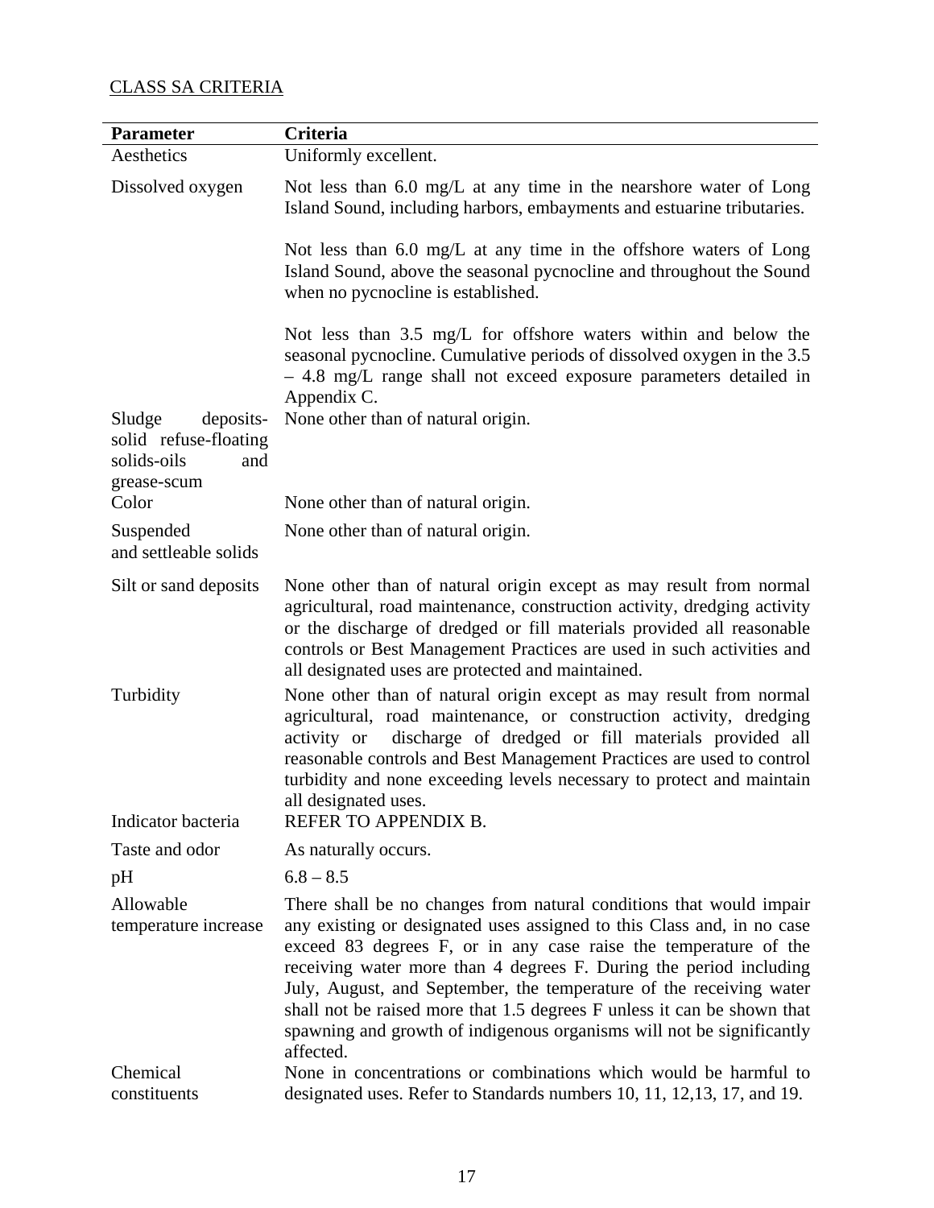CLASS SA CRITERIA

| Parameter | Criteria |
|---|---|
| Aesthetics | Uniformly excellent. |
| Dissolved oxygen | Not less than 6.0 mg/L at any time in the nearshore water of Long Island Sound, including harbors, embayments and estuarine tributaries.<br><br>Not less than 6.0 mg/L at any time in the offshore waters of Long Island Sound, above the seasonal pycnocline and throughout the Sound when no pycnocline is established.<br><br>Not less than 3.5 mg/L for offshore waters within and below the seasonal pycnocline. Cumulative periods of dissolved oxygen in the 3.5 – 4.8 mg/L range shall not exceed exposure parameters detailed in Appendix C. |
| Sludge deposits-solid refuse-floating solids-oils and grease-scum | None other than of natural origin. |
| Color | None other than of natural origin. |
| Suspended and settleable solids | None other than of natural origin. |
| Silt or sand deposits | None other than of natural origin except as may result from normal agricultural, road maintenance, construction activity, dredging activity or the discharge of dredged or fill materials provided all reasonable controls or Best Management Practices are used in such activities and all designated uses are protected and maintained. |
| Turbidity | None other than of natural origin except as may result from normal agricultural, road maintenance, or construction activity, dredging activity or discharge of dredged or fill materials provided all reasonable controls and Best Management Practices are used to control turbidity and none exceeding levels necessary to protect and maintain all designated uses. |
| Indicator bacteria | REFER TO APPENDIX B. |
| Taste and odor | As naturally occurs. |
| pH | 6.8 – 8.5 |
| Allowable temperature increase | There shall be no changes from natural conditions that would impair any existing or designated uses assigned to this Class and, in no case exceed 83 degrees F, or in any case raise the temperature of the receiving water more than 4 degrees F. During the period including July, August, and September, the temperature of the receiving water shall not be raised more that 1.5 degrees F unless it can be shown that spawning and growth of indigenous organisms will not be significantly affected. |
| Chemical constituents | None in concentrations or combinations which would be harmful to designated uses. Refer to Standards numbers 10, 11, 12,13, 17, and 19. |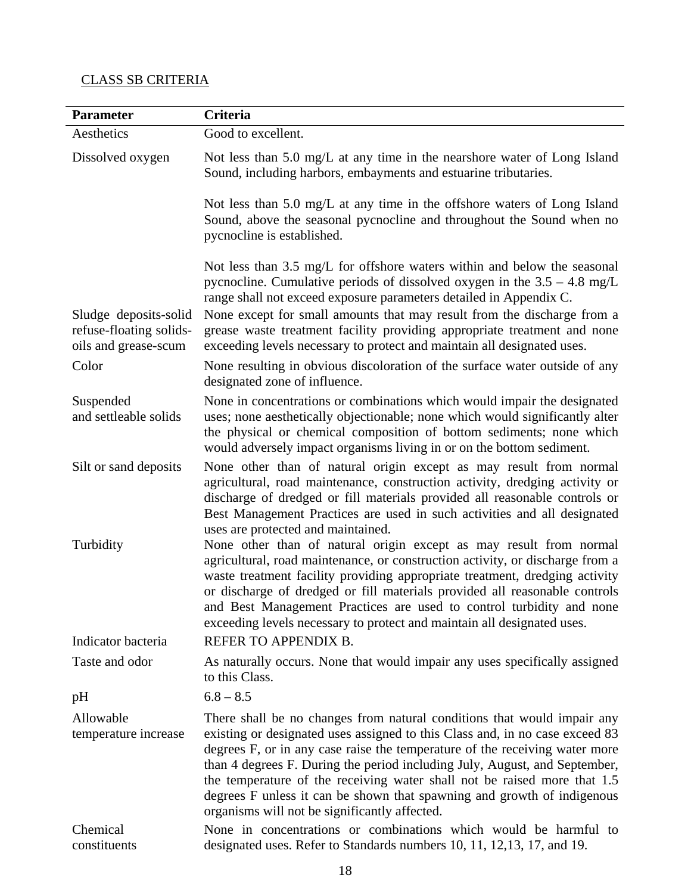CLASS SB CRITERIA

| Parameter | Criteria |
|---|---|
| Aesthetics | Good to excellent. |
| Dissolved oxygen | Not less than 5.0 mg/L at any time in the nearshore water of Long Island Sound, including harbors, embayments and estuarine tributaries.<br><br>Not less than 5.0 mg/L at any time in the offshore waters of Long Island Sound, above the seasonal pycnocline and throughout the Sound when no pycnocline is established.<br><br>Not less than 3.5 mg/L for offshore waters within and below the seasonal pycnocline. Cumulative periods of dissolved oxygen in the 3.5 – 4.8 mg/L range shall not exceed exposure parameters detailed in Appendix C. |
| Sludge deposits-solid refuse-floating solids-oils and grease-scum | None except for small amounts that may result from the discharge from a grease waste treatment facility providing appropriate treatment and none exceeding levels necessary to protect and maintain all designated uses. |
| Color | None resulting in obvious discoloration of the surface water outside of any designated zone of influence. |
| Suspended and settleable solids | None in concentrations or combinations which would impair the designated uses; none aesthetically objectionable; none which would significantly alter the physical or chemical composition of bottom sediments; none which would adversely impact organisms living in or on the bottom sediment. |
| Silt or sand deposits | None other than of natural origin except as may result from normal agricultural, road maintenance, construction activity, dredging activity or discharge of dredged or fill materials provided all reasonable controls or Best Management Practices are used in such activities and all designated uses are protected and maintained. |
| Turbidity | None other than of natural origin except as may result from normal agricultural, road maintenance, or construction activity, or discharge from a waste treatment facility providing appropriate treatment, dredging activity or discharge of dredged or fill materials provided all reasonable controls and Best Management Practices are used to control turbidity and none exceeding levels necessary to protect and maintain all designated uses. |
| Indicator bacteria | REFER TO APPENDIX B. |
| Taste and odor | As naturally occurs. None that would impair any uses specifically assigned to this Class. |
| pH | 6.8 – 8.5 |
| Allowable temperature increase | There shall be no changes from natural conditions that would impair any existing or designated uses assigned to this Class and, in no case exceed 83 degrees F, or in any case raise the temperature of the receiving water more than 4 degrees F. During the period including July, August, and September, the temperature of the receiving water shall not be raised more that 1.5 degrees F unless it can be shown that spawning and growth of indigenous organisms will not be significantly affected. |
| Chemical constituents | None in concentrations or combinations which would be harmful to designated uses. Refer to Standards numbers 10, 11, 12,13, 17, and 19. |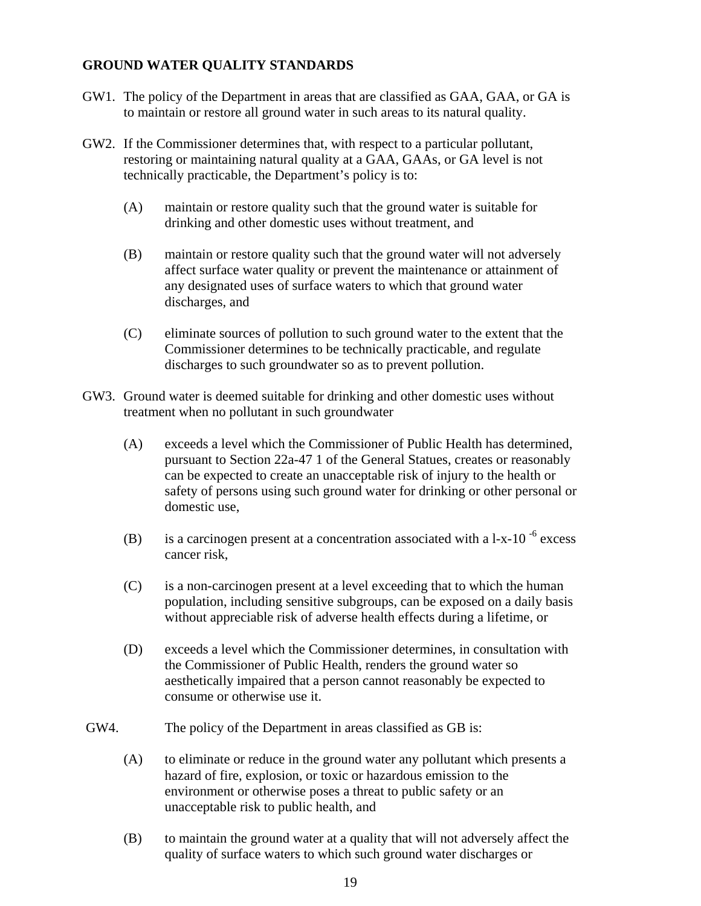**GROUND WATER QUALITY STANDARDS**

GW1. The policy of the Department in areas that are classified as GAA, GAA, or GA is to maintain or restore all ground water in such areas to its natural quality.

GW2. If the Commissioner determines that, with respect to a particular pollutant, restoring or maintaining natural quality at a GAA, GAAs, or GA level is not technically practicable, the Department's policy is to:

(A) maintain or restore quality such that the ground water is suitable for drinking and other domestic uses without treatment, and

(B) maintain or restore quality such that the ground water will not adversely affect surface water quality or prevent the maintenance or attainment of any designated uses of surface waters to which that ground water discharges, and

(C) eliminate sources of pollution to such ground water to the extent that the Commissioner determines to be technically practicable, and regulate discharges to such groundwater so as to prevent pollution.

GW3. Ground water is deemed suitable for drinking and other domestic uses without treatment when no pollutant in such groundwater

(A) exceeds a level which the Commissioner of Public Health has determined, pursuant to Section 22a-47 1 of the General Statues, creates or reasonably can be expected to create an unacceptable risk of injury to the health or safety of persons using such ground water for drinking or other personal or domestic use,

(B) is a carcinogen present at a concentration associated with a l-x-10 $^{-6}$ excess cancer risk,

(C) is a non-carcinogen present at a level exceeding that to which the human population, including sensitive subgroups, can be exposed on a daily basis without appreciable risk of adverse health effects during a lifetime, or

(D) exceeds a level which the Commissioner determines, in consultation with the Commissioner of Public Health, renders the ground water so aesthetically impaired that a person cannot reasonably be expected to consume or otherwise use it.

GW4. The policy of the Department in areas classified as GB is:

(A) to eliminate or reduce in the ground water any pollutant which presents a hazard of fire, explosion, or toxic or hazardous emission to the environment or otherwise poses a threat to public safety or an unacceptable risk to public health, and

(B) to maintain the ground water at a quality that will not adversely affect the quality of surface waters to which such ground water discharges or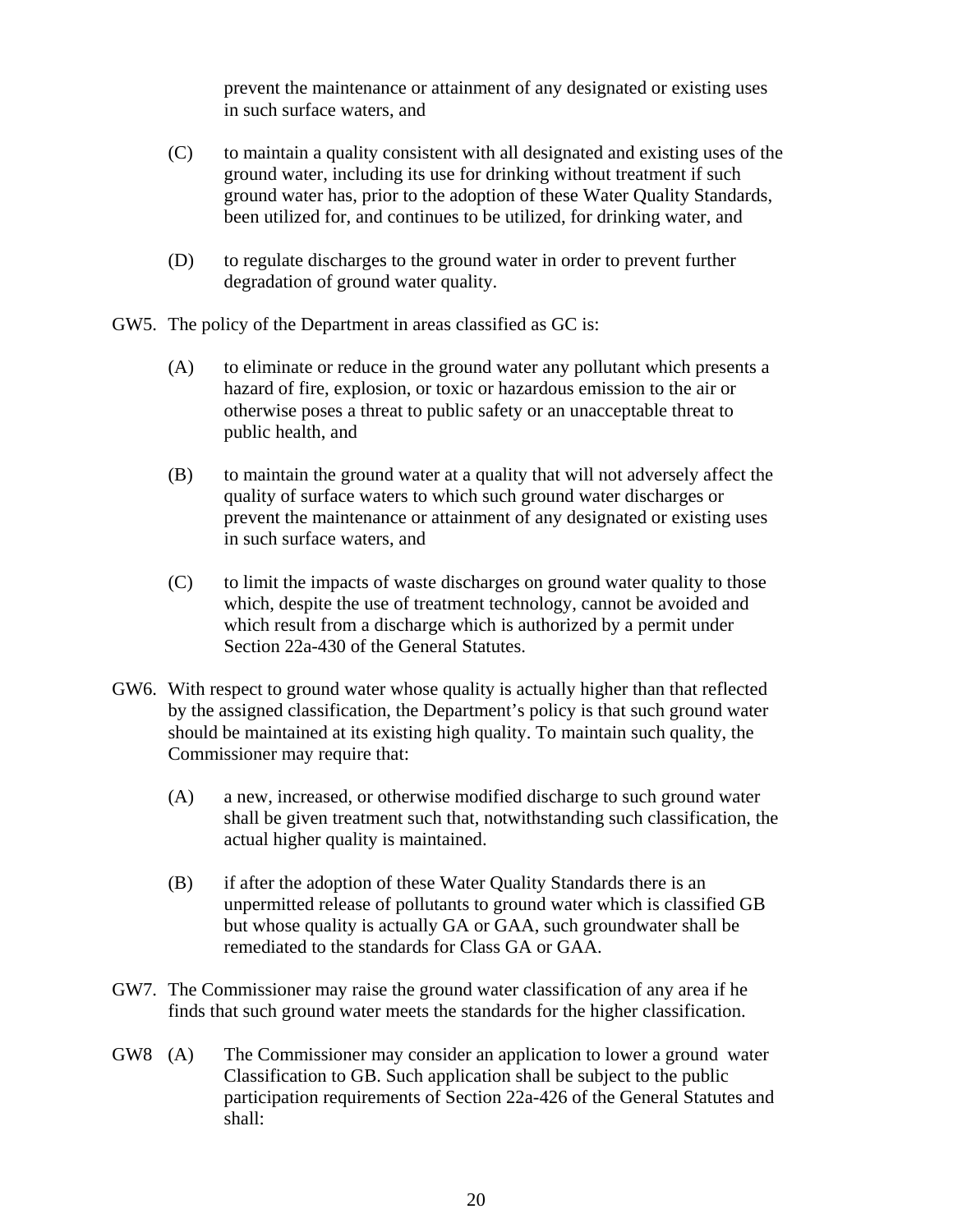prevent the maintenance or attainment of any designated or existing uses in such surface waters, and

(C) to maintain a quality consistent with all designated and existing uses of the ground water, including its use for drinking without treatment if such ground water has, prior to the adoption of these Water Quality Standards, been utilized for, and continues to be utilized, for drinking water, and

(D) to regulate discharges to the ground water in order to prevent further degradation of ground water quality.

GW5. The policy of the Department in areas classified as GC is:

(A) to eliminate or reduce in the ground water any pollutant which presents a hazard of fire, explosion, or toxic or hazardous emission to the air or otherwise poses a threat to public safety or an unacceptable threat to public health, and

(B) to maintain the ground water at a quality that will not adversely affect the quality of surface waters to which such ground water discharges or prevent the maintenance or attainment of any designated or existing uses in such surface waters, and

(C) to limit the impacts of waste discharges on ground water quality to those which, despite the use of treatment technology, cannot be avoided and which result from a discharge which is authorized by a permit under Section 22a-430 of the General Statutes.

GW6. With respect to ground water whose quality is actually higher than that reflected by the assigned classification, the Department's policy is that such ground water should be maintained at its existing high quality. To maintain such quality, the Commissioner may require that:

(A) a new, increased, or otherwise modified discharge to such ground water shall be given treatment such that, notwithstanding such classification, the actual higher quality is maintained.

(B) if after the adoption of these Water Quality Standards there is an unpermitted release of pollutants to ground water which is classified GB but whose quality is actually GA or GAA, such groundwater shall be remediated to the standards for Class GA or GAA.

GW7. The Commissioner may raise the ground water classification of any area if he finds that such ground water meets the standards for the higher classification.

GW8 (A) The Commissioner may consider an application to lower a ground water Classification to GB. Such application shall be subject to the public participation requirements of Section 22a-426 of the General Statutes and shall: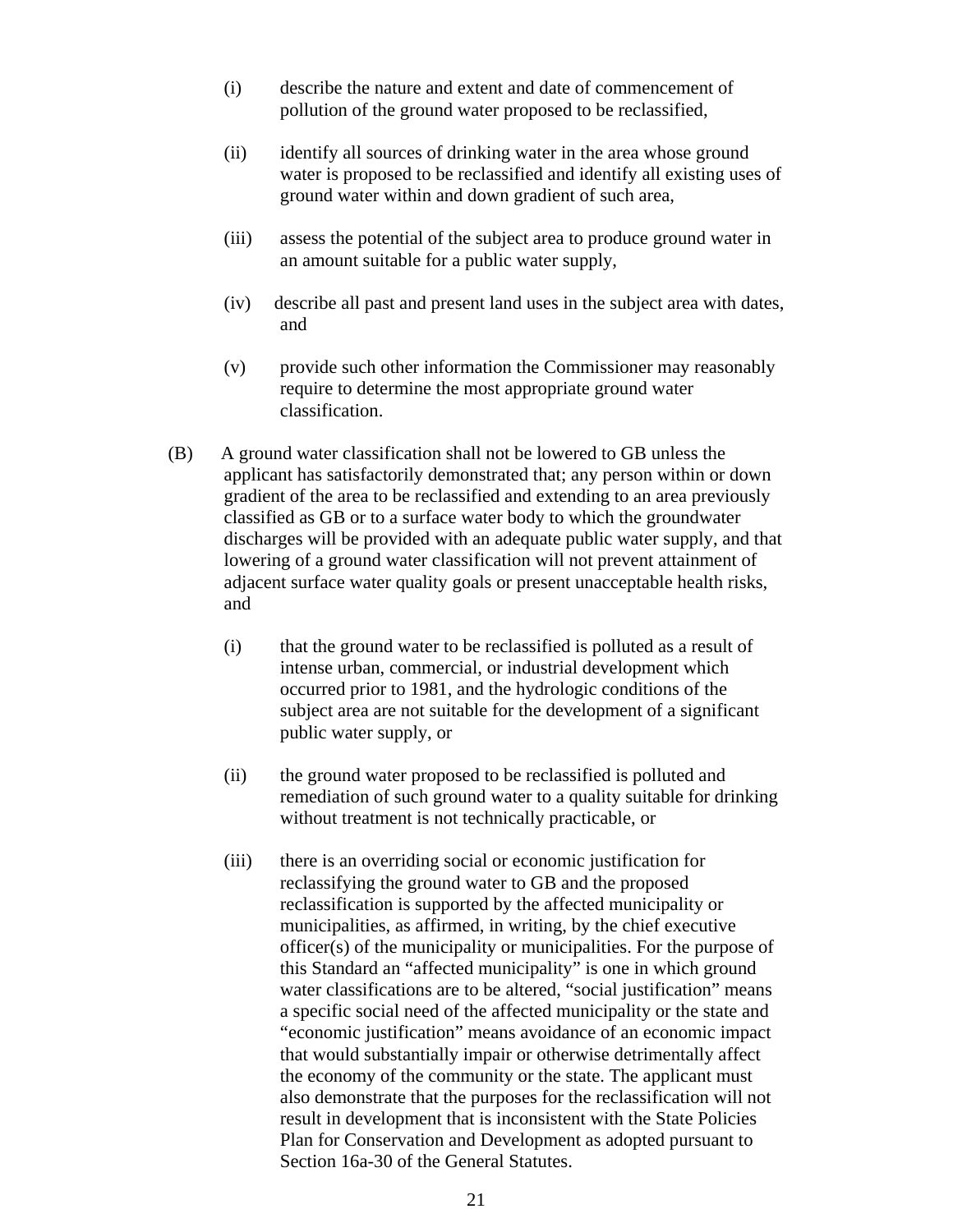(i) describe the nature and extent and date of commencement of pollution of the ground water proposed to be reclassified,

(ii) identify all sources of drinking water in the area whose ground water is proposed to be reclassified and identify all existing uses of ground water within and down gradient of such area,

(iii) assess the potential of the subject area to produce ground water in an amount suitable for a public water supply,

(iv) describe all past and present land uses in the subject area with dates, and

(v) provide such other information the Commissioner may reasonably require to determine the most appropriate ground water classification.

(B) A ground water classification shall not be lowered to GB unless the applicant has satisfactorily demonstrated that; any person within or down gradient of the area to be reclassified and extending to an area previously classified as GB or to a surface water body to which the groundwater discharges will be provided with an adequate public water supply, and that lowering of a ground water classification will not prevent attainment of adjacent surface water quality goals or present unacceptable health risks, and

(i) that the ground water to be reclassified is polluted as a result of intense urban, commercial, or industrial development which occurred prior to 1981, and the hydrologic conditions of the subject area are not suitable for the development of a significant public water supply, or

(ii) the ground water proposed to be reclassified is polluted and remediation of such ground water to a quality suitable for drinking without treatment is not technically practicable, or

(iii) there is an overriding social or economic justification for reclassifying the ground water to GB and the proposed reclassification is supported by the affected municipality or municipalities, as affirmed, in writing, by the chief executive officer(s) of the municipality or municipalities. For the purpose of this Standard an "affected municipality" is one in which ground water classifications are to be altered, "social justification" means a specific social need of the affected municipality or the state and "economic justification" means avoidance of an economic impact that would substantially impair or otherwise detrimentally affect the economy of the community or the state. The applicant must also demonstrate that the purposes for the reclassification will not result in development that is inconsistent with the State Policies Plan for Conservation and Development as adopted pursuant to Section 16a-30 of the General Statutes.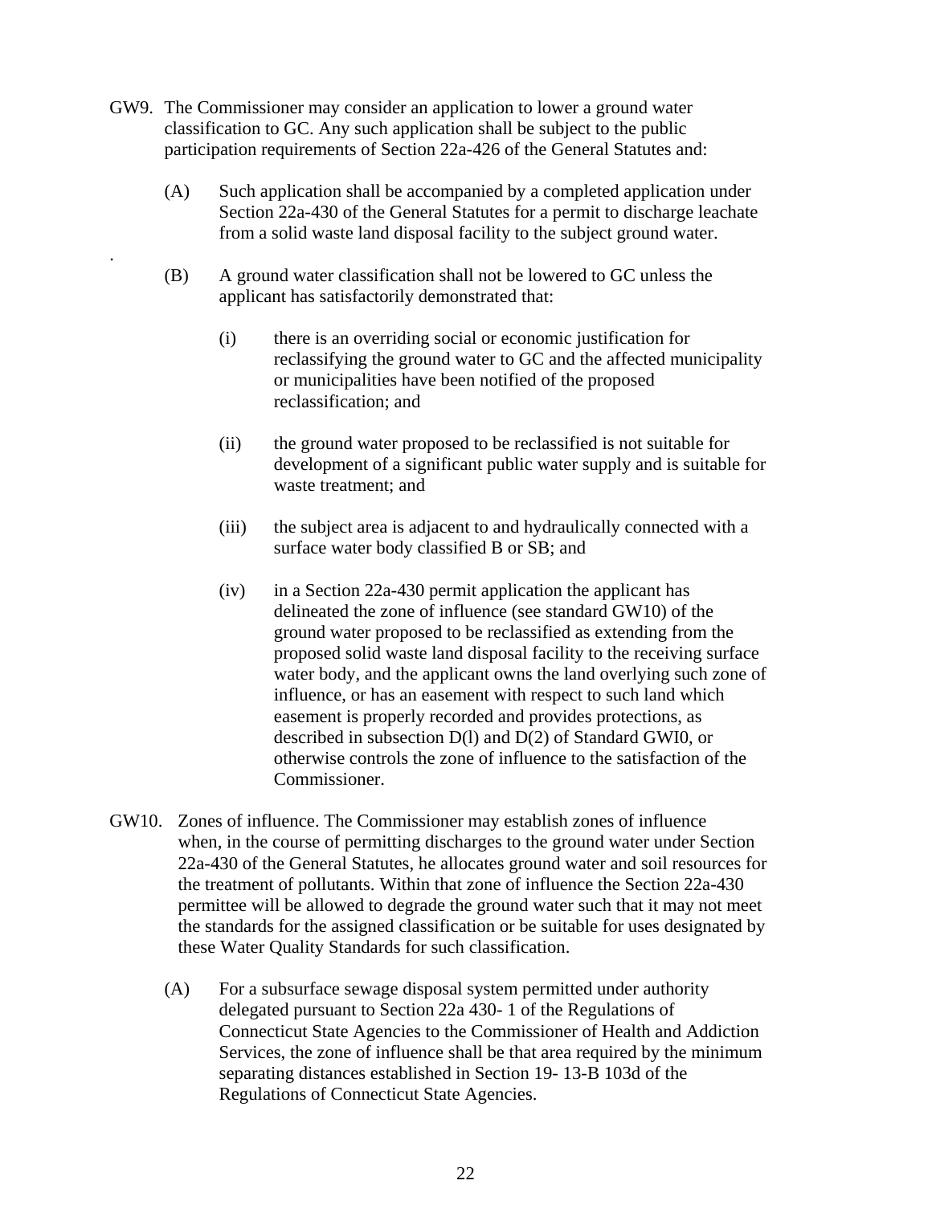GW9. The Commissioner may consider an application to lower a ground water classification to GC. Any such application shall be subject to the public participation requirements of Section 22a-426 of the General Statutes and:

(A) Such application shall be accompanied by a completed application under Section 22a-430 of the General Statutes for a permit to discharge leachate from a solid waste land disposal facility to the subject ground water.

(B) A ground water classification shall not be lowered to GC unless the applicant has satisfactorily demonstrated that:

(i) there is an overriding social or economic justification for reclassifying the ground water to GC and the affected municipality or municipalities have been notified of the proposed reclassification; and

(ii) the ground water proposed to be reclassified is not suitable for development of a significant public water supply and is suitable for waste treatment; and

(iii) the subject area is adjacent to and hydraulically connected with a surface water body classified B or SB; and

(iv) in a Section 22a-430 permit application the applicant has delineated the zone of influence (see standard GW10) of the ground water proposed to be reclassified as extending from the proposed solid waste land disposal facility to the receiving surface water body, and the applicant owns the land overlying such zone of influence, or has an easement with respect to such land which easement is properly recorded and provides protections, as described in subsection D(l) and D(2) of Standard GWI0, or otherwise controls the zone of influence to the satisfaction of the Commissioner.

GW10. Zones of influence. The Commissioner may establish zones of influence when, in the course of permitting discharges to the ground water under Section 22a-430 of the General Statutes, he allocates ground water and soil resources for the treatment of pollutants. Within that zone of influence the Section 22a-430 permittee will be allowed to degrade the ground water such that it may not meet the standards for the assigned classification or be suitable for uses designated by these Water Quality Standards for such classification.

(A) For a subsurface sewage disposal system permitted under authority delegated pursuant to Section 22a 430- 1 of the Regulations of Connecticut State Agencies to the Commissioner of Health and Addiction Services, the zone of influence shall be that area required by the minimum separating distances established in Section 19- 13-B 103d of the Regulations of Connecticut State Agencies.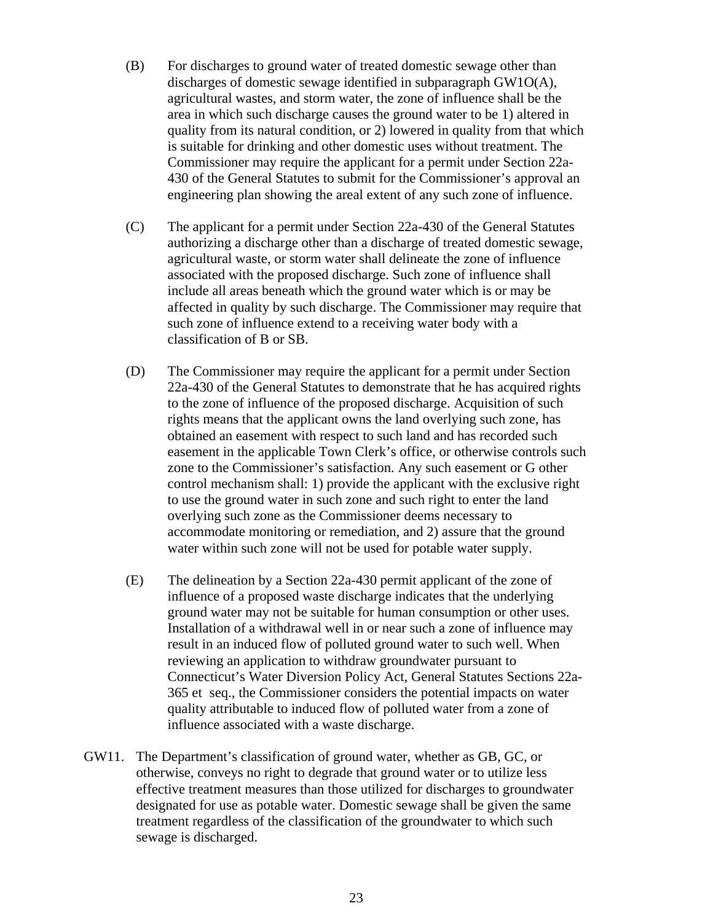(B) For discharges to ground water of treated domestic sewage other than discharges of domestic sewage identified in subparagraph GW1O(A), agricultural wastes, and storm water, the zone of influence shall be the area in which such discharge causes the ground water to be 1) altered in quality from its natural condition, or 2) lowered in quality from that which is suitable for drinking and other domestic uses without treatment. The Commissioner may require the applicant for a permit under Section 22a-430 of the General Statutes to submit for the Commissioner's approval an engineering plan showing the areal extent of any such zone of influence.

(C) The applicant for a permit under Section 22a-430 of the General Statutes authorizing a discharge other than a discharge of treated domestic sewage, agricultural waste, or storm water shall delineate the zone of influence associated with the proposed discharge. Such zone of influence shall include all areas beneath which the ground water which is or may be affected in quality by such discharge. The Commissioner may require that such zone of influence extend to a receiving water body with a classification of B or SB.

(D) The Commissioner may require the applicant for a permit under Section 22a-430 of the General Statutes to demonstrate that he has acquired rights to the zone of influence of the proposed discharge. Acquisition of such rights means that the applicant owns the land overlying such zone, has obtained an easement with respect to such land and has recorded such easement in the applicable Town Clerk's office, or otherwise controls such zone to the Commissioner's satisfaction. Any such easement or G other control mechanism shall: 1) provide the applicant with the exclusive right to use the ground water in such zone and such right to enter the land overlying such zone as the Commissioner deems necessary to accommodate monitoring or remediation, and 2) assure that the ground water within such zone will not be used for potable water supply.

(E) The delineation by a Section 22a-430 permit applicant of the zone of influence of a proposed waste discharge indicates that the underlying ground water may not be suitable for human consumption or other uses. Installation of a withdrawal well in or near such a zone of influence may result in an induced flow of polluted ground water to such well. When reviewing an application to withdraw groundwater pursuant to Connecticut's Water Diversion Policy Act, General Statutes Sections 22a-365 et seq., the Commissioner considers the potential impacts on water quality attributable to induced flow of polluted water from a zone of influence associated with a waste discharge.

GW11. The Department's classification of ground water, whether as GB, GC, or otherwise, conveys no right to degrade that ground water or to utilize less effective treatment measures than those utilized for discharges to groundwater designated for use as potable water. Domestic sewage shall be given the same treatment regardless of the classification of the groundwater to which such sewage is discharged.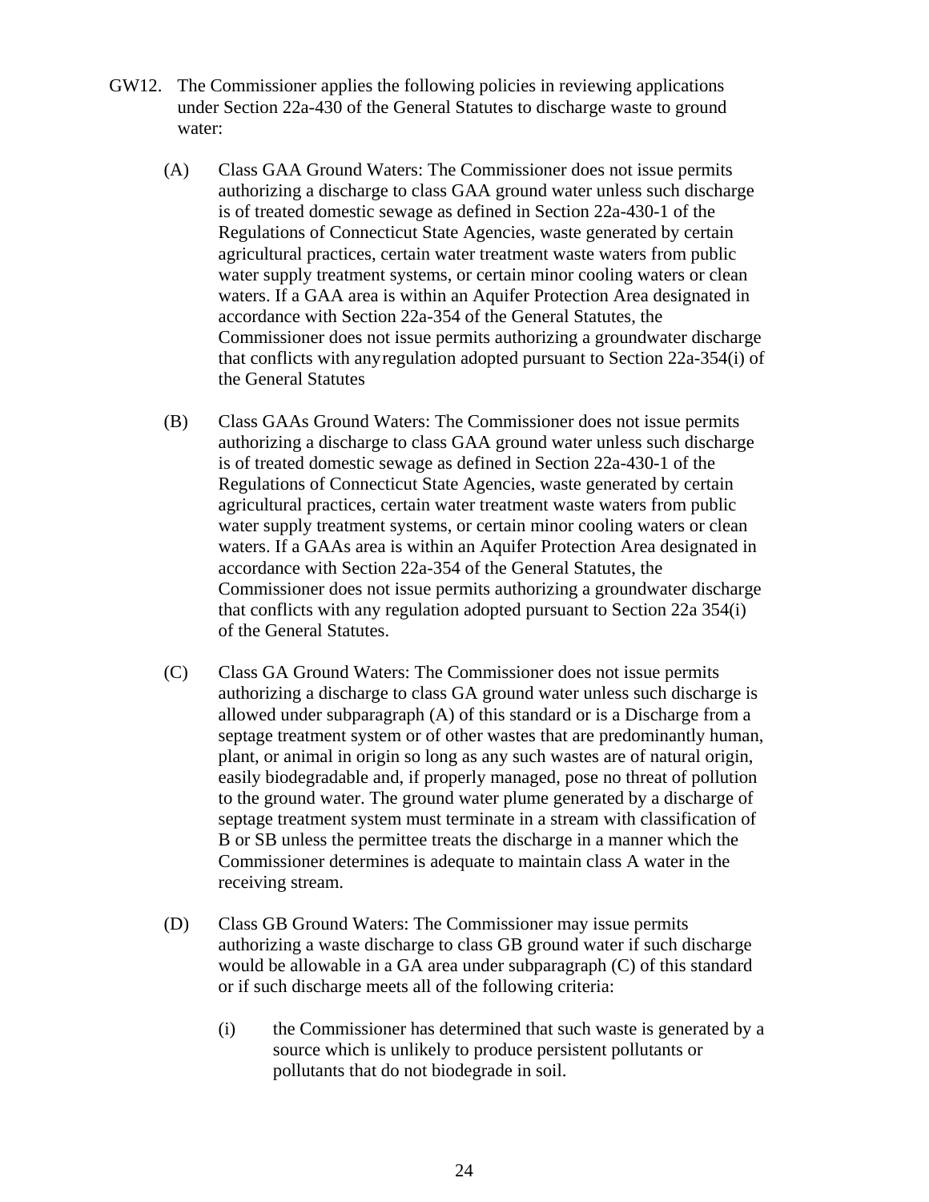GW12. The Commissioner applies the following policies in reviewing applications under Section 22a-430 of the General Statutes to discharge waste to ground water:

(A) Class GAA Ground Waters: The Commissioner does not issue permits authorizing a discharge to class GAA ground water unless such discharge is of treated domestic sewage as defined in Section 22a-430-1 of the Regulations of Connecticut State Agencies, waste generated by certain agricultural practices, certain water treatment waste waters from public water supply treatment systems, or certain minor cooling waters or clean waters. If a GAA area is within an Aquifer Protection Area designated in accordance with Section 22a-354 of the General Statutes, the Commissioner does not issue permits authorizing a groundwater discharge that conflicts with anyregulation adopted pursuant to Section 22a-354(i) of the General Statutes

(B) Class GAAs Ground Waters: The Commissioner does not issue permits authorizing a discharge to class GAA ground water unless such discharge is of treated domestic sewage as defined in Section 22a-430-1 of the Regulations of Connecticut State Agencies, waste generated by certain agricultural practices, certain water treatment waste waters from public water supply treatment systems, or certain minor cooling waters or clean waters. If a GAAs area is within an Aquifer Protection Area designated in accordance with Section 22a-354 of the General Statutes, the Commissioner does not issue permits authorizing a groundwater discharge that conflicts with any regulation adopted pursuant to Section 22a 354(i) of the General Statutes.

(C) Class GA Ground Waters: The Commissioner does not issue permits authorizing a discharge to class GA ground water unless such discharge is allowed under subparagraph (A) of this standard or is a Discharge from a septage treatment system or of other wastes that are predominantly human, plant, or animal in origin so long as any such wastes are of natural origin, easily biodegradable and, if properly managed, pose no threat of pollution to the ground water. The ground water plume generated by a discharge of septage treatment system must terminate in a stream with classification of B or SB unless the permittee treats the discharge in a manner which the Commissioner determines is adequate to maintain class A water in the receiving stream.

(D) Class GB Ground Waters: The Commissioner may issue permits authorizing a waste discharge to class GB ground water if such discharge would be allowable in a GA area under subparagraph (C) of this standard or if such discharge meets all of the following criteria:

(i) the Commissioner has determined that such waste is generated by a source which is unlikely to produce persistent pollutants or pollutants that do not biodegrade in soil.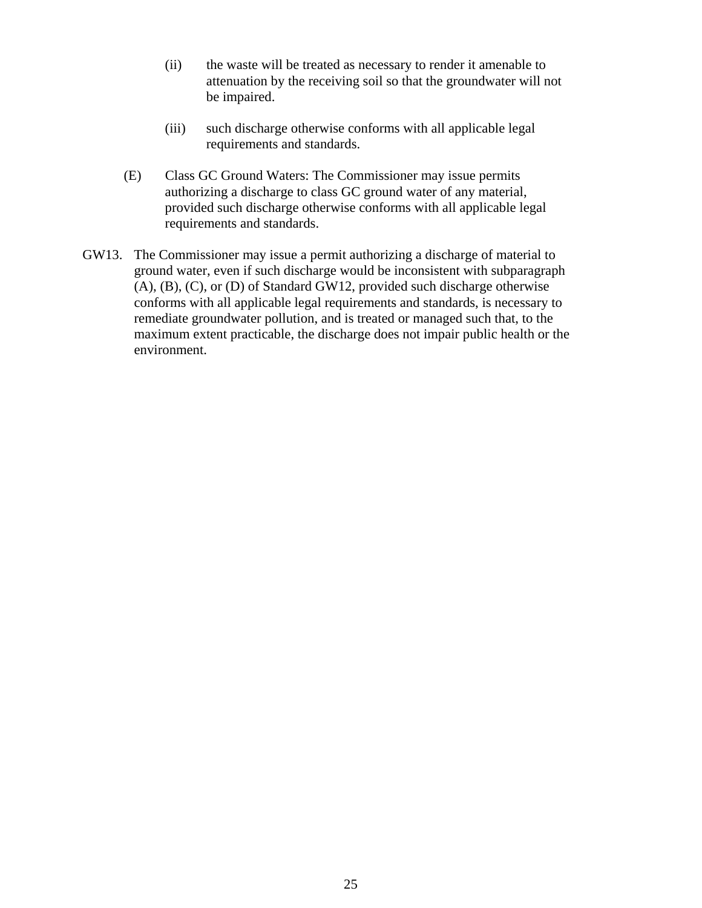(ii) the waste will be treated as necessary to render it amenable to attenuation by the receiving soil so that the groundwater will not be impaired.

(iii) such discharge otherwise conforms with all applicable legal requirements and standards.

(E) Class GC Ground Waters: The Commissioner may issue permits authorizing a discharge to class GC ground water of any material, provided such discharge otherwise conforms with all applicable legal requirements and standards.

GW13. The Commissioner may issue a permit authorizing a discharge of material to ground water, even if such discharge would be inconsistent with subparagraph (A), (B), (C), or (D) of Standard GW12, provided such discharge otherwise conforms with all applicable legal requirements and standards, is necessary to remediate groundwater pollution, and is treated or managed such that, to the maximum extent practicable, the discharge does not impair public health or the environment.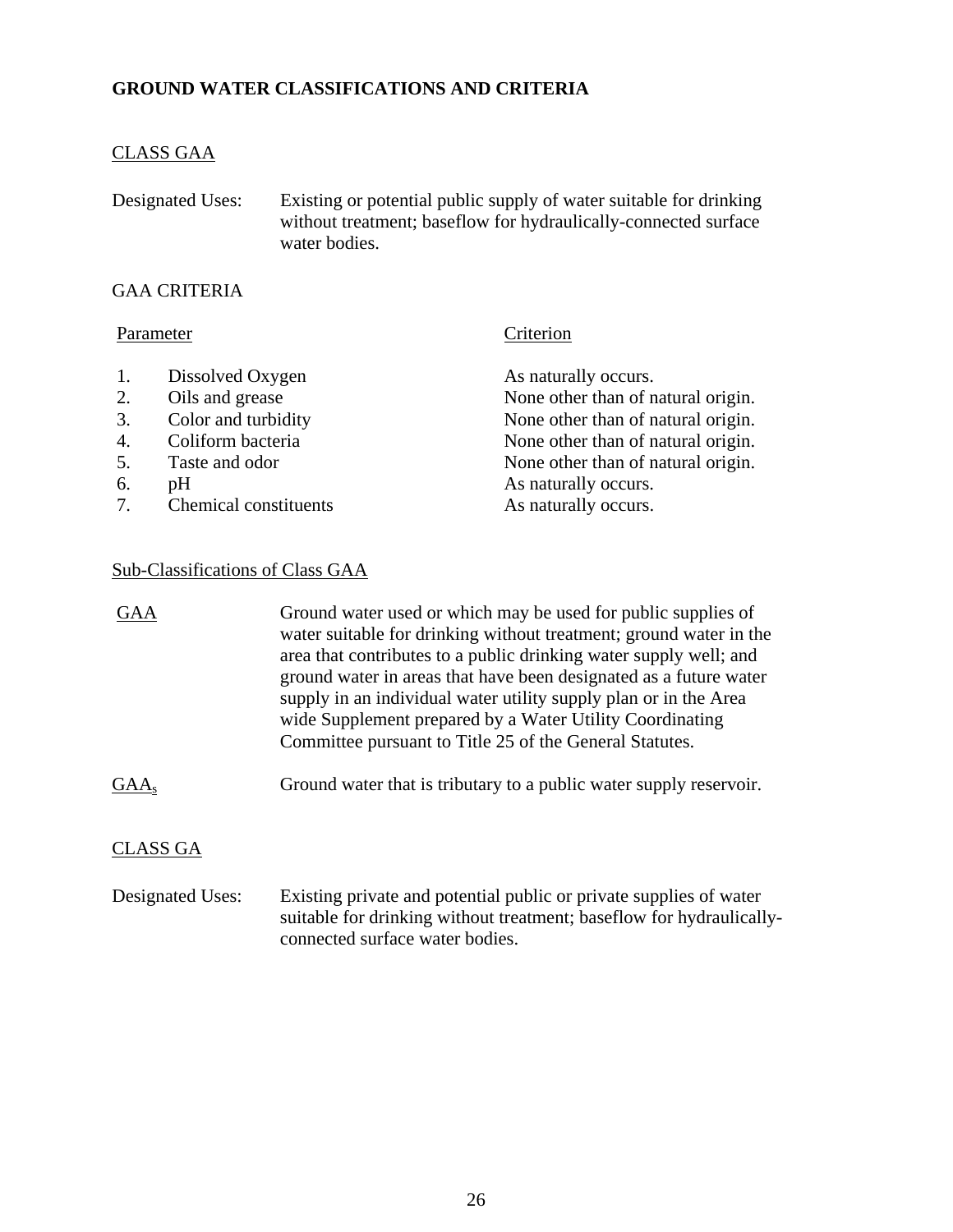## GROUND WATER CLASSIFICATIONS AND CRITERIA

### CLASS GAA

Designated Uses: Existing or potential public supply of water suitable for drinking without treatment; baseflow for hydraulically-connected surface water bodies.

#### GAA CRITERIA

| | Parameter | Criterion |
|---|---|---|
| 1. | Dissolved Oxygen | As naturally occurs. |
| 2. | Oils and grease | None other than of natural origin. |
| 3. | Color and turbidity | None other than of natural origin. |
| 4. | Coliform bacteria | None other than of natural origin. |
| 5. | Taste and odor | None other than of natural origin. |
| 6. | pH | As naturally occurs. |
| 7. | Chemical constituents | As naturally occurs. |

#### Sub-Classifications of Class GAA

GAA — Ground water used or which may be used for public supplies of water suitable for drinking without treatment; ground water in the area that contributes to a public drinking water supply well; and ground water in areas that have been designated as a future water supply in an individual water utility supply plan or in the Area wide Supplement prepared by a Water Utility Coordinating Committee pursuant to Title 25 of the General Statutes.

$GAA_s$ — Ground water that is tributary to a public water supply reservoir.

### CLASS GA

Designated Uses: Existing private and potential public or private supplies of water suitable for drinking without treatment; baseflow for hydraulically-connected surface water bodies.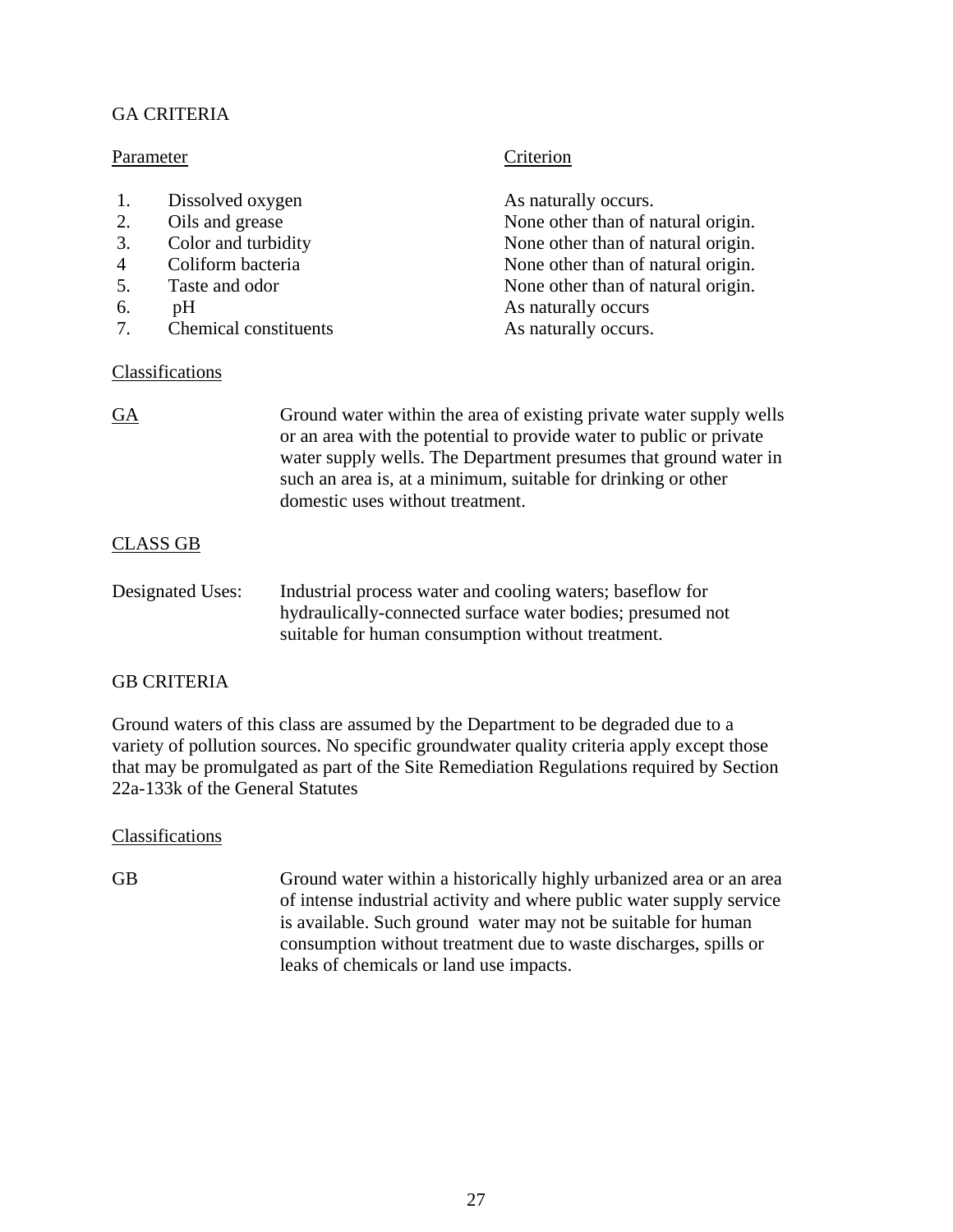GA CRITERIA

| Parameter | Criterion |
|---|---|
| 1. Dissolved oxygen | As naturally occurs. |
| 2. Oils and grease | None other than of natural origin. |
| 3. Color and turbidity | None other than of natural origin. |
| 4 Coliform bacteria | None other than of natural origin. |
| 5. Taste and odor | None other than of natural origin. |
| 6. pH | As naturally occurs |
| 7. Chemical constituents | As naturally occurs. |

Classifications

GA — Ground water within the area of existing private water supply wells or an area with the potential to provide water to public or private water supply wells. The Department presumes that ground water in such an area is, at a minimum, suitable for drinking or other domestic uses without treatment.

CLASS GB

Designated Uses: Industrial process water and cooling waters; baseflow for hydraulically-connected surface water bodies; presumed not suitable for human consumption without treatment.

GB CRITERIA

Ground waters of this class are assumed by the Department to be degraded due to a variety of pollution sources. No specific groundwater quality criteria apply except those that may be promulgated as part of the Site Remediation Regulations required by Section 22a-133k of the General Statutes

Classifications

GB — Ground water within a historically highly urbanized area or an area of intense industrial activity and where public water supply service is available. Such ground water may not be suitable for human consumption without treatment due to waste discharges, spills or leaks of chemicals or land use impacts.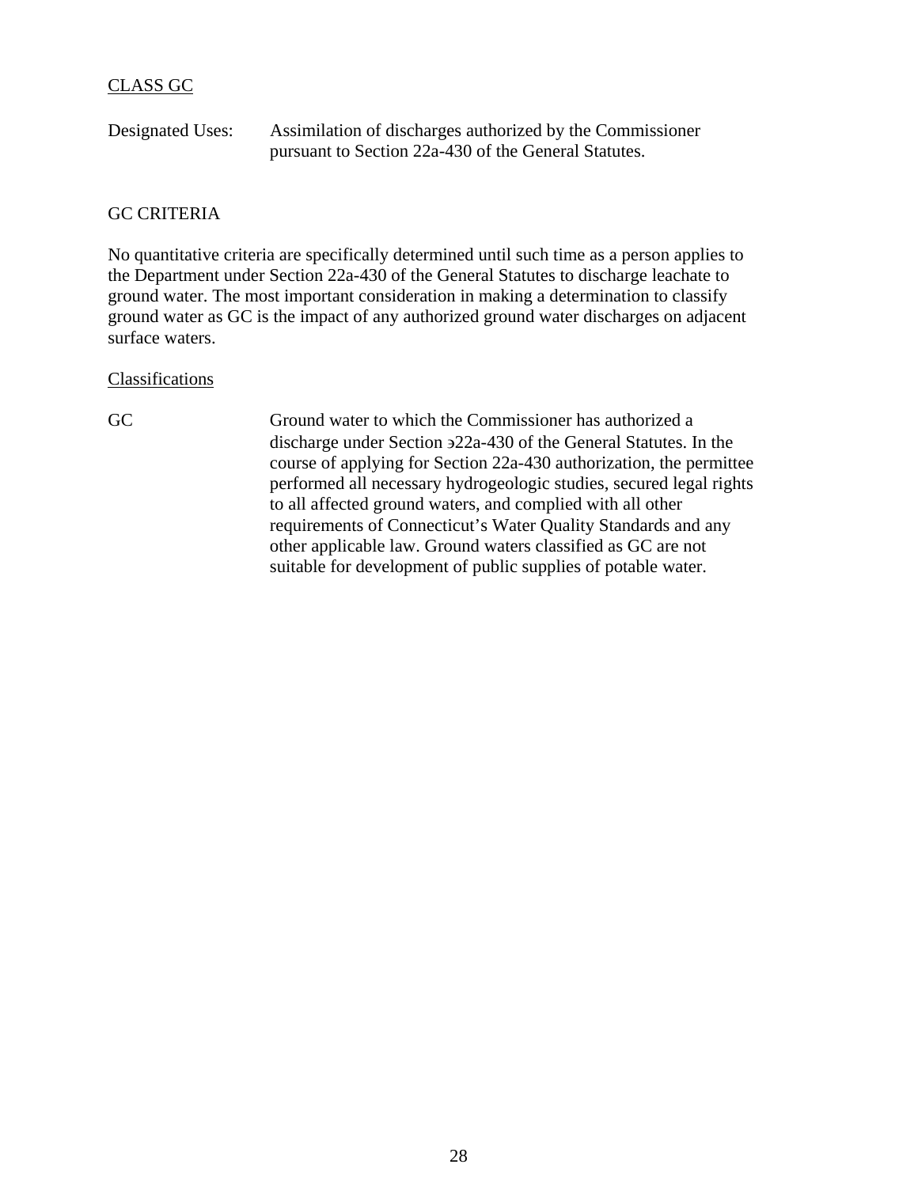CLASS GC

Designated Uses: Assimilation of discharges authorized by the Commissioner pursuant to Section 22a-430 of the General Statutes.

GC CRITERIA

No quantitative criteria are specifically determined until such time as a person applies to the Department under Section 22a-430 of the General Statutes to discharge leachate to ground water. The most important consideration in making a determination to classify ground water as GC is the impact of any authorized ground water discharges on adjacent surface waters.

Classifications

GC — Ground water to which the Commissioner has authorized a discharge under Section э22a-430 of the General Statutes. In the course of applying for Section 22a-430 authorization, the permittee performed all necessary hydrogeologic studies, secured legal rights to all affected ground waters, and complied with all other requirements of Connecticut's Water Quality Standards and any other applicable law. Ground waters classified as GC are not suitable for development of public supplies of potable water.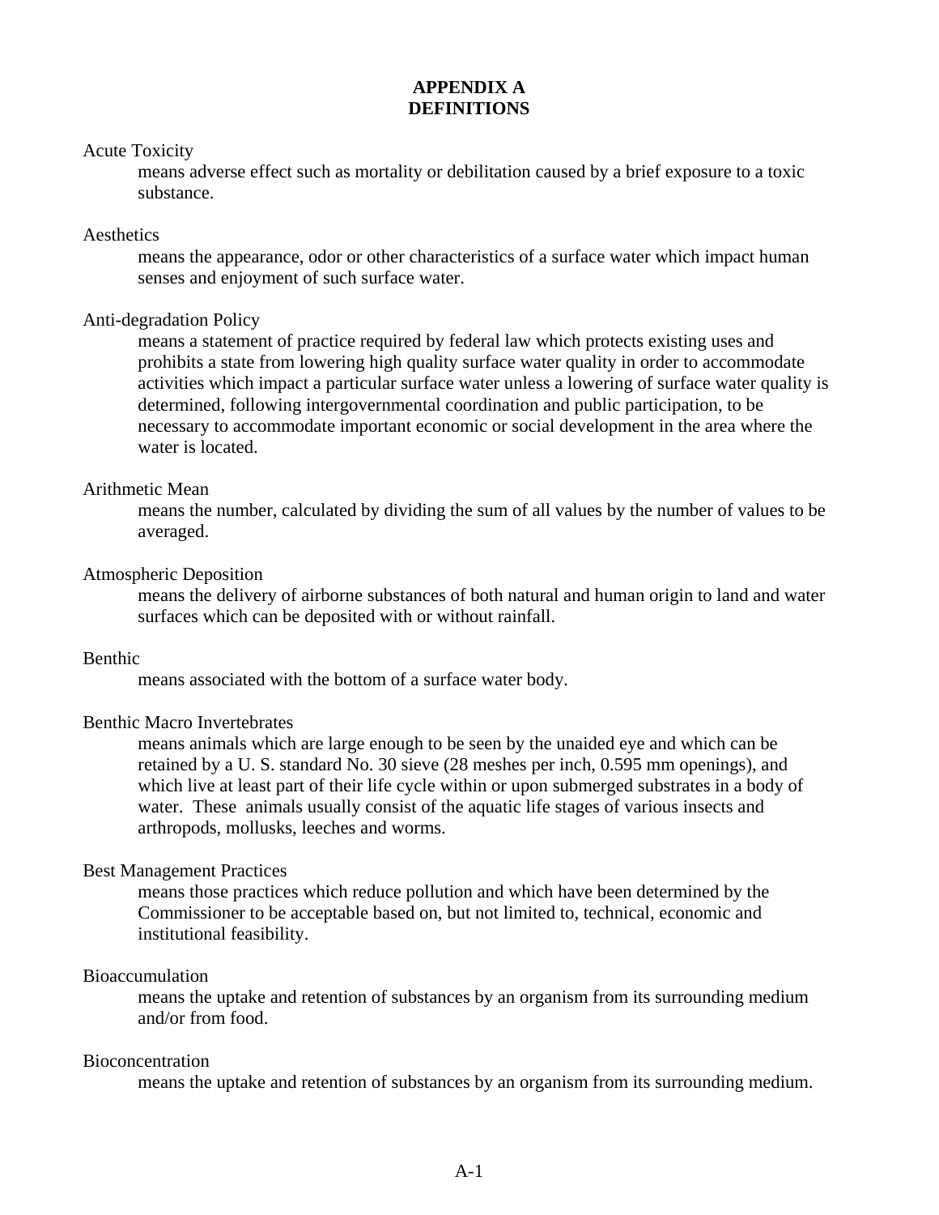# APPENDIX A
# DEFINITIONS

Acute Toxicity

means adverse effect such as mortality or debilitation caused by a brief exposure to a toxic substance.

Aesthetics

means the appearance, odor or other characteristics of a surface water which impact human senses and enjoyment of such surface water.

Anti-degradation Policy

means a statement of practice required by federal law which protects existing uses and prohibits a state from lowering high quality surface water quality in order to accommodate activities which impact a particular surface water unless a lowering of surface water quality is determined, following intergovernmental coordination and public participation, to be necessary to accommodate important economic or social development in the area where the water is located.

Arithmetic Mean

means the number, calculated by dividing the sum of all values by the number of values to be averaged.

Atmospheric Deposition

means the delivery of airborne substances of both natural and human origin to land and water surfaces which can be deposited with or without rainfall.

Benthic

means associated with the bottom of a surface water body.

Benthic Macro Invertebrates

means animals which are large enough to be seen by the unaided eye and which can be retained by a U. S. standard No. 30 sieve (28 meshes per inch, 0.595 mm openings), and which live at least part of their life cycle within or upon submerged substrates in a body of water. These animals usually consist of the aquatic life stages of various insects and arthropods, mollusks, leeches and worms.

Best Management Practices

means those practices which reduce pollution and which have been determined by the Commissioner to be acceptable based on, but not limited to, technical, economic and institutional feasibility.

Bioaccumulation

means the uptake and retention of substances by an organism from its surrounding medium and/or from food.

Bioconcentration

means the uptake and retention of substances by an organism from its surrounding medium.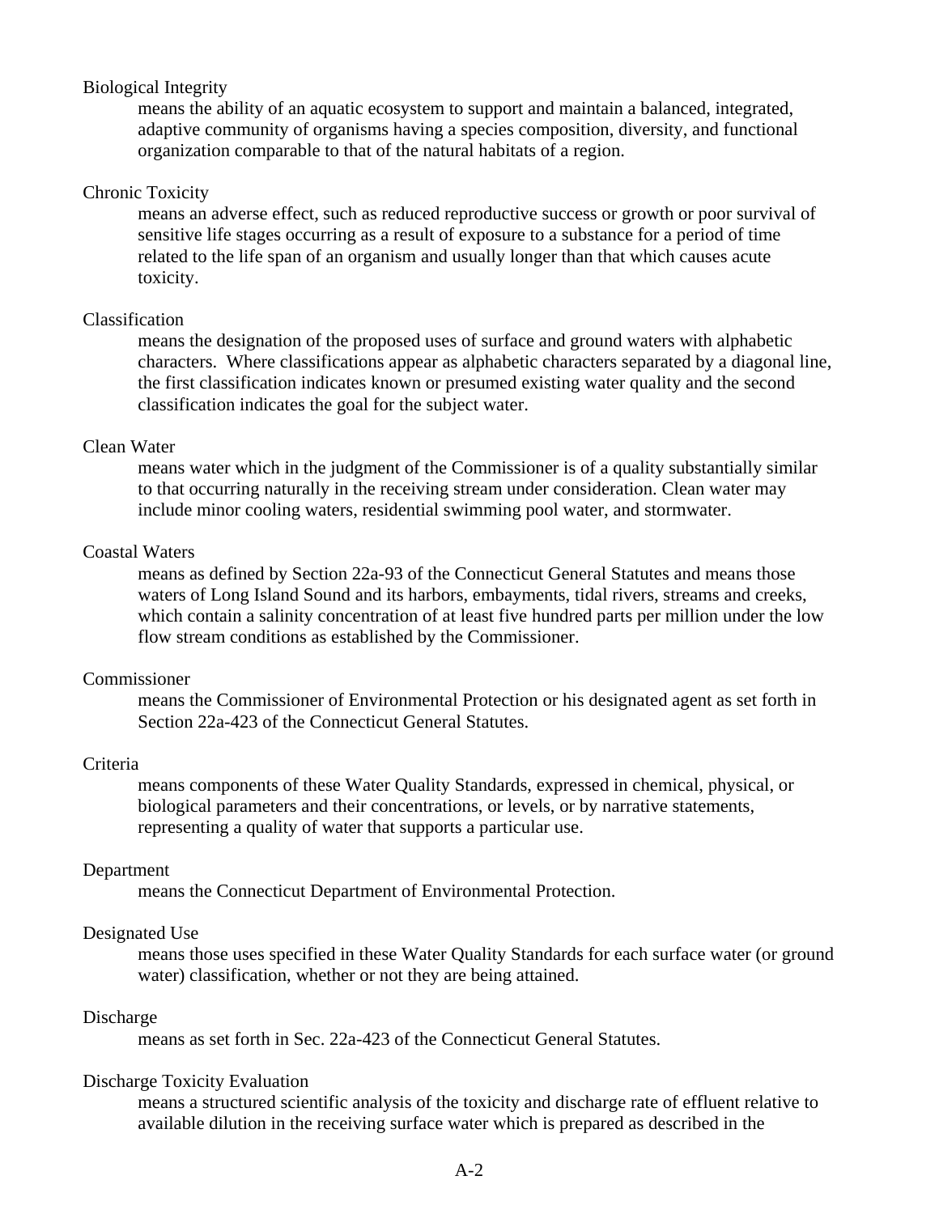Biological Integrity

means the ability of an aquatic ecosystem to support and maintain a balanced, integrated, adaptive community of organisms having a species composition, diversity, and functional organization comparable to that of the natural habitats of a region.

Chronic Toxicity

means an adverse effect, such as reduced reproductive success or growth or poor survival of sensitive life stages occurring as a result of exposure to a substance for a period of time related to the life span of an organism and usually longer than that which causes acute toxicity.

Classification

means the designation of the proposed uses of surface and ground waters with alphabetic characters. Where classifications appear as alphabetic characters separated by a diagonal line, the first classification indicates known or presumed existing water quality and the second classification indicates the goal for the subject water.

Clean Water

means water which in the judgment of the Commissioner is of a quality substantially similar to that occurring naturally in the receiving stream under consideration. Clean water may include minor cooling waters, residential swimming pool water, and stormwater.

Coastal Waters

means as defined by Section 22a-93 of the Connecticut General Statutes and means those waters of Long Island Sound and its harbors, embayments, tidal rivers, streams and creeks, which contain a salinity concentration of at least five hundred parts per million under the low flow stream conditions as established by the Commissioner.

Commissioner

means the Commissioner of Environmental Protection or his designated agent as set forth in Section 22a-423 of the Connecticut General Statutes.

Criteria

means components of these Water Quality Standards, expressed in chemical, physical, or biological parameters and their concentrations, or levels, or by narrative statements, representing a quality of water that supports a particular use.

Department

means the Connecticut Department of Environmental Protection.

Designated Use

means those uses specified in these Water Quality Standards for each surface water (or ground water) classification, whether or not they are being attained.

Discharge

means as set forth in Sec. 22a-423 of the Connecticut General Statutes.

Discharge Toxicity Evaluation

means a structured scientific analysis of the toxicity and discharge rate of effluent relative to available dilution in the receiving surface water which is prepared as described in the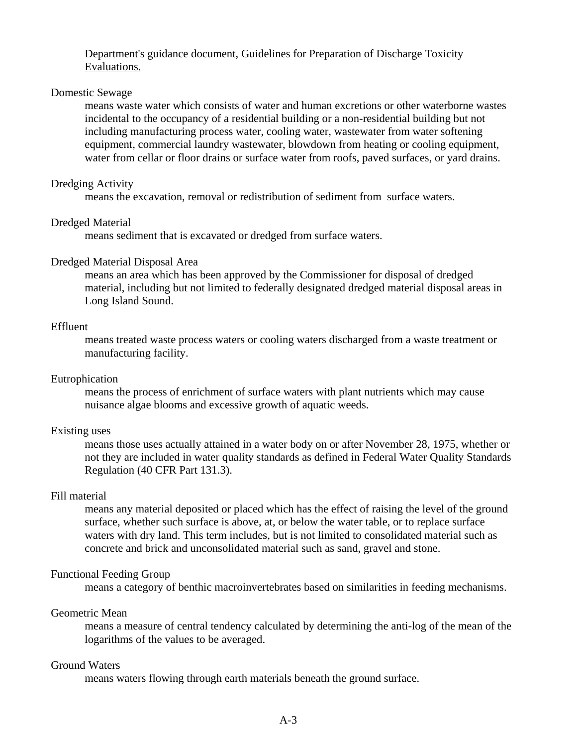Department's guidance document, <u>Guidelines for Preparation of Discharge Toxicity Evaluations.</u>

Domestic Sewage

means waste water which consists of water and human excretions or other waterborne wastes incidental to the occupancy of a residential building or a non-residential building but not including manufacturing process water, cooling water, wastewater from water softening equipment, commercial laundry wastewater, blowdown from heating or cooling equipment, water from cellar or floor drains or surface water from roofs, paved surfaces, or yard drains.

Dredging Activity

means the excavation, removal or redistribution of sediment from surface waters.

Dredged Material

means sediment that is excavated or dredged from surface waters.

Dredged Material Disposal Area

means an area which has been approved by the Commissioner for disposal of dredged material, including but not limited to federally designated dredged material disposal areas in Long Island Sound.

Effluent

means treated waste process waters or cooling waters discharged from a waste treatment or manufacturing facility.

Eutrophication

means the process of enrichment of surface waters with plant nutrients which may cause nuisance algae blooms and excessive growth of aquatic weeds.

Existing uses

means those uses actually attained in a water body on or after November 28, 1975, whether or not they are included in water quality standards as defined in Federal Water Quality Standards Regulation (40 CFR Part 131.3).

Fill material

means any material deposited or placed which has the effect of raising the level of the ground surface, whether such surface is above, at, or below the water table, or to replace surface waters with dry land. This term includes, but is not limited to consolidated material such as concrete and brick and unconsolidated material such as sand, gravel and stone.

Functional Feeding Group

means a category of benthic macroinvertebrates based on similarities in feeding mechanisms.

Geometric Mean

means a measure of central tendency calculated by determining the anti-log of the mean of the logarithms of the values to be averaged.

Ground Waters

means waters flowing through earth materials beneath the ground surface.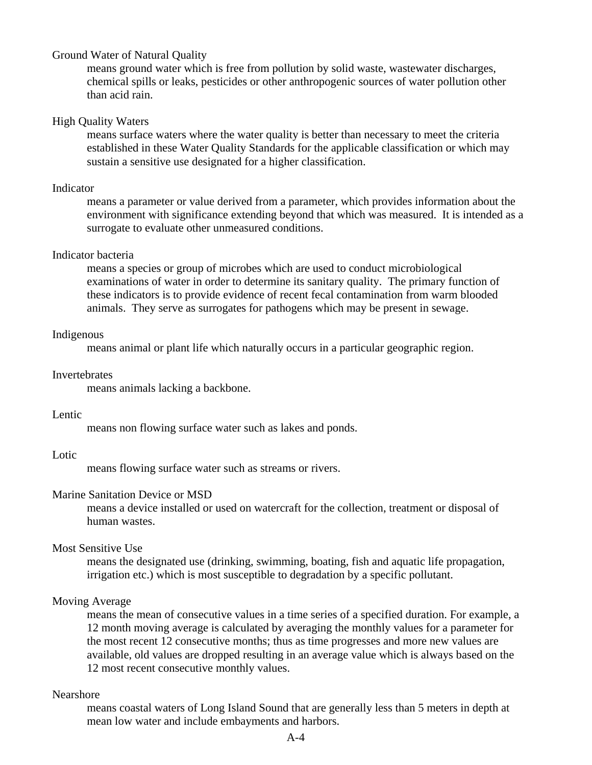Ground Water of Natural Quality

means ground water which is free from pollution by solid waste, wastewater discharges, chemical spills or leaks, pesticides or other anthropogenic sources of water pollution other than acid rain.

High Quality Waters

means surface waters where the water quality is better than necessary to meet the criteria established in these Water Quality Standards for the applicable classification or which may sustain a sensitive use designated for a higher classification.

Indicator

means a parameter or value derived from a parameter, which provides information about the environment with significance extending beyond that which was measured. It is intended as a surrogate to evaluate other unmeasured conditions.

Indicator bacteria

means a species or group of microbes which are used to conduct microbiological examinations of water in order to determine its sanitary quality. The primary function of these indicators is to provide evidence of recent fecal contamination from warm blooded animals. They serve as surrogates for pathogens which may be present in sewage.

Indigenous

means animal or plant life which naturally occurs in a particular geographic region.

Invertebrates

means animals lacking a backbone.

Lentic

means non flowing surface water such as lakes and ponds.

Lotic

means flowing surface water such as streams or rivers.

Marine Sanitation Device or MSD

means a device installed or used on watercraft for the collection, treatment or disposal of human wastes.

Most Sensitive Use

means the designated use (drinking, swimming, boating, fish and aquatic life propagation, irrigation etc.) which is most susceptible to degradation by a specific pollutant.

Moving Average

means the mean of consecutive values in a time series of a specified duration. For example, a 12 month moving average is calculated by averaging the monthly values for a parameter for the most recent 12 consecutive months; thus as time progresses and more new values are available, old values are dropped resulting in an average value which is always based on the 12 most recent consecutive monthly values.

Nearshore

means coastal waters of Long Island Sound that are generally less than 5 meters in depth at mean low water and include embayments and harbors.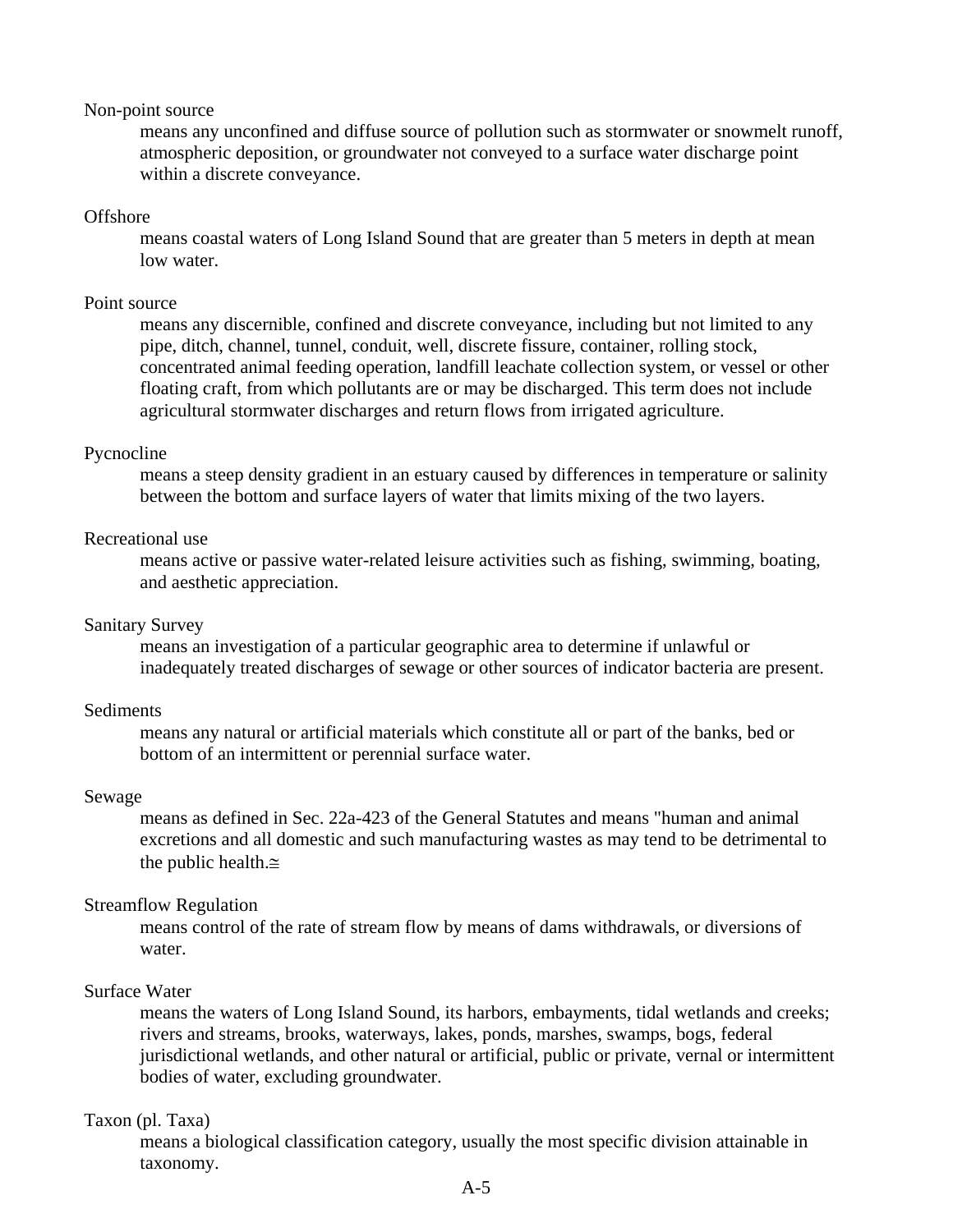Non-point source

means any unconfined and diffuse source of pollution such as stormwater or snowmelt runoff, atmospheric deposition, or groundwater not conveyed to a surface water discharge point within a discrete conveyance.

Offshore

means coastal waters of Long Island Sound that are greater than 5 meters in depth at mean low water.

Point source

means any discernible, confined and discrete conveyance, including but not limited to any pipe, ditch, channel, tunnel, conduit, well, discrete fissure, container, rolling stock, concentrated animal feeding operation, landfill leachate collection system, or vessel or other floating craft, from which pollutants are or may be discharged. This term does not include agricultural stormwater discharges and return flows from irrigated agriculture.

Pycnocline

means a steep density gradient in an estuary caused by differences in temperature or salinity between the bottom and surface layers of water that limits mixing of the two layers.

Recreational use

means active or passive water-related leisure activities such as fishing, swimming, boating, and aesthetic appreciation.

Sanitary Survey

means an investigation of a particular geographic area to determine if unlawful or inadequately treated discharges of sewage or other sources of indicator bacteria are present.

Sediments

means any natural or artificial materials which constitute all or part of the banks, bed or bottom of an intermittent or perennial surface water.

Sewage

means as defined in Sec. 22a-423 of the General Statutes and means "human and animal excretions and all domestic and such manufacturing wastes as may tend to be detrimental to the public health.≅

Streamflow Regulation

means control of the rate of stream flow by means of dams withdrawals, or diversions of water.

Surface Water

means the waters of Long Island Sound, its harbors, embayments, tidal wetlands and creeks; rivers and streams, brooks, waterways, lakes, ponds, marshes, swamps, bogs, federal jurisdictional wetlands, and other natural or artificial, public or private, vernal or intermittent bodies of water, excluding groundwater.

Taxon (pl. Taxa)

means a biological classification category, usually the most specific division attainable in taxonomy.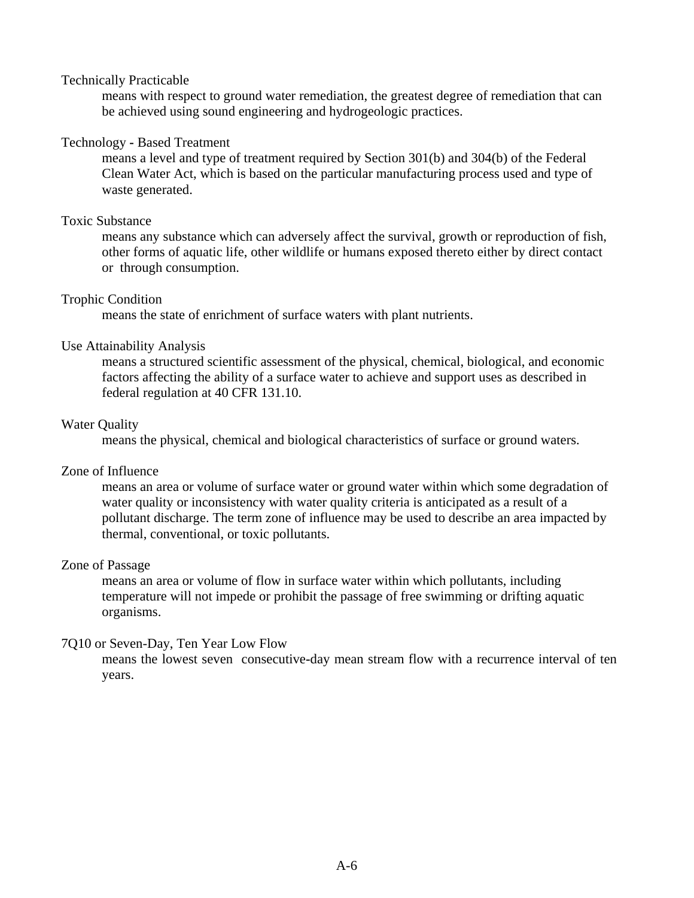Technically Practicable
: means with respect to ground water remediation, the greatest degree of remediation that can be achieved using sound engineering and hydrogeologic practices.

Technology - Based Treatment
: means a level and type of treatment required by Section 301(b) and 304(b) of the Federal Clean Water Act, which is based on the particular manufacturing process used and type of waste generated.

Toxic Substance
: means any substance which can adversely affect the survival, growth or reproduction of fish, other forms of aquatic life, other wildlife or humans exposed thereto either by direct contact or through consumption.

Trophic Condition
: means the state of enrichment of surface waters with plant nutrients.

Use Attainability Analysis
: means a structured scientific assessment of the physical, chemical, biological, and economic factors affecting the ability of a surface water to achieve and support uses as described in federal regulation at 40 CFR 131.10.

Water Quality
: means the physical, chemical and biological characteristics of surface or ground waters.

Zone of Influence
: means an area or volume of surface water or ground water within which some degradation of water quality or inconsistency with water quality criteria is anticipated as a result of a pollutant discharge. The term zone of influence may be used to describe an area impacted by thermal, conventional, or toxic pollutants.

Zone of Passage
: means an area or volume of flow in surface water within which pollutants, including temperature will not impede or prohibit the passage of free swimming or drifting aquatic organisms.

7Q10 or Seven-Day, Ten Year Low Flow
: means the lowest seven consecutive-day mean stream flow with a recurrence interval of ten years.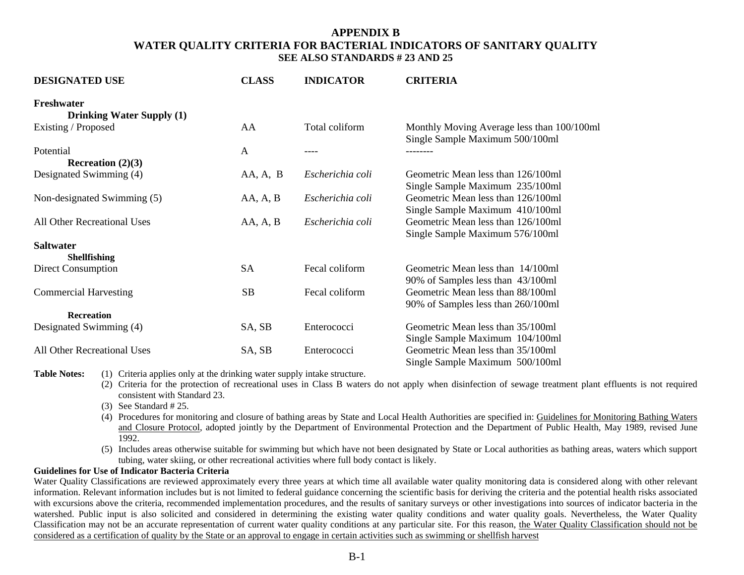# APPENDIX B
## WATER QUALITY CRITERIA FOR BACTERIAL INDICATORS OF SANITARY QUALITY
### SEE ALSO STANDARDS # 23 AND 25

| DESIGNATED USE | CLASS | INDICATOR | CRITERIA |
|---|---|---|---|
| **Freshwater** | | | |
| **Drinking Water Supply (1)** | | | |
| Existing / Proposed | AA | Total coliform | Monthly Moving Average less than 100/100ml<br>Single Sample Maximum 500/100ml |
| Potential | A | ---- | -------- |
| **Recreation (2)(3)** | | | |
| Designated Swimming (4) | AA, A, B | *Escherichia coli* | Geometric Mean less than 126/100ml<br>Single Sample Maximum 235/100ml |
| Non-designated Swimming (5) | AA, A, B | *Escherichia coli* | Geometric Mean less than 126/100ml<br>Single Sample Maximum 410/100ml |
| All Other Recreational Uses | AA, A, B | *Escherichia coli* | Geometric Mean less than 126/100ml<br>Single Sample Maximum 576/100ml |
| **Saltwater** | | | |
| **Shellfishing** | | | |
| Direct Consumption | SA | Fecal coliform | Geometric Mean less than 14/100ml<br>90% of Samples less than 43/100ml |
| Commercial Harvesting | SB | Fecal coliform | Geometric Mean less than 88/100ml<br>90% of Samples less than 260/100ml |
| **Recreation** | | | |
| Designated Swimming (4) | SA, SB | Enterococci | Geometric Mean less than 35/100ml<br>Single Sample Maximum 104/100ml |
| All Other Recreational Uses | SA, SB | Enterococci | Geometric Mean less than 35/100ml<br>Single Sample Maximum 500/100ml |

**Table Notes:**

(1) Criteria applies only at the drinking water supply intake structure.

(2) Criteria for the protection of recreational uses in Class B waters do not apply when disinfection of sewage treatment plant effluents is not required consistent with Standard 23.

(3) See Standard # 25.

(4) Procedures for monitoring and closure of bathing areas by State and Local Health Authorities are specified in: Guidelines for Monitoring Bathing Waters and Closure Protocol, adopted jointly by the Department of Environmental Protection and the Department of Public Health, May 1989, revised June 1992.

(5) Includes areas otherwise suitable for swimming but which have not been designated by State or Local authorities as bathing areas, waters which support tubing, water skiing, or other recreational activities where full body contact is likely.

**Guidelines for Use of Indicator Bacteria Criteria**

Water Quality Classifications are reviewed approximately every three years at which time all available water quality monitoring data is considered along with other relevant information. Relevant information includes but is not limited to federal guidance concerning the scientific basis for deriving the criteria and the potential health risks associated with excursions above the criteria, recommended implementation procedures, and the results of sanitary surveys or other investigations into sources of indicator bacteria in the watershed. Public input is also solicited and considered in determining the existing water quality conditions and water quality goals. Nevertheless, the Water Quality Classification may not be an accurate representation of current water quality conditions at any particular site. For this reason, the Water Quality Classification should not be considered as a certification of quality by the State or an approval to engage in certain activities such as swimming or shellfish harvest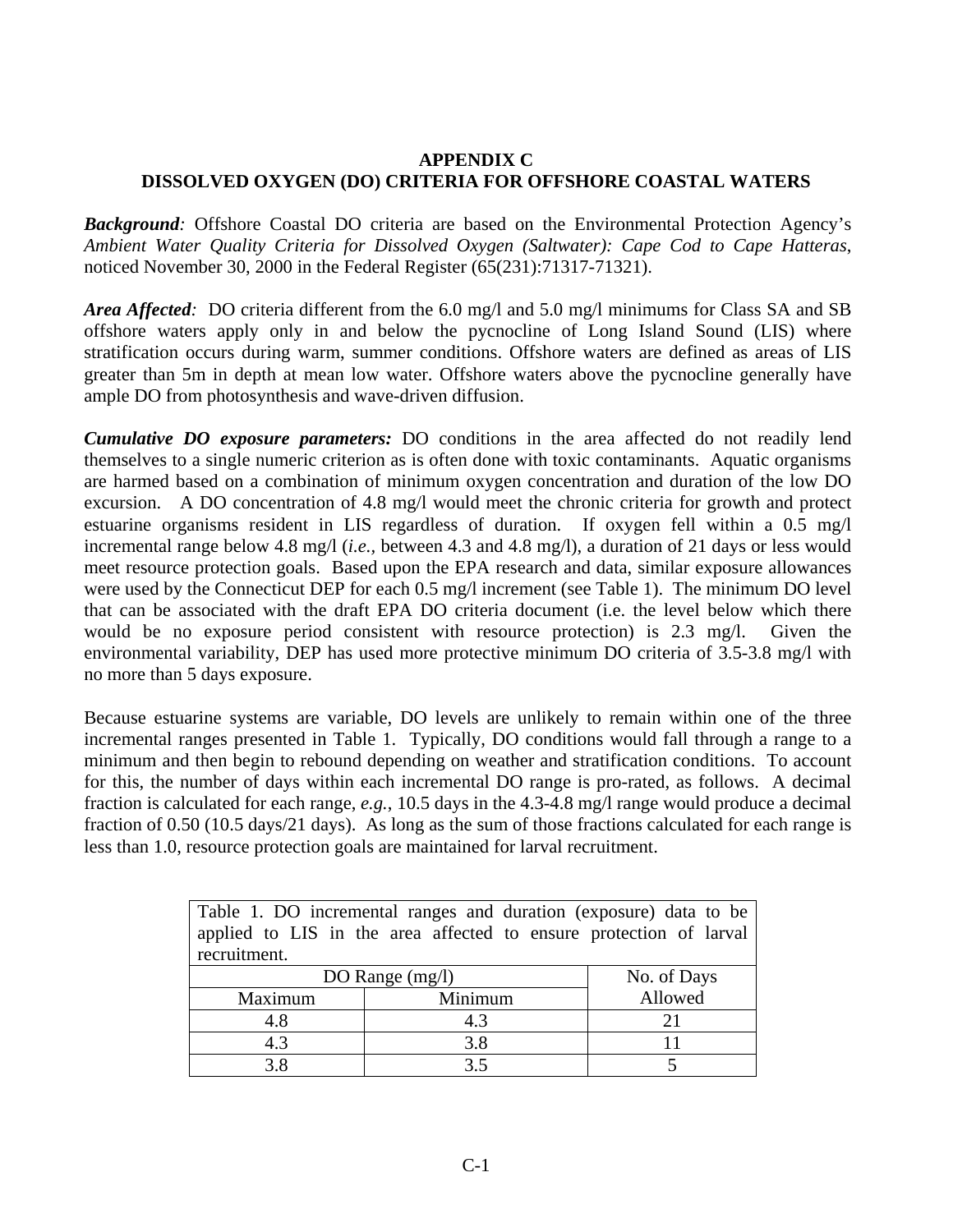# APPENDIX C
# DISSOLVED OXYGEN (DO) CRITERIA FOR OFFSHORE COASTAL WATERS

***Background**:* Offshore Coastal DO criteria are based on the Environmental Protection Agency's *Ambient Water Quality Criteria for Dissolved Oxygen (Saltwater): Cape Cod to Cape Hatteras*, noticed November 30, 2000 in the Federal Register (65(231):71317-71321).

***Area Affected**:* DO criteria different from the 6.0 mg/l and 5.0 mg/l minimums for Class SA and SB offshore waters apply only in and below the pycnocline of Long Island Sound (LIS) where stratification occurs during warm, summer conditions. Offshore waters are defined as areas of LIS greater than 5m in depth at mean low water. Offshore waters above the pycnocline generally have ample DO from photosynthesis and wave-driven diffusion.

***Cumulative DO exposure parameters:*** DO conditions in the area affected do not readily lend themselves to a single numeric criterion as is often done with toxic contaminants. Aquatic organisms are harmed based on a combination of minimum oxygen concentration and duration of the low DO excursion. A DO concentration of 4.8 mg/l would meet the chronic criteria for growth and protect estuarine organisms resident in LIS regardless of duration. If oxygen fell within a 0.5 mg/l incremental range below 4.8 mg/l (*i.e.,* between 4.3 and 4.8 mg/l), a duration of 21 days or less would meet resource protection goals. Based upon the EPA research and data, similar exposure allowances were used by the Connecticut DEP for each 0.5 mg/l increment (see Table 1). The minimum DO level that can be associated with the draft EPA DO criteria document (i.e. the level below which there would be no exposure period consistent with resource protection) is 2.3 mg/l. Given the environmental variability, DEP has used more protective minimum DO criteria of 3.5-3.8 mg/l with no more than 5 days exposure.

Because estuarine systems are variable, DO levels are unlikely to remain within one of the three incremental ranges presented in Table 1. Typically, DO conditions would fall through a range to a minimum and then begin to rebound depending on weather and stratification conditions. To account for this, the number of days within each incremental DO range is pro-rated, as follows. A decimal fraction is calculated for each range, *e.g.*, 10.5 days in the 4.3-4.8 mg/l range would produce a decimal fraction of 0.50 (10.5 days/21 days). As long as the sum of those fractions calculated for each range is less than 1.0, resource protection goals are maintained for larval recruitment.

Table 1. DO incremental ranges and duration (exposure) data to be applied to LIS in the area affected to ensure protection of larval recruitment.

| DO Range (mg/l) | | No. of Days Allowed |
|---|---|---|
| Maximum | Minimum | |
| 4.8 | 4.3 | 21 |
| 4.3 | 3.8 | 11 |
| 3.8 | 3.5 | 5 |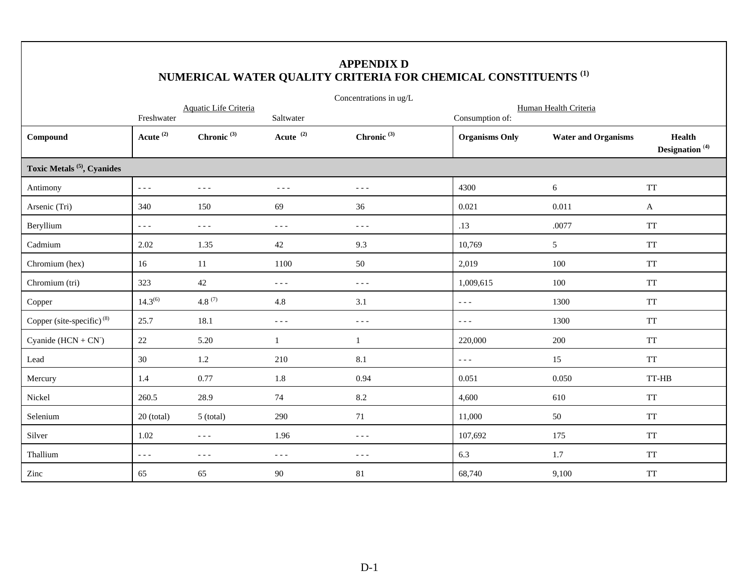# APPENDIX D
# NUMERICAL WATER QUALITY CRITERIA FOR CHEMICAL CONSTITUENTS [(1)]

Concentrations in ug/L

| | Aquatic Life Criteria | | | | Human Health Criteria | | |
|---|---|---|---|---|---|---|---|
| | Freshwater | | Saltwater | | Consumption of: | | |
| **Compound** | **Acute [(2)]** | **Chronic [(3)]** | **Acute [(2)]** | **Chronic [(3)]** | **Organisms Only** | **Water and Organisms** | **Health Designation [(4)]** |
| **Toxic Metals [(5)], Cyanides** | | | | | | | |
| Antimony | - - - | - - - | - - - | - - - | 4300 | 6 | TT |
| Arsenic (Tri) | 340 | 150 | 69 | 36 | 0.021 | 0.011 | A |
| Beryllium | - - - | - - - | - - - | - - - | .13 | .0077 | TT |
| Cadmium | 2.02 | 1.35 | 42 | 9.3 | 10,769 | 5 | TT |
| Chromium (hex) | 16 | 11 | 1100 | 50 | 2,019 | 100 | TT |
| Chromium (tri) | 323 | 42 | - - - | - - - | 1,009,615 | 100 | TT |
| Copper | 14.3[(6)] | 4.8 [(7)] | 4.8 | 3.1 | - - - | 1300 | TT |
| Copper (site-specific) [(8)] | 25.7 | 18.1 | - - - | - - - | - - - | 1300 | TT |
| Cyanide ($HCN + CN^{-}$) | 22 | 5.20 | 1 | 1 | 220,000 | 200 | TT |
| Lead | 30 | 1.2 | 210 | 8.1 | - - - | 15 | TT |
| Mercury | 1.4 | 0.77 | 1.8 | 0.94 | 0.051 | 0.050 | TT-HB |
| Nickel | 260.5 | 28.9 | 74 | 8.2 | 4,600 | 610 | TT |
| Selenium | 20 (total) | 5 (total) | 290 | 71 | 11,000 | 50 | TT |
| Silver | 1.02 | - - - | 1.96 | - - - | 107,692 | 175 | TT |
| Thallium | - - - | - - - | - - - | - - - | 6.3 | 1.7 | TT |
| Zinc | 65 | 65 | 90 | 81 | 68,740 | 9,100 | TT |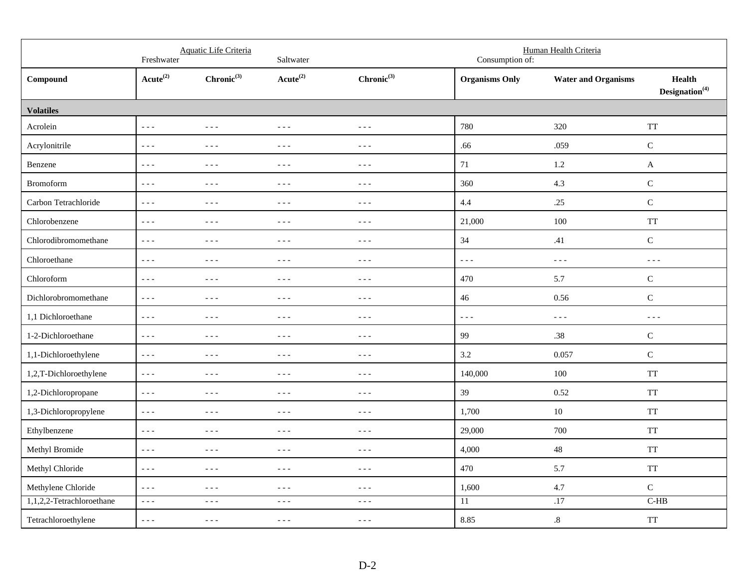| | Aquatic Life Criteria | | | | Human Health Criteria | | |
|---|---|---|---|---|---|---|---|
| | Freshwater | | Saltwater | | Consumption of: | | |
| **Compound** | **Acute[(2)]** | **Chronic[(3)]** | **Acute[(2)]** | **Chronic[(3)]** | **Organisms Only** | **Water and Organisms** | **Health Designation[(4)]** |
| **Volatiles** | | | | | | | |
| Acrolein | - - - | - - - | - - - | - - - | 780 | 320 | TT |
| Acrylonitrile | - - - | - - - | - - - | - - - | .66 | .059 | C |
| Benzene | - - - | - - - | - - - | - - - | 71 | 1.2 | A |
| Bromoform | - - - | - - - | - - - | - - - | 360 | 4.3 | C |
| Carbon Tetrachloride | - - - | - - - | - - - | - - - | 4.4 | .25 | C |
| Chlorobenzene | - - - | - - - | - - - | - - - | 21,000 | 100 | TT |
| Chlorodibromomethane | - - - | - - - | - - - | - - - | 34 | .41 | C |
| Chloroethane | - - - | - - - | - - - | - - - | - - - | - - - | - - - |
| Chloroform | - - - | - - - | - - - | - - - | 470 | 5.7 | C |
| Dichlorobromomethane | - - - | - - - | - - - | - - - | 46 | 0.56 | C |
| 1,1 Dichloroethane | - - - | - - - | - - - | - - - | - - - | - - - | - - - |
| 1-2-Dichloroethane | - - - | - - - | - - - | - - - | 99 | .38 | C |
| 1,1-Dichloroethylene | - - - | - - - | - - - | - - - | 3.2 | 0.057 | C |
| 1,2,T-Dichloroethylene | - - - | - - - | - - - | - - - | 140,000 | 100 | TT |
| 1,2-Dichloropropane | - - - | - - - | - - - | - - - | 39 | 0.52 | TT |
| 1,3-Dichloropropylene | - - - | - - - | - - - | - - - | 1,700 | 10 | TT |
| Ethylbenzene | - - - | - - - | - - - | - - - | 29,000 | 700 | TT |
| Methyl Bromide | - - - | - - - | - - - | - - - | 4,000 | 48 | TT |
| Methyl Chloride | - - - | - - - | - - - | - - - | 470 | 5.7 | TT |
| Methylene Chloride | - - - | - - - | - - - | - - - | 1,600 | 4.7 | C |
| 1,1,2,2-Tetrachloroethane | - - - | - - - | - - - | - - - | 11 | .17 | C-HB |
| Tetrachloroethylene | - - - | - - - | - - - | - - - | 8.85 | .8 | TT |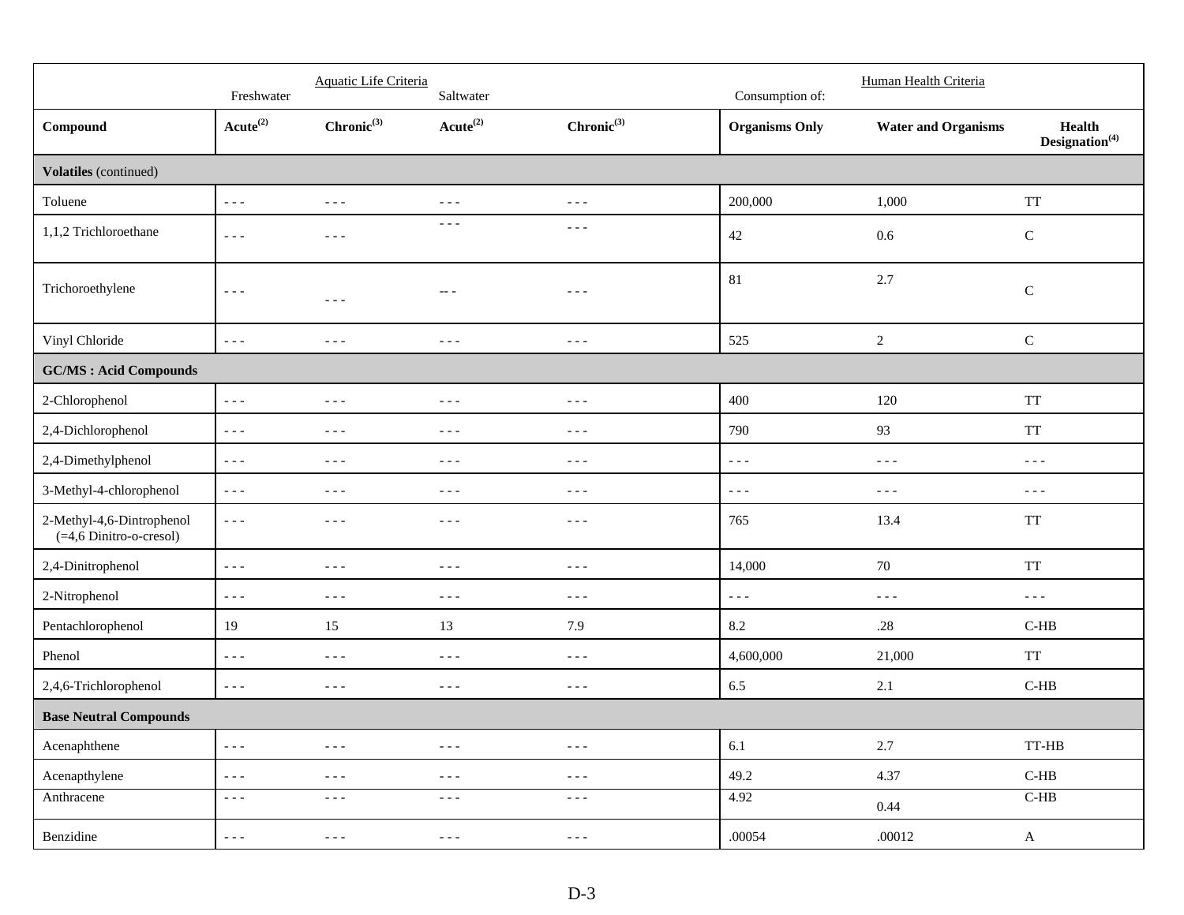| | Aquatic Life Criteria | | | | Human Health Criteria | | |
|---|---|---|---|---|---|---|---|
| | Freshwater | | Saltwater | | Consumption of: | | |
| **Compound** | **Acute**[(2)] | **Chronic**[(3)] | **Acute**[(2)] | **Chronic**[(3)] | **Organisms Only** | **Water and Organisms** | **Health Designation**[(4)] |
| **Volatiles** (continued) | | | | | | | |
| Toluene | - - - | - - - | - - - | - - - | 200,000 | 1,000 | TT |
| 1,1,2 Trichloroethane | - - - | - - - | - - - | - - - | 42 | 0.6 | C |
| Trichoroethylene | - - - | - - - | -- - | - - - | 81 | 2.7 | C |
| Vinyl Chloride | - - - | - - - | - - - | - - - | 525 | 2 | C |
| **GC/MS : Acid Compounds** | | | | | | | |
| 2-Chlorophenol | - - - | - - - | - - - | - - - | 400 | 120 | TT |
| 2,4-Dichlorophenol | - - - | - - - | - - - | - - - | 790 | 93 | TT |
| 2,4-Dimethylphenol | - - - | - - - | - - - | - - - | - - - | - - - | - - - |
| 3-Methyl-4-chlorophenol | - - - | - - - | - - - | - - - | - - - | - - - | - - - |
| 2-Methyl-4,6-Dintrophenol (=4,6 Dinitro-o-cresol) | - - - | - - - | - - - | - - - | 765 | 13.4 | TT |
| 2,4-Dinitrophenol | - - - | - - - | - - - | - - - | 14,000 | 70 | TT |
| 2-Nitrophenol | - - - | - - - | - - - | - - - | - - - | - - - | - - - |
| Pentachlorophenol | 19 | 15 | 13 | 7.9 | 8.2 | .28 | C-HB |
| Phenol | - - - | - - - | - - - | - - - | 4,600,000 | 21,000 | TT |
| 2,4,6-Trichlorophenol | - - - | - - - | - - - | - - - | 6.5 | 2.1 | C-HB |
| **Base Neutral Compounds** | | | | | | | |
| Acenaphthene | - - - | - - - | - - - | - - - | 6.1 | 2.7 | TT-HB |
| Acenapthylene | - - - | - - - | - - - | - - - | 49.2 | 4.37 | C-HB |
| Anthracene | - - - | - - - | - - - | - - - | 4.92 | 0.44 | C-HB |
| Benzidine | - - - | - - - | - - - | - - - | .00054 | .00012 | A |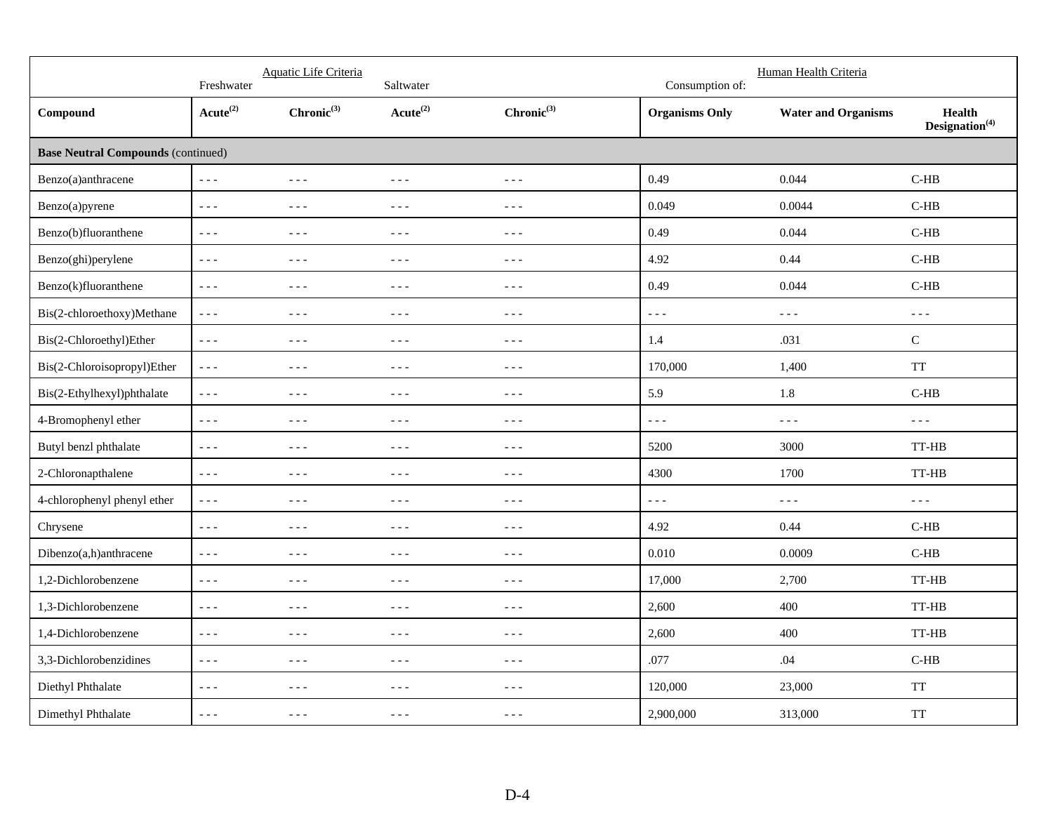| | Aquatic Life Criteria | | | | Human Health Criteria | | |
|---|---|---|---|---|---|---|---|
| | Freshwater | | Saltwater | | Consumption of: | | |
| **Compound** | **Acute[(2)]** | **Chronic[(3)]** | **Acute[(2)]** | **Chronic[(3)]** | **Organisms Only** | **Water and Organisms** | **Health Designation[(4)]** |
| **Base Neutral Compounds** (continued) | | | | | | | |
| Benzo(a)anthracene | - - - | - - - | - - - | - - - | 0.49 | 0.044 | C-HB |
| Benzo(a)pyrene | - - - | - - - | - - - | - - - | 0.049 | 0.0044 | C-HB |
| Benzo(b)fluoranthene | - - - | - - - | - - - | - - - | 0.49 | 0.044 | C-HB |
| Benzo(ghi)perylene | - - - | - - - | - - - | - - - | 4.92 | 0.44 | C-HB |
| Benzo(k)fluoranthene | - - - | - - - | - - - | - - - | 0.49 | 0.044 | C-HB |
| Bis(2-chloroethoxy)Methane | - - - | - - - | - - - | - - - | - - - | - - - | - - - |
| Bis(2-Chloroethyl)Ether | - - - | - - - | - - - | - - - | 1.4 | .031 | C |
| Bis(2-Chloroisopropyl)Ether | - - - | - - - | - - - | - - - | 170,000 | 1,400 | TT |
| Bis(2-Ethylhexyl)phthalate | - - - | - - - | - - - | - - - | 5.9 | 1.8 | C-HB |
| 4-Bromophenyl ether | - - - | - - - | - - - | - - - | - - - | - - - | - - - |
| Butyl benzl phthalate | - - - | - - - | - - - | - - - | 5200 | 3000 | TT-HB |
| 2-Chloronapthalene | - - - | - - - | - - - | - - - | 4300 | 1700 | TT-HB |
| 4-chlorophenyl phenyl ether | - - - | - - - | - - - | - - - | - - - | - - - | - - - |
| Chrysene | - - - | - - - | - - - | - - - | 4.92 | 0.44 | C-HB |
| Dibenzo(a,h)anthracene | - - - | - - - | - - - | - - - | 0.010 | 0.0009 | C-HB |
| 1,2-Dichlorobenzene | - - - | - - - | - - - | - - - | 17,000 | 2,700 | TT-HB |
| 1,3-Dichlorobenzene | - - - | - - - | - - - | - - - | 2,600 | 400 | TT-HB |
| 1,4-Dichlorobenzene | - - - | - - - | - - - | - - - | 2,600 | 400 | TT-HB |
| 3,3-Dichlorobenzidines | - - - | - - - | - - - | - - - | .077 | .04 | C-HB |
| Diethyl Phthalate | - - - | - - - | - - - | - - - | 120,000 | 23,000 | TT |
| Dimethyl Phthalate | - - - | - - - | - - - | - - - | 2,900,000 | 313,000 | TT |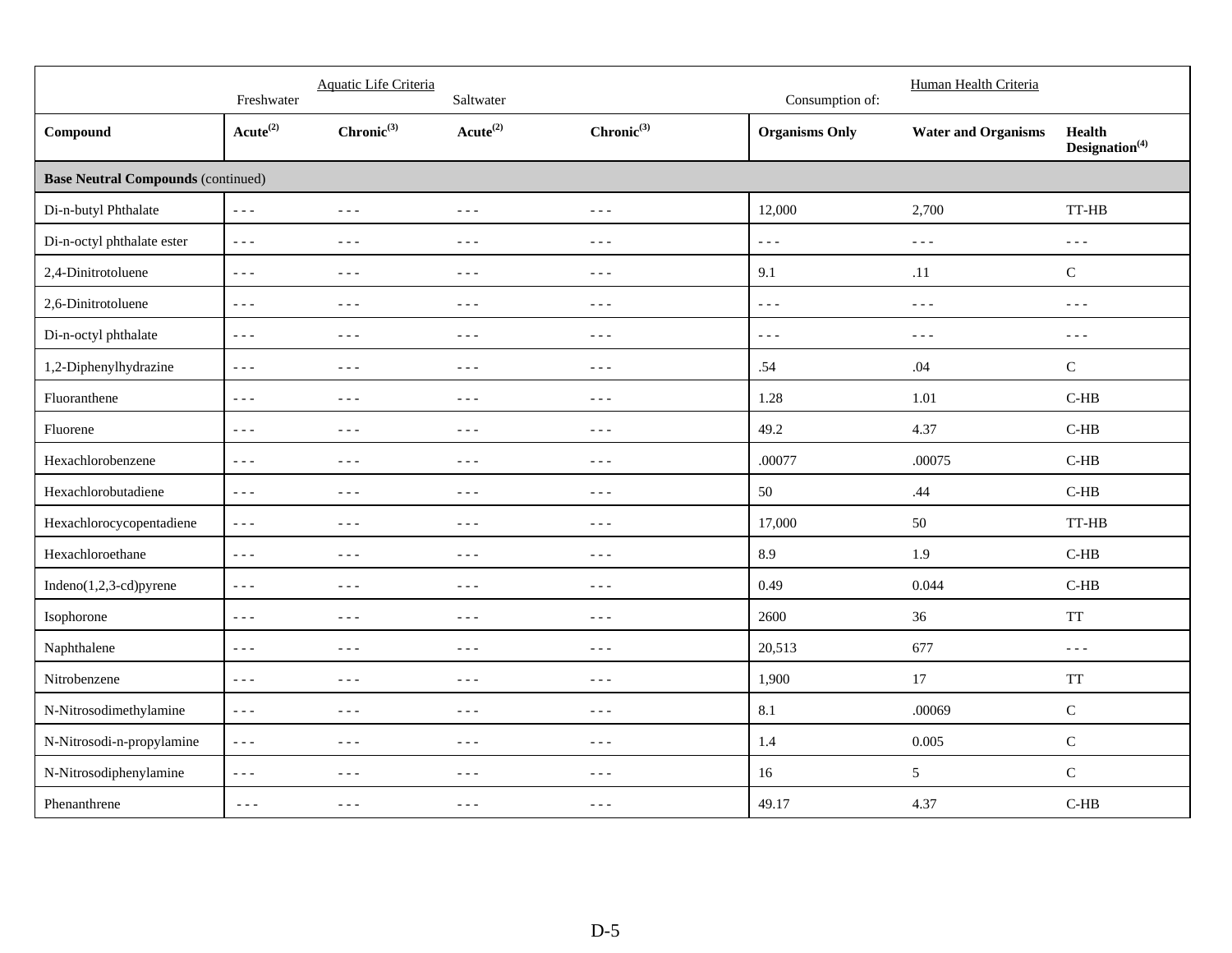| | Aquatic Life Criteria | | | | Human Health Criteria | | |
|---|---|---|---|---|---|---|---|
| | Freshwater | | Saltwater | | Consumption of: | | |
| **Compound** | **Acute**[(2)] | **Chronic**[(3)] | **Acute**[(2)] | **Chronic**[(3)] | **Organisms Only** | **Water and Organisms** | **Health Designation**[(4)] |
| **Base Neutral Compounds** (continued) | | | | | | | |
| Di-n-butyl Phthalate | - - - | - - - | - - - | - - - | 12,000 | 2,700 | TT-HB |
| Di-n-octyl phthalate ester | - - - | - - - | - - - | - - - | - - - | - - - | - - - |
| 2,4-Dinitrotoluene | - - - | - - - | - - - | - - - | 9.1 | .11 | C |
| 2,6-Dinitrotoluene | - - - | - - - | - - - | - - - | - - - | - - - | - - - |
| Di-n-octyl phthalate | - - - | - - - | - - - | - - - | - - - | - - - | - - - |
| 1,2-Diphenylhydrazine | - - - | - - - | - - - | - - - | .54 | .04 | C |
| Fluoranthene | - - - | - - - | - - - | - - - | 1.28 | 1.01 | C-HB |
| Fluorene | - - - | - - - | - - - | - - - | 49.2 | 4.37 | C-HB |
| Hexachlorobenzene | - - - | - - - | - - - | - - - | .00077 | .00075 | C-HB |
| Hexachlorobutadiene | - - - | - - - | - - - | - - - | 50 | .44 | C-HB |
| Hexachlorocycopentadiene | - - - | - - - | - - - | - - - | 17,000 | 50 | TT-HB |
| Hexachloroethane | - - - | - - - | - - - | - - - | 8.9 | 1.9 | C-HB |
| Indeno(1,2,3-cd)pyrene | - - - | - - - | - - - | - - - | 0.49 | 0.044 | C-HB |
| Isophorone | - - - | - - - | - - - | - - - | 2600 | 36 | TT |
| Naphthalene | - - - | - - - | - - - | - - - | 20,513 | 677 | - - - |
| Nitrobenzene | - - - | - - - | - - - | - - - | 1,900 | 17 | TT |
| N-Nitrosodimethylamine | - - - | - - - | - - - | - - - | 8.1 | .00069 | C |
| N-Nitrosodi-n-propylamine | - - - | - - - | - - - | - - - | 1.4 | 0.005 | C |
| N-Nitrosodiphenylamine | - - - | - - - | - - - | - - - | 16 | 5 | C |
| Phenanthrene | - - - | - - - | - - - | - - - | 49.17 | 4.37 | C-HB |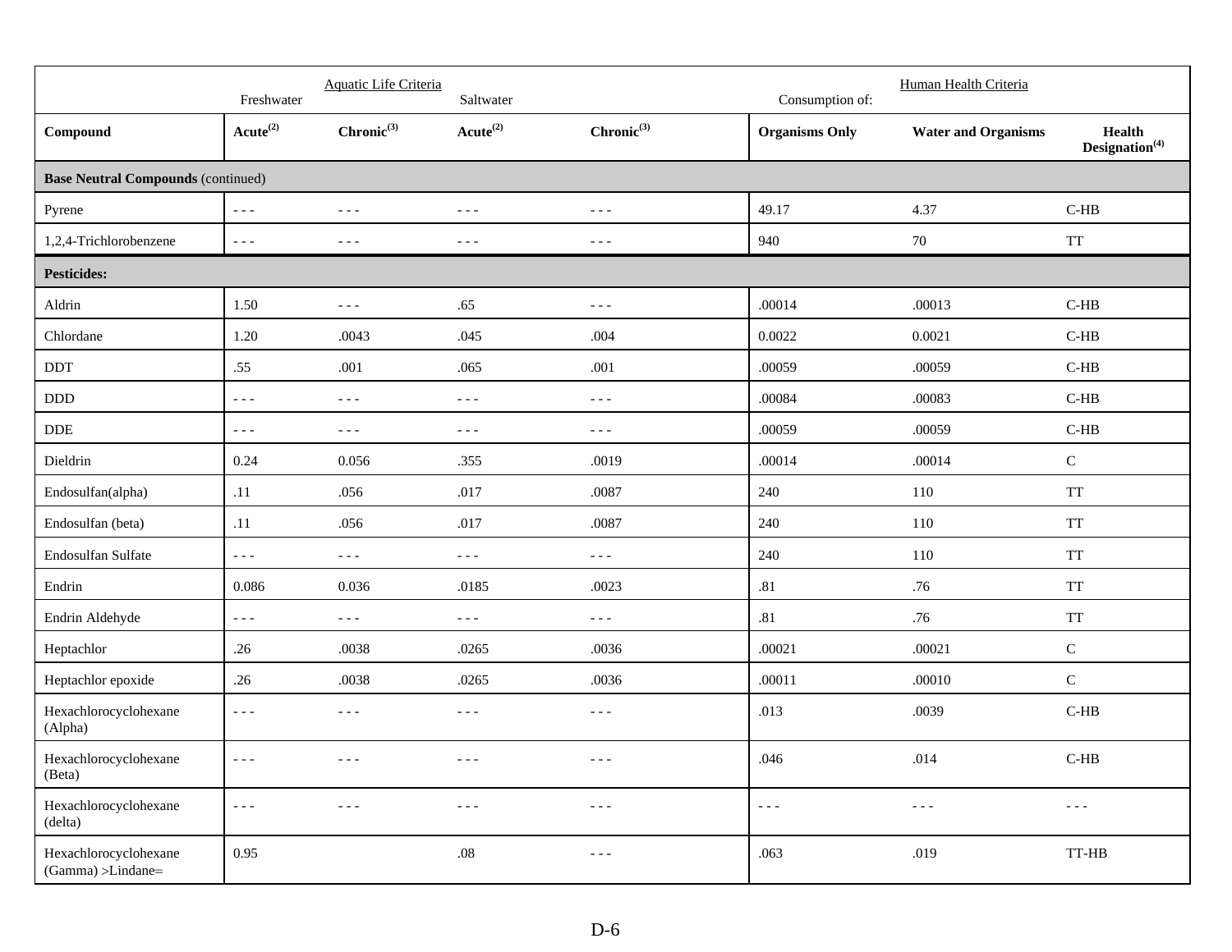| | Aquatic Life Criteria | | | | Human Health Criteria | | |
|---|---|---|---|---|---|---|---|
| | Freshwater | | Saltwater | | Consumption of: | | |
| **Compound** | **Acute[(2)]** | **Chronic[(3)]** | **Acute[(2)]** | **Chronic[(3)]** | **Organisms Only** | **Water and Organisms** | **Health Designation[(4)]** |
| **Base Neutral Compounds** (continued) | | | | | | | |
| Pyrene | - - - | - - - | - - - | - - - | 49.17 | 4.37 | C-HB |
| 1,2,4-Trichlorobenzene | - - - | - - - | - - - | - - - | 940 | 70 | TT |
| **Pesticides:** | | | | | | | |
| Aldrin | 1.50 | - - - | .65 | - - - | .00014 | .00013 | C-HB |
| Chlordane | 1.20 | .0043 | .045 | .004 | 0.0022 | 0.0021 | C-HB |
| DDT | .55 | .001 | .065 | .001 | .00059 | .00059 | C-HB |
| DDD | - - - | - - - | - - - | - - - | .00084 | .00083 | C-HB |
| DDE | - - - | - - - | - - - | - - - | .00059 | .00059 | C-HB |
| Dieldrin | 0.24 | 0.056 | .355 | .0019 | .00014 | .00014 | C |
| Endosulfan(alpha) | .11 | .056 | .017 | .0087 | 240 | 110 | TT |
| Endosulfan (beta) | .11 | .056 | .017 | .0087 | 240 | 110 | TT |
| Endosulfan Sulfate | - - - | - - - | - - - | - - - | 240 | 110 | TT |
| Endrin | 0.086 | 0.036 | .0185 | .0023 | .81 | .76 | TT |
| Endrin Aldehyde | - - - | - - - | - - - | - - - | .81 | .76 | TT |
| Heptachlor | .26 | .0038 | .0265 | .0036 | .00021 | .00021 | C |
| Heptachlor epoxide | .26 | .0038 | .0265 | .0036 | .00011 | .00010 | C |
| Hexachlorocyclohexane (Alpha) | - - - | - - - | - - - | - - - | .013 | .0039 | C-HB |
| Hexachlorocyclohexane (Beta) | - - - | - - - | - - - | - - - | .046 | .014 | C-HB |
| Hexachlorocyclohexane (delta) | - - - | - - - | - - - | - - - | - - - | - - - | - - - |
| Hexachlorocyclohexane (Gamma) >Lindane= | 0.95 | | .08 | - - - | .063 | .019 | TT-HB |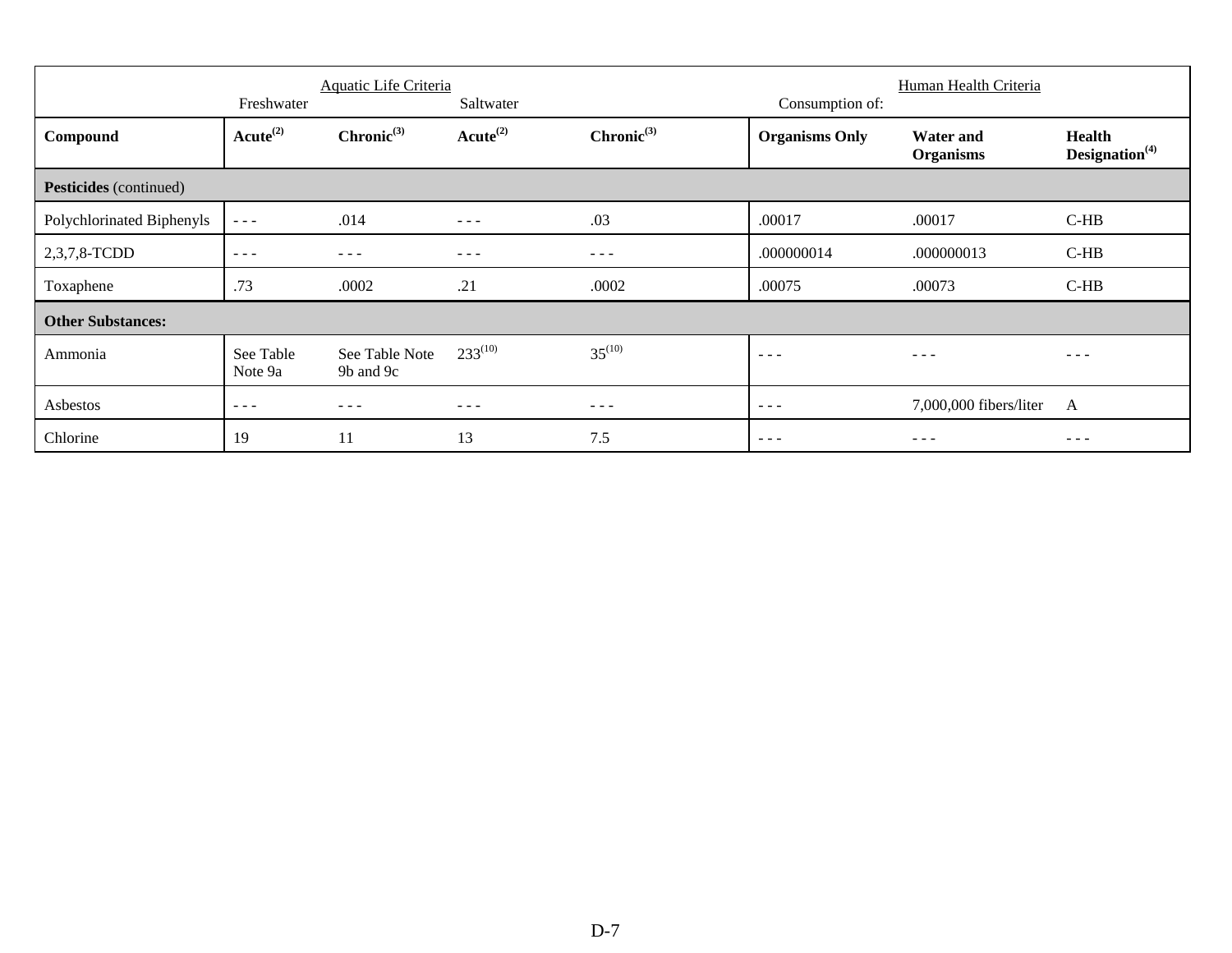| | Aquatic Life Criteria | | | | Human Health Criteria | | |
|---|---|---|---|---|---|---|---|
| | Freshwater | | Saltwater | | Consumption of: | | |
| **Compound** | **Acute[(2)]** | **Chronic[(3)]** | **Acute[(2)]** | **Chronic[(3)]** | **Organisms Only** | **Water and Organisms** | **Health Designation[(4)]** |
| **Pesticides** (continued) | | | | | | | |
| Polychlorinated Biphenyls | - - - | .014 | - - - | .03 | .00017 | .00017 | C-HB |
| 2,3,7,8-TCDD | - - - | - - - | - - - | - - - | .000000014 | .000000013 | C-HB |
| Toxaphene | .73 | .0002 | .21 | .0002 | .00075 | .00073 | C-HB |
| **Other Substances:** | | | | | | | |
| Ammonia | See Table Note 9a | See Table Note 9b and 9c | 233[(10)] | 35[(10)] | - - - | - - - | - - - |
| Asbestos | - - - | - - - | - - - | - - - | - - - | 7,000,000 fibers/liter | A |
| Chlorine | 19 | 11 | 13 | 7.5 | - - - | - - - | - - - |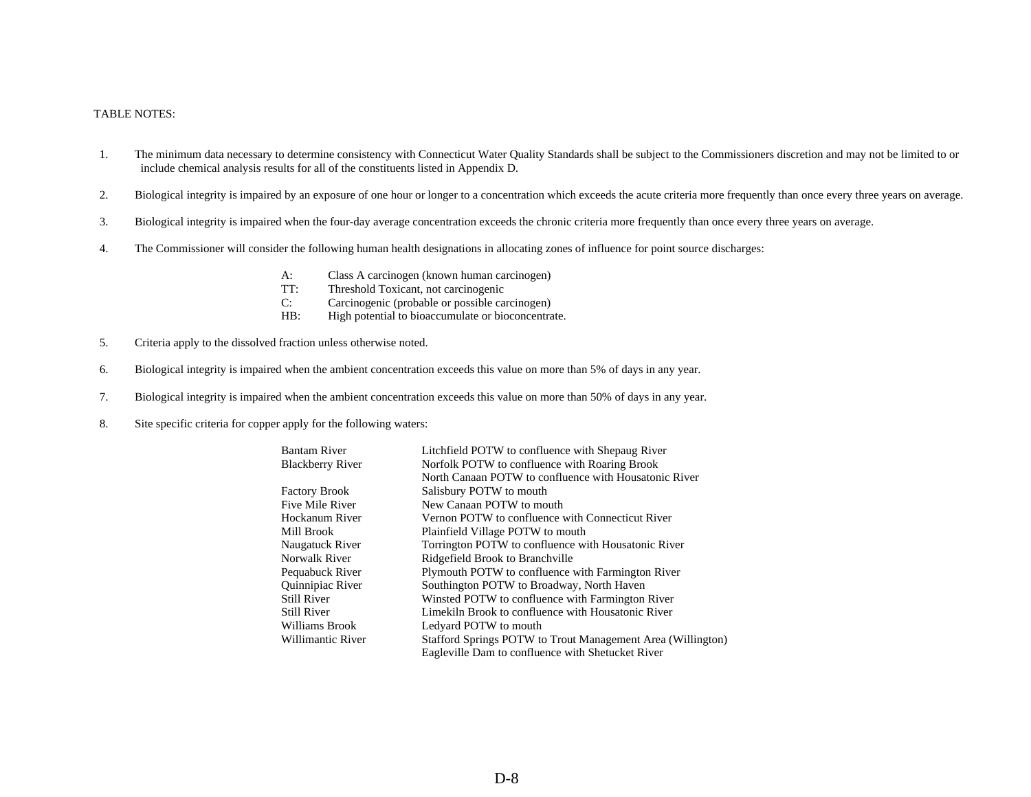TABLE NOTES:

1. The minimum data necessary to determine consistency with Connecticut Water Quality Standards shall be subject to the Commissioners discretion and may not be limited to or include chemical analysis results for all of the constituents listed in Appendix D.

2. Biological integrity is impaired by an exposure of one hour or longer to a concentration which exceeds the acute criteria more frequently than once every three years on average.

3. Biological integrity is impaired when the four-day average concentration exceeds the chronic criteria more frequently than once every three years on average.

4. The Commissioner will consider the following human health designations in allocating zones of influence for point source discharges:

   | | |
   |---|---|
   | A: | Class A carcinogen (known human carcinogen) |
   | TT: | Threshold Toxicant, not carcinogenic |
   | C: | Carcinogenic (probable or possible carcinogen) |
   | HB: | High potential to bioaccumulate or bioconcentrate. |

5. Criteria apply to the dissolved fraction unless otherwise noted.

6. Biological integrity is impaired when the ambient concentration exceeds this value on more than 5% of days in any year.

7. Biological integrity is impaired when the ambient concentration exceeds this value on more than 50% of days in any year.

8. Site specific criteria for copper apply for the following waters:

   | | |
   |---|---|
   | Bantam River | Litchfield POTW to confluence with Shepaug River |
   | Blackberry River | Norfolk POTW to confluence with Roaring Brook |
   | | North Canaan POTW to confluence with Housatonic River |
   | Factory Brook | Salisbury POTW to mouth |
   | Five Mile River | New Canaan POTW to mouth |
   | Hockanum River | Vernon POTW to confluence with Connecticut River |
   | Mill Brook | Plainfield Village POTW to mouth |
   | Naugatuck River | Torrington POTW to confluence with Housatonic River |
   | Norwalk River | Ridgefield Brook to Branchville |
   | Pequabuck River | Plymouth POTW to confluence with Farmington River |
   | Quinnipiac River | Southington POTW to Broadway, North Haven |
   | Still River | Winsted POTW to confluence with Farmington River |
   | Still River | Limekiln Brook to confluence with Housatonic River |
   | Williams Brook | Ledyard POTW to mouth |
   | Willimantic River | Stafford Springs POTW to Trout Management Area (Willington) |
   | | Eagleville Dam to confluence with Shetucket River |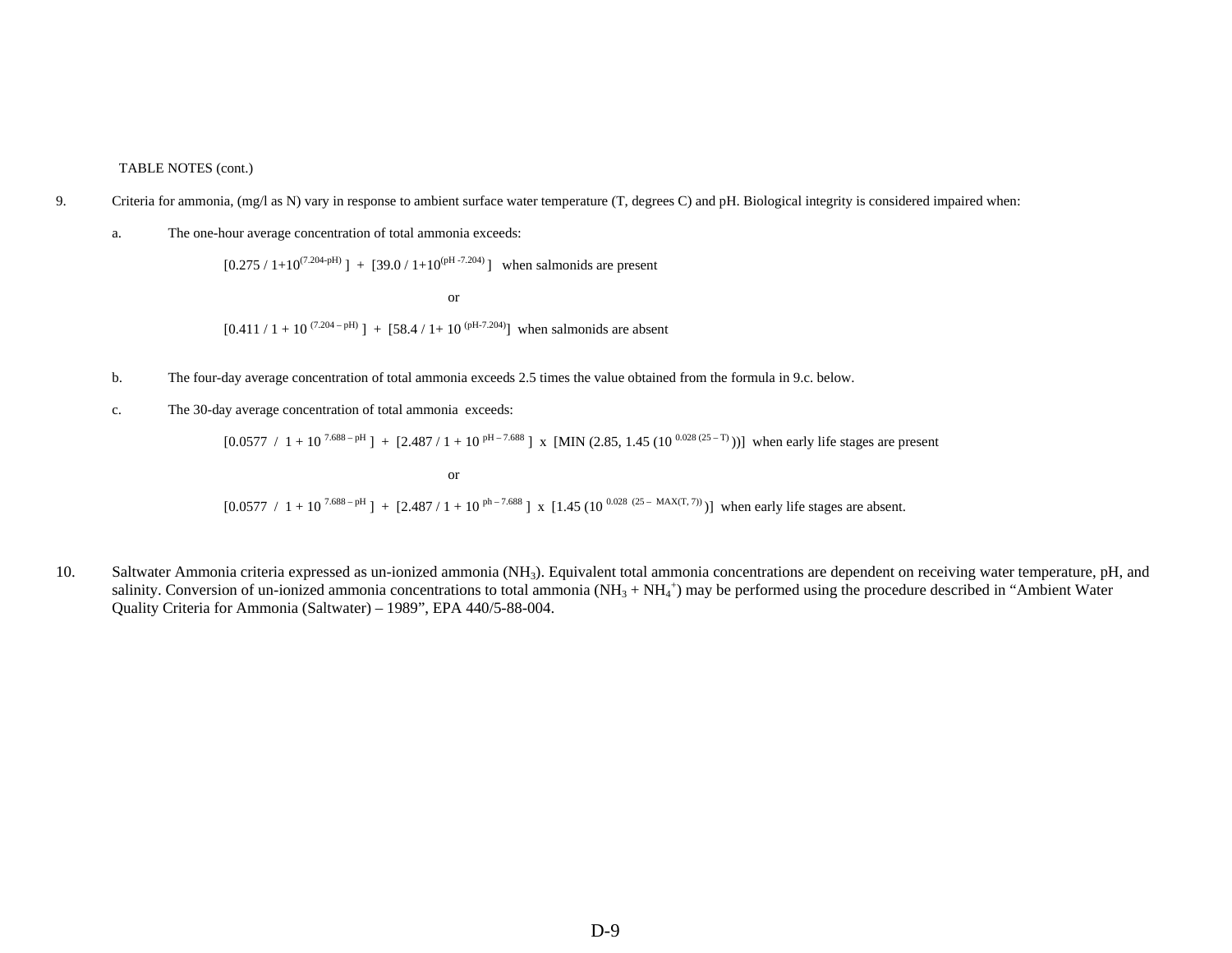TABLE NOTES (cont.)

9. Criteria for ammonia, (mg/l as N) vary in response to ambient surface water temperature (T, degrees C) and pH. Biological integrity is considered impaired when:

   a. The one-hour average concentration of total ammonia exceeds:

   $$[0.275 / 1+10^{(7.204\text{-pH})}] + [39.0 / 1+10^{(\text{pH}-7.204)}]$$ when salmonids are present

   or

   $$[0.411 / 1 + 10^{(7.204 - \text{pH})}] + [58.4 / 1+ 10^{(\text{pH}-7.204)}]$$ when salmonids are absent

   b. The four-day average concentration of total ammonia exceeds 2.5 times the value obtained from the formula in 9.c. below.

   c. The 30-day average concentration of total ammonia exceeds:

   $$[0.0577 / 1 + 10^{7.688 - \text{pH}}] + [2.487 / 1 + 10^{\text{pH} - 7.688}] \times [\text{MIN}(2.85, 1.45(10^{0.028(25 - T)}))]$$ when early life stages are present

   or

   $$[0.0577 / 1 + 10^{7.688 - \text{pH}}] + [2.487 / 1 + 10^{\text{ph} - 7.688}] \times [1.45(10^{0.028(25 - \text{MAX}(T, 7))})]$$ when early life stages are absent.

10. Saltwater Ammonia criteria expressed as un-ionized ammonia ($NH_3$). Equivalent total ammonia concentrations are dependent on receiving water temperature, pH, and salinity. Conversion of un-ionized ammonia concentrations to total ammonia ($NH_3 + NH_4^+$) may be performed using the procedure described in "Ambient Water Quality Criteria for Ammonia (Saltwater) – 1989", EPA 440/5-88-004.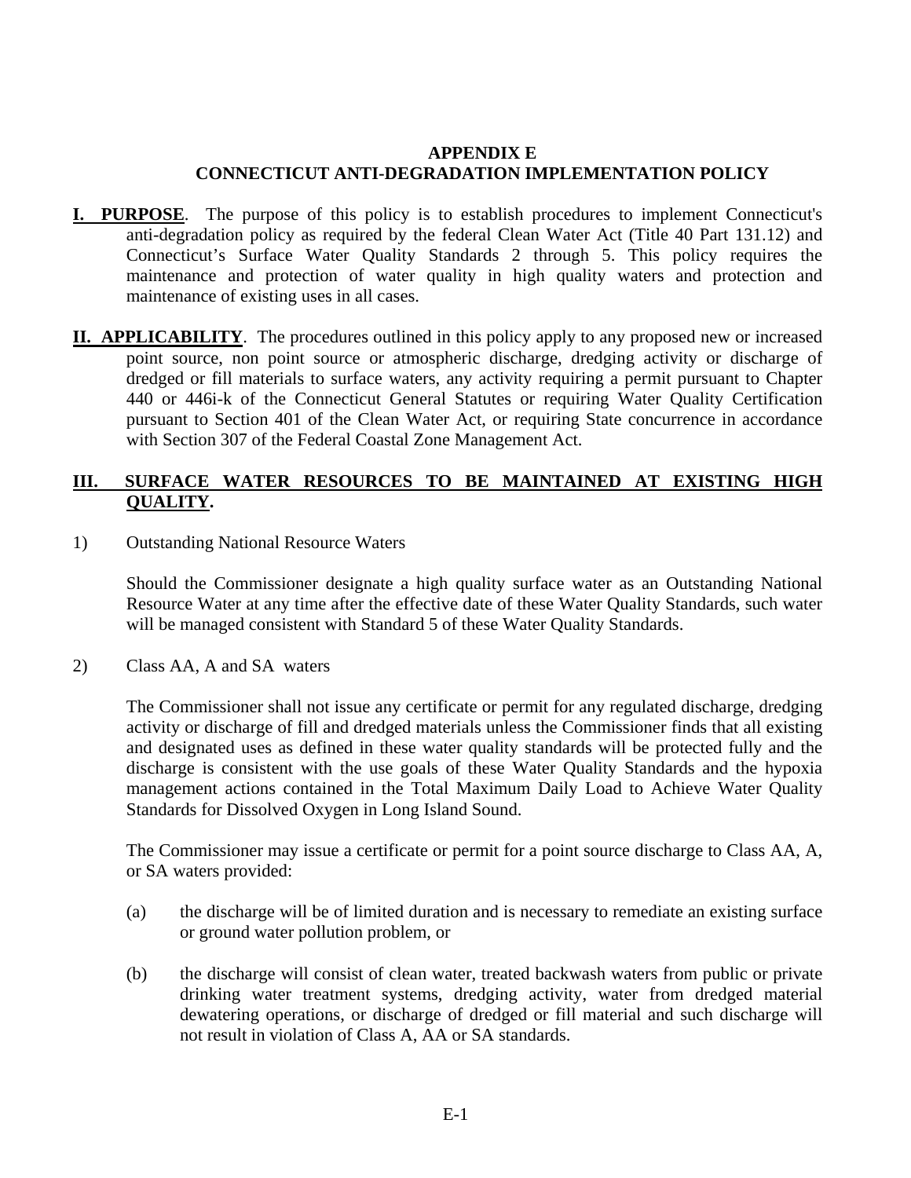## APPENDIX E
## CONNECTICUT ANTI-DEGRADATION IMPLEMENTATION POLICY

**I. PURPOSE**. The purpose of this policy is to establish procedures to implement Connecticut's anti-degradation policy as required by the federal Clean Water Act (Title 40 Part 131.12) and Connecticut's Surface Water Quality Standards 2 through 5. This policy requires the maintenance and protection of water quality in high quality waters and protection and maintenance of existing uses in all cases.

**II. APPLICABILITY**. The procedures outlined in this policy apply to any proposed new or increased point source, non point source or atmospheric discharge, dredging activity or discharge of dredged or fill materials to surface waters, any activity requiring a permit pursuant to Chapter 440 or 446i-k of the Connecticut General Statutes or requiring Water Quality Certification pursuant to Section 401 of the Clean Water Act, or requiring State concurrence in accordance with Section 307 of the Federal Coastal Zone Management Act.

**III. SURFACE WATER RESOURCES TO BE MAINTAINED AT EXISTING HIGH QUALITY.**

1) Outstanding National Resource Waters

Should the Commissioner designate a high quality surface water as an Outstanding National Resource Water at any time after the effective date of these Water Quality Standards, such water will be managed consistent with Standard 5 of these Water Quality Standards.

2) Class AA, A and SA waters

The Commissioner shall not issue any certificate or permit for any regulated discharge, dredging activity or discharge of fill and dredged materials unless the Commissioner finds that all existing and designated uses as defined in these water quality standards will be protected fully and the discharge is consistent with the use goals of these Water Quality Standards and the hypoxia management actions contained in the Total Maximum Daily Load to Achieve Water Quality Standards for Dissolved Oxygen in Long Island Sound.

The Commissioner may issue a certificate or permit for a point source discharge to Class AA, A, or SA waters provided:

(a) the discharge will be of limited duration and is necessary to remediate an existing surface or ground water pollution problem, or

(b) the discharge will consist of clean water, treated backwash waters from public or private drinking water treatment systems, dredging activity, water from dredged material dewatering operations, or discharge of dredged or fill material and such discharge will not result in violation of Class A, AA or SA standards.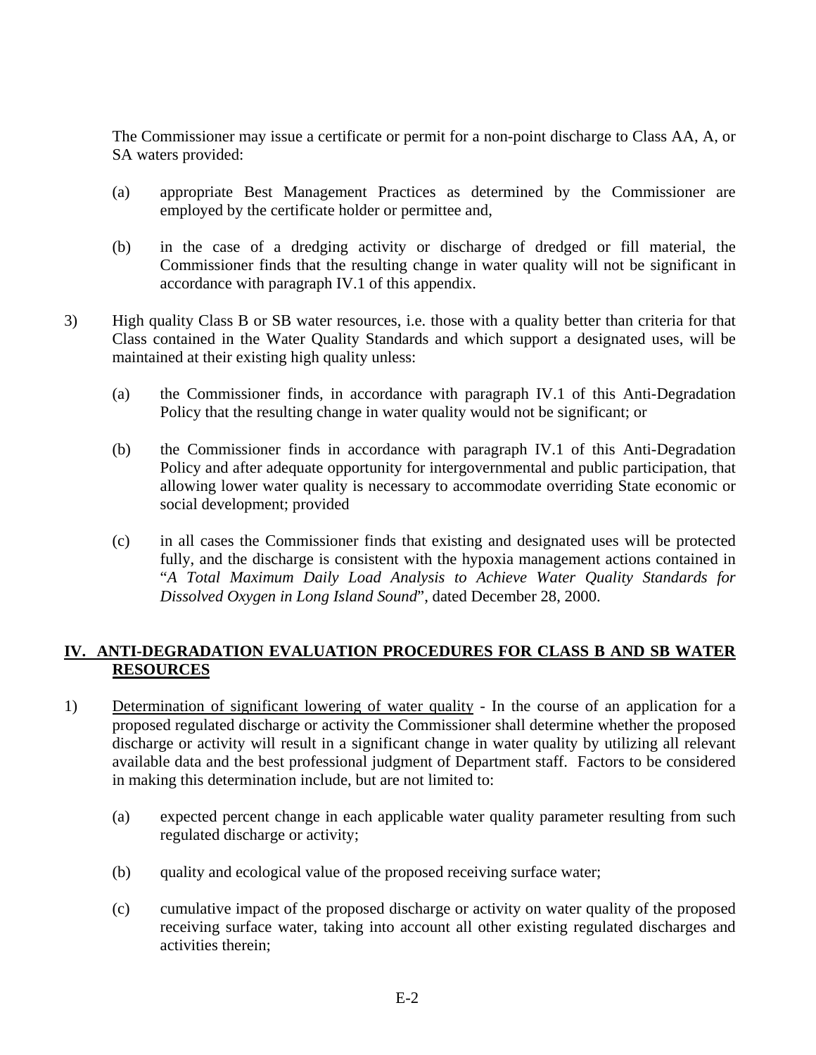The Commissioner may issue a certificate or permit for a non-point discharge to Class AA, A, or SA waters provided:

(a) appropriate Best Management Practices as determined by the Commissioner are employed by the certificate holder or permittee and,

(b) in the case of a dredging activity or discharge of dredged or fill material, the Commissioner finds that the resulting change in water quality will not be significant in accordance with paragraph IV.1 of this appendix.

3) High quality Class B or SB water resources, i.e. those with a quality better than criteria for that Class contained in the Water Quality Standards and which support a designated uses, will be maintained at their existing high quality unless:

(a) the Commissioner finds, in accordance with paragraph IV.1 of this Anti-Degradation Policy that the resulting change in water quality would not be significant; or

(b) the Commissioner finds in accordance with paragraph IV.1 of this Anti-Degradation Policy and after adequate opportunity for intergovernmental and public participation, that allowing lower water quality is necessary to accommodate overriding State economic or social development; provided

(c) in all cases the Commissioner finds that existing and designated uses will be protected fully, and the discharge is consistent with the hypoxia management actions contained in "*A Total Maximum Daily Load Analysis to Achieve Water Quality Standards for Dissolved Oxygen in Long Island Sound*", dated December 28, 2000.

## IV. ANTI-DEGRADATION EVALUATION PROCEDURES FOR CLASS B AND SB WATER RESOURCES

1) Determination of significant lowering of water quality - In the course of an application for a proposed regulated discharge or activity the Commissioner shall determine whether the proposed discharge or activity will result in a significant change in water quality by utilizing all relevant available data and the best professional judgment of Department staff. Factors to be considered in making this determination include, but are not limited to:

(a) expected percent change in each applicable water quality parameter resulting from such regulated discharge or activity;

(b) quality and ecological value of the proposed receiving surface water;

(c) cumulative impact of the proposed discharge or activity on water quality of the proposed receiving surface water, taking into account all other existing regulated discharges and activities therein;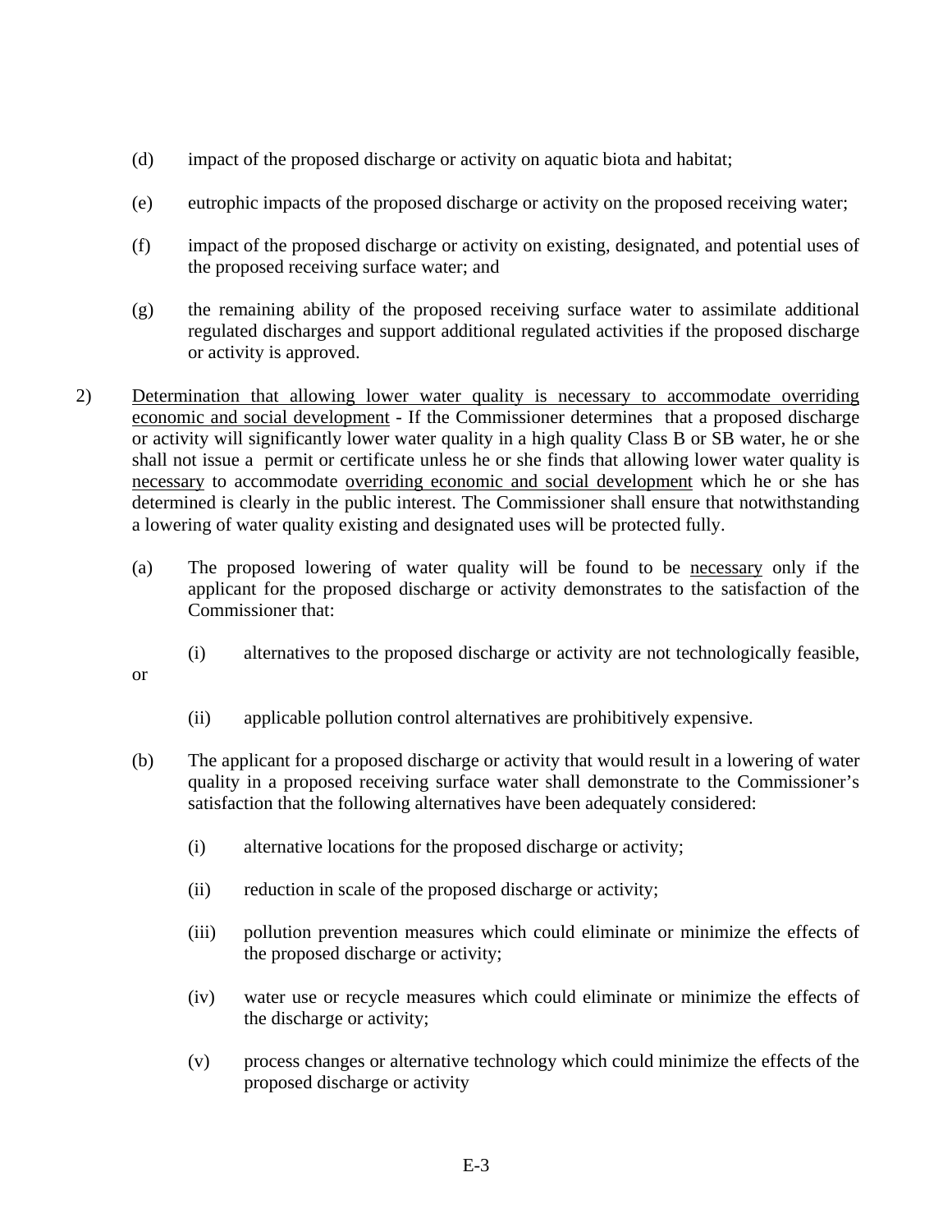(d) impact of the proposed discharge or activity on aquatic biota and habitat;

(e) eutrophic impacts of the proposed discharge or activity on the proposed receiving water;

(f) impact of the proposed discharge or activity on existing, designated, and potential uses of the proposed receiving surface water; and

(g) the remaining ability of the proposed receiving surface water to assimilate additional regulated discharges and support additional regulated activities if the proposed discharge or activity is approved.

2) Determination that allowing lower water quality is necessary to accommodate overriding economic and social development - If the Commissioner determines that a proposed discharge or activity will significantly lower water quality in a high quality Class B or SB water, he or she shall not issue a permit or certificate unless he or she finds that allowing lower water quality is necessary to accommodate overriding economic and social development which he or she has determined is clearly in the public interest. The Commissioner shall ensure that notwithstanding a lowering of water quality existing and designated uses will be protected fully.

(a) The proposed lowering of water quality will be found to be necessary only if the applicant for the proposed discharge or activity demonstrates to the satisfaction of the Commissioner that:

(i) alternatives to the proposed discharge or activity are not technologically feasible, or

(ii) applicable pollution control alternatives are prohibitively expensive.

(b) The applicant for a proposed discharge or activity that would result in a lowering of water quality in a proposed receiving surface water shall demonstrate to the Commissioner's satisfaction that the following alternatives have been adequately considered:

(i) alternative locations for the proposed discharge or activity;

(ii) reduction in scale of the proposed discharge or activity;

(iii) pollution prevention measures which could eliminate or minimize the effects of the proposed discharge or activity;

(iv) water use or recycle measures which could eliminate or minimize the effects of the discharge or activity;

(v) process changes or alternative technology which could minimize the effects of the proposed discharge or activity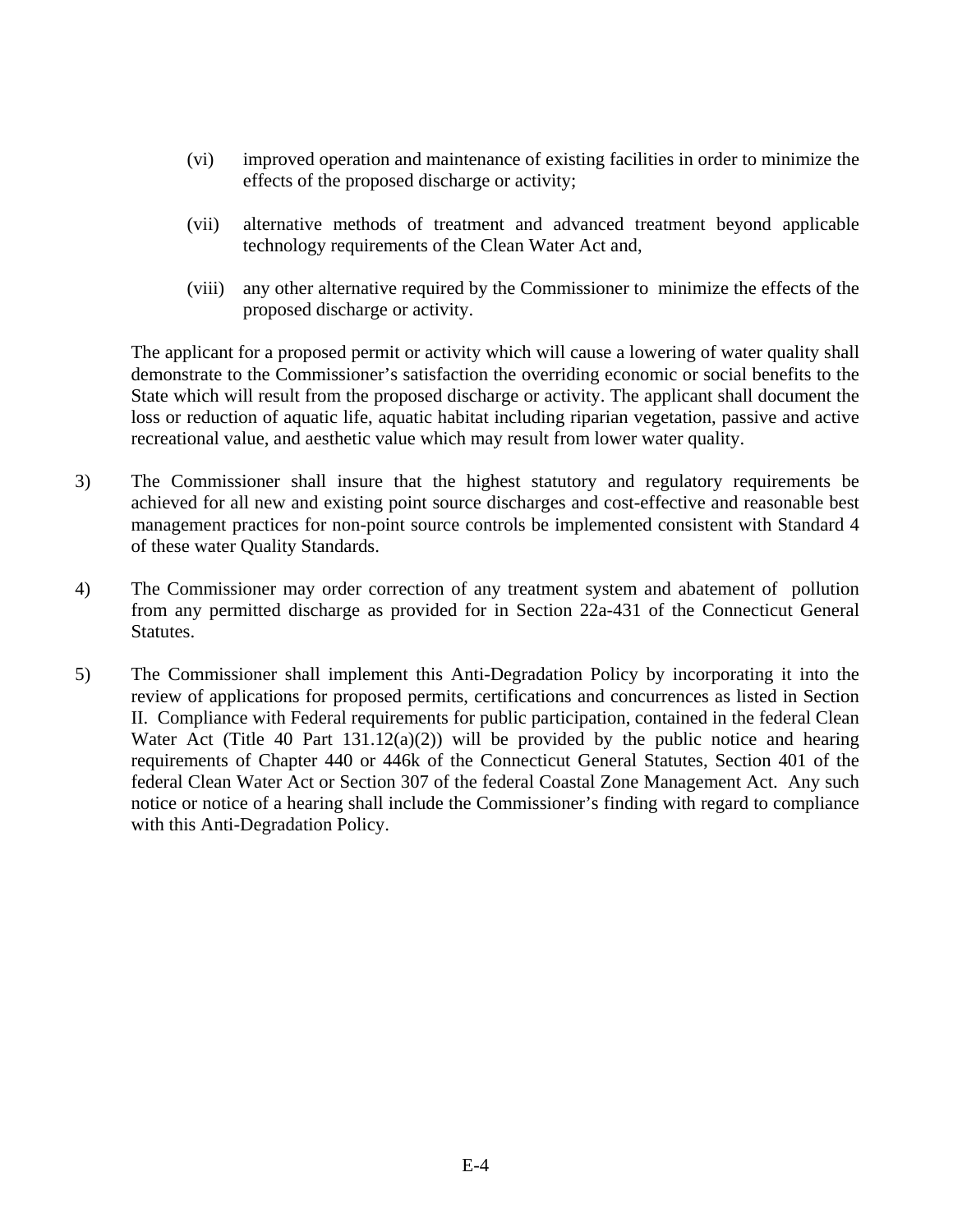(vi) improved operation and maintenance of existing facilities in order to minimize the effects of the proposed discharge or activity;

(vii) alternative methods of treatment and advanced treatment beyond applicable technology requirements of the Clean Water Act and,

(viii) any other alternative required by the Commissioner to minimize the effects of the proposed discharge or activity.

The applicant for a proposed permit or activity which will cause a lowering of water quality shall demonstrate to the Commissioner's satisfaction the overriding economic or social benefits to the State which will result from the proposed discharge or activity. The applicant shall document the loss or reduction of aquatic life, aquatic habitat including riparian vegetation, passive and active recreational value, and aesthetic value which may result from lower water quality.

3) The Commissioner shall insure that the highest statutory and regulatory requirements be achieved for all new and existing point source discharges and cost-effective and reasonable best management practices for non-point source controls be implemented consistent with Standard 4 of these water Quality Standards.

4) The Commissioner may order correction of any treatment system and abatement of pollution from any permitted discharge as provided for in Section 22a-431 of the Connecticut General Statutes.

5) The Commissioner shall implement this Anti-Degradation Policy by incorporating it into the review of applications for proposed permits, certifications and concurrences as listed in Section II. Compliance with Federal requirements for public participation, contained in the federal Clean Water Act (Title 40 Part 131.12(a)(2)) will be provided by the public notice and hearing requirements of Chapter 440 or 446k of the Connecticut General Statutes, Section 401 of the federal Clean Water Act or Section 307 of the federal Coastal Zone Management Act. Any such notice or notice of a hearing shall include the Commissioner's finding with regard to compliance with this Anti-Degradation Policy.